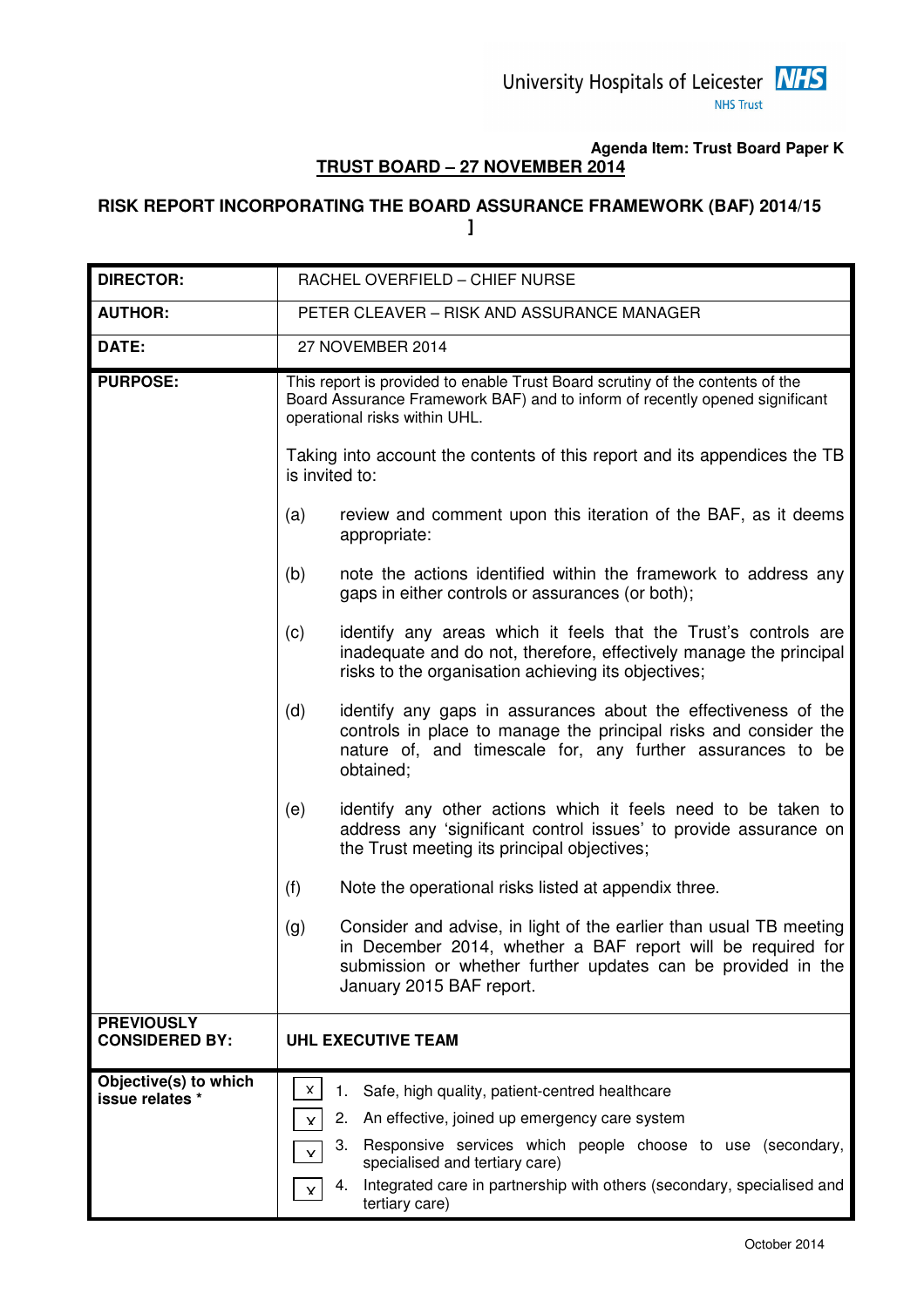University Hospitals of Leicester NHS Trust

**Agenda Item: Trust Board Paper K**

**TRUST BOARD – 27 NOVEMBER 2014**

**RISK REPORT INCORPORATING THE BOARD ASSURANCE FRAMEWORK (BAF) 2014/15**

**]**

| | |
|---|---|
| **DIRECTOR:** | RACHEL OVERFIELD – CHIEF NURSE |
| **AUTHOR:** | PETER CLEAVER – RISK AND ASSURANCE MANAGER |
| **DATE:** | 27 NOVEMBER 2014 |
| **PURPOSE:** | This report is provided to enable Trust Board scrutiny of the contents of the Board Assurance Framework BAF) and to inform of recently opened significant operational risks within UHL.<br><br>Taking into account the contents of this report and its appendices the TB is invited to:<br><br>(a) review and comment upon this iteration of the BAF, as it deems appropriate:<br><br>(b) note the actions identified within the framework to address any gaps in either controls or assurances (or both);<br><br>(c) identify any areas which it feels that the Trust's controls are inadequate and do not, therefore, effectively manage the principal risks to the organisation achieving its objectives;<br><br>(d) identify any gaps in assurances about the effectiveness of the controls in place to manage the principal risks and consider the nature of, and timescale for, any further assurances to be obtained;<br><br>(e) identify any other actions which it feels need to be taken to address any 'significant control issues' to provide assurance on the Trust meeting its principal objectives;<br><br>(f) Note the operational risks listed at appendix three.<br><br>(g) Consider and advise, in light of the earlier than usual TB meeting in December 2014, whether a BAF report will be required for submission or whether further updates can be provided in the January 2015 BAF report. |
| **PREVIOUSLY CONSIDERED BY:** | **UHL EXECUTIVE TEAM** |
| **Objective(s) to which issue relates \*** | [x] 1. Safe, high quality, patient-centred healthcare<br>[x] 2. An effective, joined up emergency care system<br>[x] 3. Responsive services which people choose to use (secondary, specialised and tertiary care)<br>[x] 4. Integrated care in partnership with others (secondary, specialised and tertiary care) |

October 2014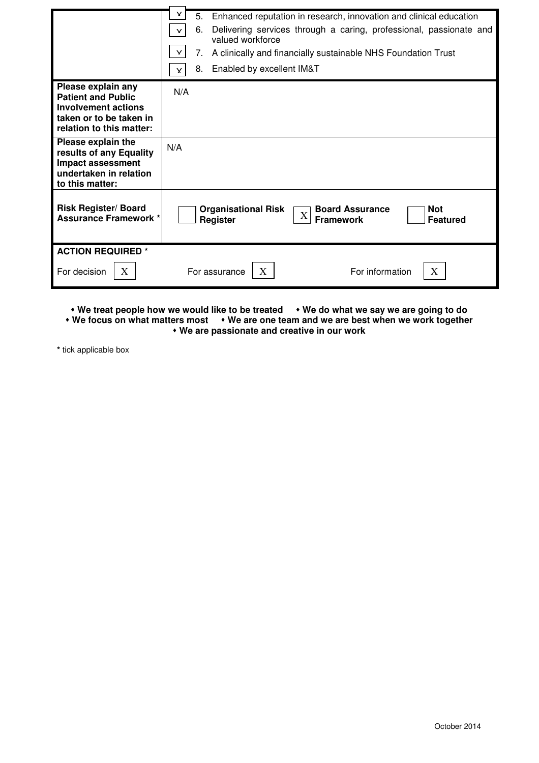| | |
|---|---|
| | X 5. Enhanced reputation in research, innovation and clinical education<br>X 6. Delivering services through a caring, professional, passionate and valued workforce<br>X 7. A clinically and financially sustainable NHS Foundation Trust<br>X 8. Enabled by excellent IM&T |
| **Please explain any Patient and Public Involvement actions taken or to be taken in relation to this matter:** | N/A |
| **Please explain the results of any Equality Impact assessment undertaken in relation to this matter:** | N/A |
| **Risk Register/ Board Assurance Framework *** | [ ] **Organisational Risk Register** [X] **Board Assurance Framework** [ ] **Not Featured** |
| **ACTION REQUIRED *** | |
| For decision [X] | For assurance [X] For information [X] |

**• We treat people how we would like to be treated • We do what we say we are going to do**
**• We focus on what matters most • We are one team and we are best when we work together**
**• We are passionate and creative in our work**

**\*** tick applicable box

October 2014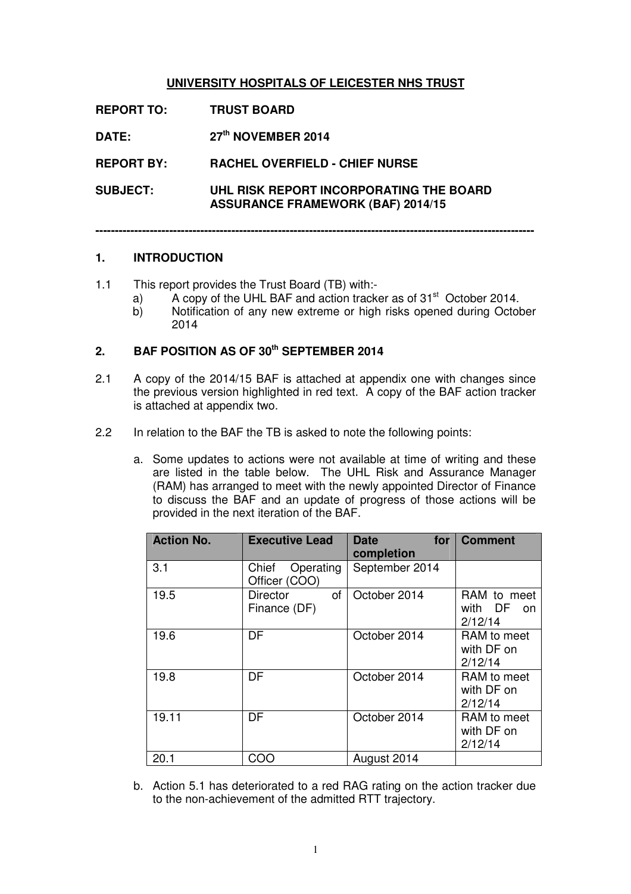**UNIVERSITY HOSPITALS OF LEICESTER NHS TRUST**

**REPORT TO:** TRUST BOARD

**DATE:** 27th NOVEMBER 2014

**REPORT BY:** RACHEL OVERFIELD - CHIEF NURSE

**SUBJECT:** UHL RISK REPORT INCORPORATING THE BOARD ASSURANCE FRAMEWORK (BAF) 2014/15

---

## 1. INTRODUCTION

1.1 This report provides the Trust Board (TB) with:-

a) A copy of the UHL BAF and action tracker as of 31st October 2014.

b) Notification of any new extreme or high risks opened during October 2014

## 2. BAF POSITION AS OF 30th SEPTEMBER 2014

2.1 A copy of the 2014/15 BAF is attached at appendix one with changes since the previous version highlighted in red text. A copy of the BAF action tracker is attached at appendix two.

2.2 In relation to the BAF the TB is asked to note the following points:

a. Some updates to actions were not available at time of writing and these are listed in the table below. The UHL Risk and Assurance Manager (RAM) has arranged to meet with the newly appointed Director of Finance to discuss the BAF and an update of progress of those actions will be provided in the next iteration of the BAF.

| Action No. | Executive Lead | Date for completion | Comment |
|---|---|---|---|
| 3.1 | Chief Operating Officer (COO) | September 2014 | |
| 19.5 | Director of Finance (DF) | October 2014 | RAM to meet with DF on 2/12/14 |
| 19.6 | DF | October 2014 | RAM to meet with DF on 2/12/14 |
| 19.8 | DF | October 2014 | RAM to meet with DF on 2/12/14 |
| 19.11 | DF | October 2014 | RAM to meet with DF on 2/12/14 |
| 20.1 | COO | August 2014 | |

b. Action 5.1 has deteriorated to a red RAG rating on the action tracker due to the non-achievement of the admitted RTT trajectory.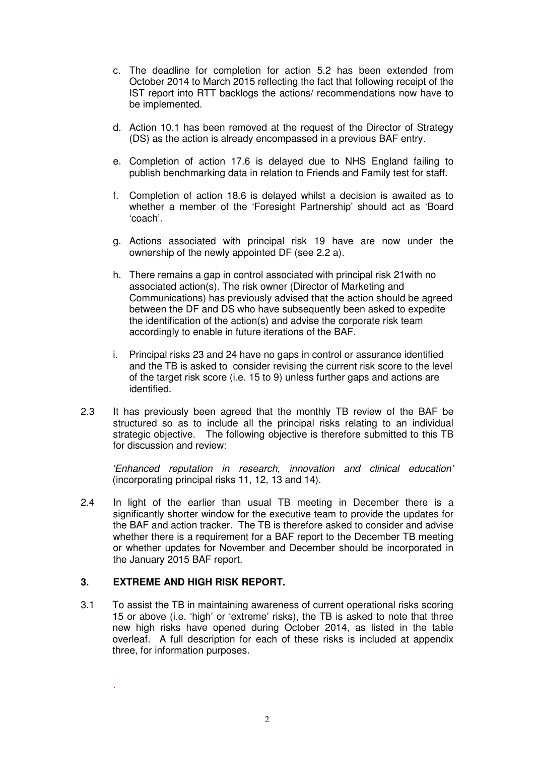c. The deadline for completion for action 5.2 has been extended from October 2014 to March 2015 reflecting the fact that following receipt of the IST report into RTT backlogs the actions/ recommendations now have to be implemented.

d. Action 10.1 has been removed at the request of the Director of Strategy (DS) as the action is already encompassed in a previous BAF entry.

e. Completion of action 17.6 is delayed due to NHS England failing to publish benchmarking data in relation to Friends and Family test for staff.

f. Completion of action 18.6 is delayed whilst a decision is awaited as to whether a member of the 'Foresight Partnership' should act as 'Board 'coach'.

g. Actions associated with principal risk 19 have are now under the ownership of the newly appointed DF (see 2.2 a).

h. There remains a gap in control associated with principal risk 21with no associated action(s). The risk owner (Director of Marketing and Communications) has previously advised that the action should be agreed between the DF and DS who have subsequently been asked to expedite the identification of the action(s) and advise the corporate risk team accordingly to enable in future iterations of the BAF.

i. Principal risks 23 and 24 have no gaps in control or assurance identified and the TB is asked to consider revising the current risk score to the level of the target risk score (i.e. 15 to 9) unless further gaps and actions are identified.

2.3 It has previously been agreed that the monthly TB review of the BAF be structured so as to include all the principal risks relating to an individual strategic objective. The following objective is therefore submitted to this TB for discussion and review:

*'Enhanced reputation in research, innovation and clinical education'* (incorporating principal risks 11, 12, 13 and 14).

2.4 In light of the earlier than usual TB meeting in December there is a significantly shorter window for the executive team to provide the updates for the BAF and action tracker. The TB is therefore asked to consider and advise whether there is a requirement for a BAF report to the December TB meeting or whether updates for November and December should be incorporated in the January 2015 BAF report.

## 3. EXTREME AND HIGH RISK REPORT.

3.1 To assist the TB in maintaining awareness of current operational risks scoring 15 or above (i.e. 'high' or 'extreme' risks), the TB is asked to note that three new high risks have opened during October 2014, as listed in the table overleaf. A full description for each of these risks is included at appendix three, for information purposes.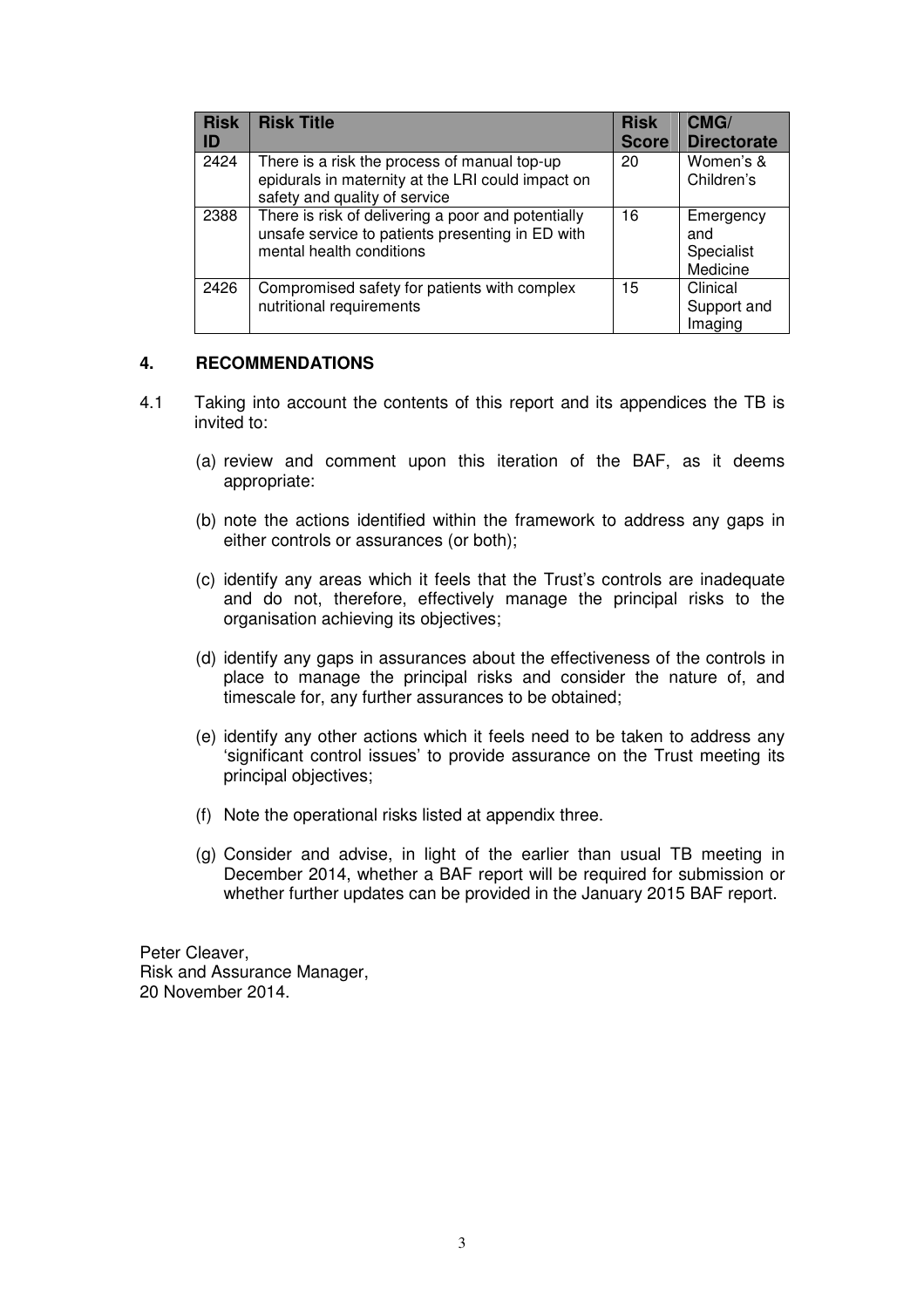| Risk ID | Risk Title | Risk Score | CMG/ Directorate |
|---|---|---|---|
| 2424 | There is a risk the process of manual top-up epidurals in maternity at the LRI could impact on safety and quality of service | 20 | Women's & Children's |
| 2388 | There is risk of delivering a poor and potentially unsafe service to patients presenting in ED with mental health conditions | 16 | Emergency and Specialist Medicine |
| 2426 | Compromised safety for patients with complex nutritional requirements | 15 | Clinical Support and Imaging |

## 4. RECOMMENDATIONS

4.1 Taking into account the contents of this report and its appendices the TB is invited to:

(a) review and comment upon this iteration of the BAF, as it deems appropriate:

(b) note the actions identified within the framework to address any gaps in either controls or assurances (or both);

(c) identify any areas which it feels that the Trust's controls are inadequate and do not, therefore, effectively manage the principal risks to the organisation achieving its objectives;

(d) identify any gaps in assurances about the effectiveness of the controls in place to manage the principal risks and consider the nature of, and timescale for, any further assurances to be obtained;

(e) identify any other actions which it feels need to be taken to address any 'significant control issues' to provide assurance on the Trust meeting its principal objectives;

(f) Note the operational risks listed at appendix three.

(g) Consider and advise, in light of the earlier than usual TB meeting in December 2014, whether a BAF report will be required for submission or whether further updates can be provided in the January 2015 BAF report.

Peter Cleaver,
Risk and Assurance Manager,
20 November 2014.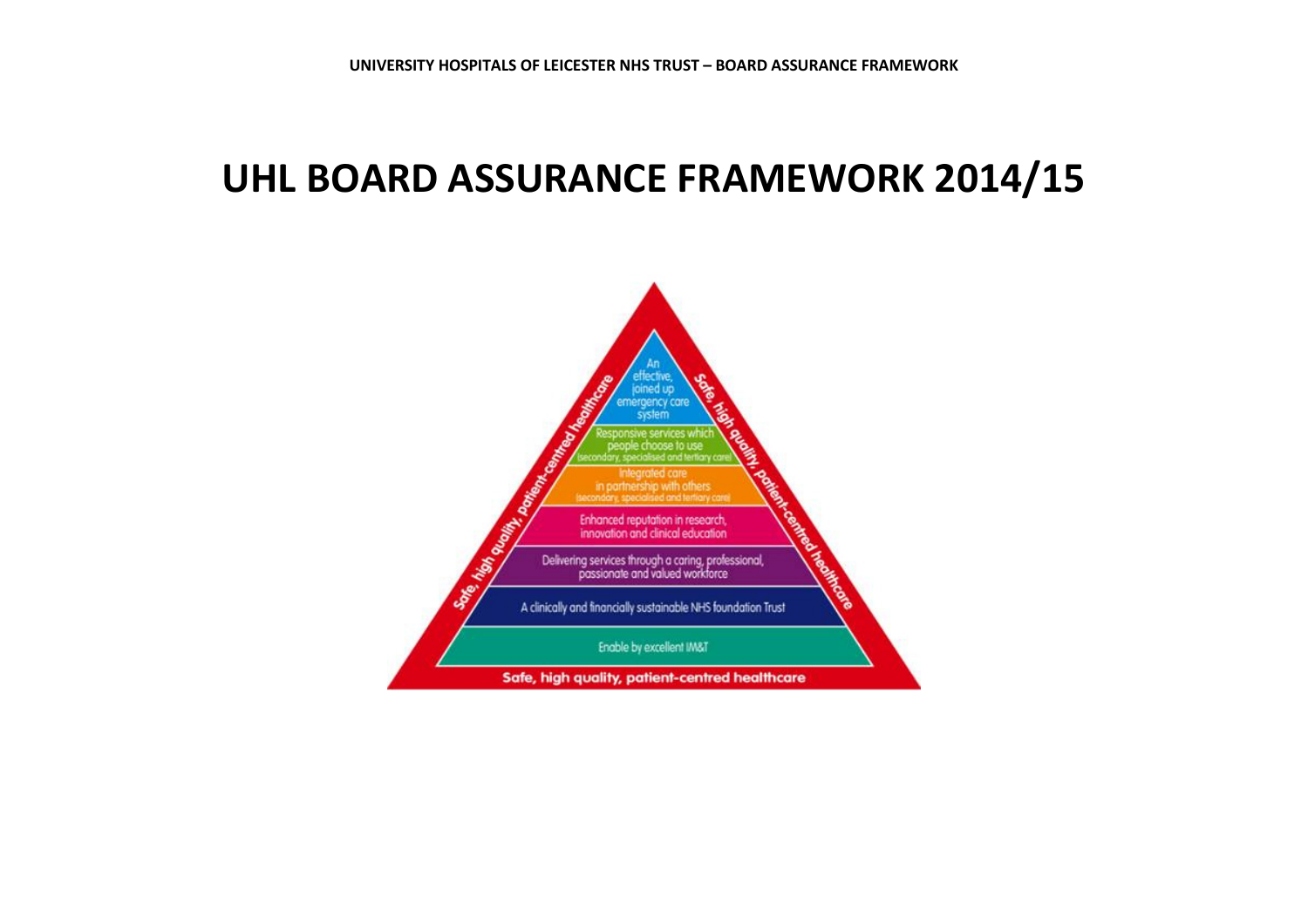# UHL BOARD ASSURANCE FRAMEWORK 2014/15

An effective, joined up emergency care system

Responsive services which people choose to use (secondary, specialised and tertiary care)

Integrated care in partnership with others (secondary, specialised and tertiary care)

Enhanced reputation in research, innovation and clinical education

Delivering services through a caring, professional, passionate and valued workforce

A clinically and financially sustainable NHS foundation Trust

Enable by excellent IM&T

Safe, high quality, patient-centred healthcare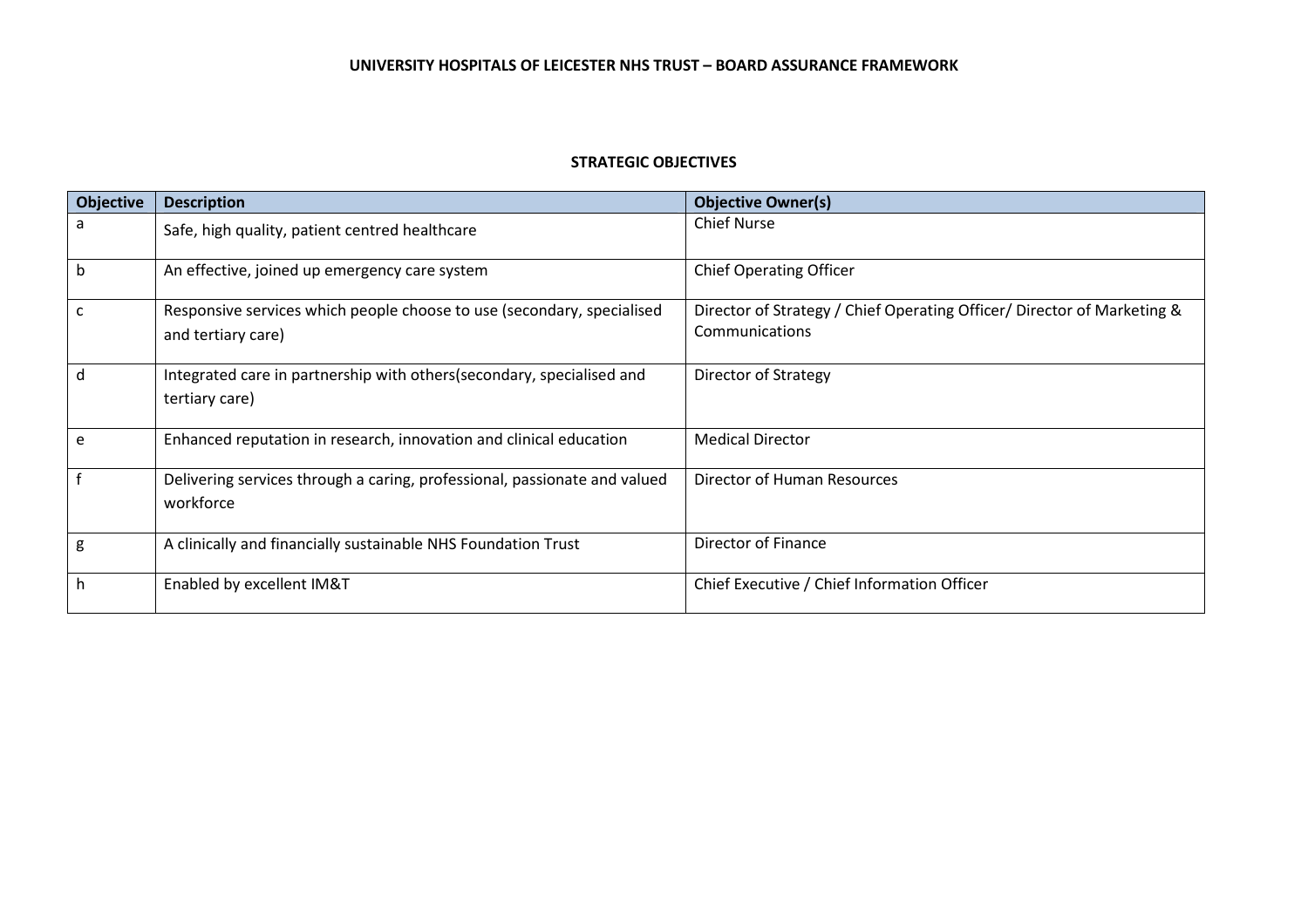**UNIVERSITY HOSPITALS OF LEICESTER NHS TRUST – BOARD ASSURANCE FRAMEWORK**

**STRATEGIC OBJECTIVES**

| Objective | Description | Objective Owner(s) |
|---|---|---|
| a | Safe, high quality, patient centred healthcare | Chief Nurse |
| b | An effective, joined up emergency care system | Chief Operating Officer |
| c | Responsive services which people choose to use (secondary, specialised and tertiary care) | Director of Strategy / Chief Operating Officer/ Director of Marketing & Communications |
| d | Integrated care in partnership with others(secondary, specialised and tertiary care) | Director of Strategy |
| e | Enhanced reputation in research, innovation and clinical education | Medical Director |
| f | Delivering services through a caring, professional, passionate and valued workforce | Director of Human Resources |
| g | A clinically and financially sustainable NHS Foundation Trust | Director of Finance |
| h | Enabled by excellent IM&T | Chief Executive / Chief Information Officer |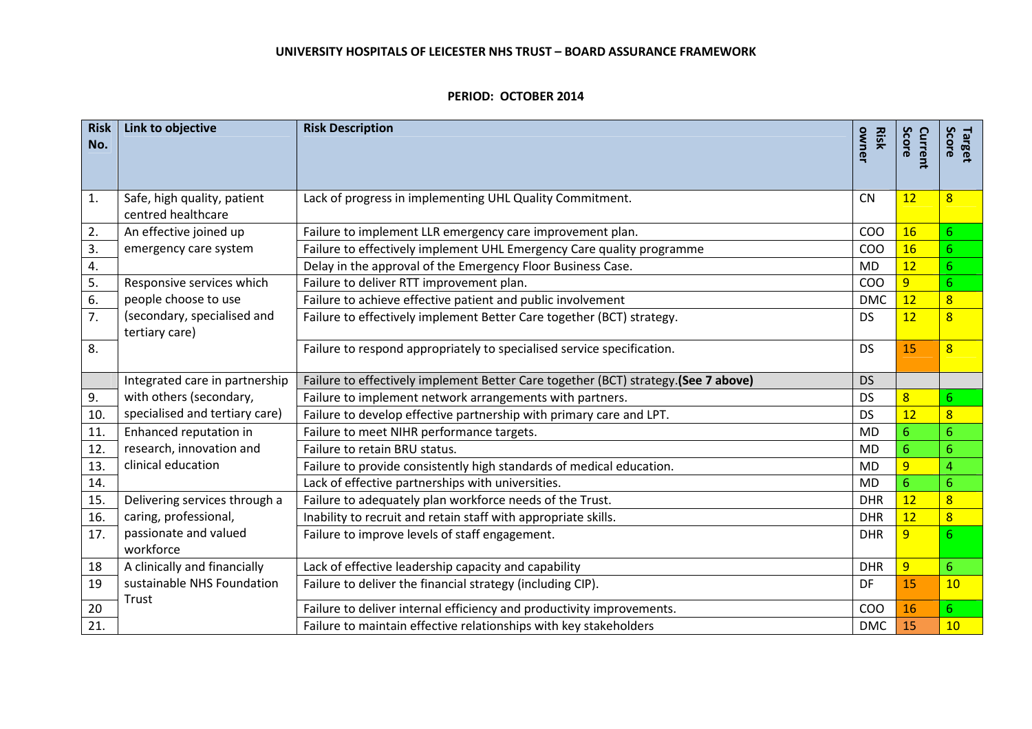# UNIVERSITY HOSPITALS OF LEICESTER NHS TRUST – BOARD ASSURANCE FRAMEWORK

## PERIOD: OCTOBER 2014

| Risk No. | Link to objective | Risk Description | Risk owner | Current Score | Target Score |
|---|---|---|---|---|---|
| 1. | Safe, high quality, patient centred healthcare | Lack of progress in implementing UHL Quality Commitment. | CN | 12 | 8 |
| 2. | An effective joined up emergency care system | Failure to implement LLR emergency care improvement plan. | COO | 16 | 6 |
| 3. | | Failure to effectively implement UHL Emergency Care quality programme | COO | 16 | 6 |
| 4. | | Delay in the approval of the Emergency Floor Business Case. | MD | 12 | 6 |
| 5. | Responsive services which people choose to use (secondary, specialised and tertiary care) | Failure to deliver RTT improvement plan. | COO | 9 | 6 |
| 6. | | Failure to achieve effective patient and public involvement | DMC | 12 | 8 |
| 7. | | Failure to effectively implement Better Care together (BCT) strategy. | DS | 12 | 8 |
| 8. | | Failure to respond appropriately to specialised service specification. | DS | 15 | 8 |
| | Integrated care in partnership with others (secondary, specialised and tertiary care) | Failure to effectively implement Better Care together (BCT) strategy. **(See 7 above)** | DS | | |
| 9. | | Failure to implement network arrangements with partners. | DS | 8 | 6 |
| 10. | | Failure to develop effective partnership with primary care and LPT. | DS | 12 | 8 |
| 11. | Enhanced reputation in research, innovation and clinical education | Failure to meet NIHR performance targets. | MD | 6 | 6 |
| 12. | | Failure to retain BRU status. | MD | 6 | 6 |
| 13. | | Failure to provide consistently high standards of medical education. | MD | 9 | 4 |
| 14. | | Lack of effective partnerships with universities. | MD | 6 | 6 |
| 15. | Delivering services through a caring, professional, passionate and valued workforce | Failure to adequately plan workforce needs of the Trust. | DHR | 12 | 8 |
| 16. | | Inability to recruit and retain staff with appropriate skills. | DHR | 12 | 8 |
| 17. | | Failure to improve levels of staff engagement. | DHR | 9 | 6 |
| 18 | A clinically and financially sustainable NHS Foundation Trust | Lack of effective leadership capacity and capability | DHR | 9 | 6 |
| 19 | | Failure to deliver the financial strategy (including CIP). | DF | 15 | 10 |
| 20 | | Failure to deliver internal efficiency and productivity improvements. | COO | 16 | 6 |
| 21. | | Failure to maintain effective relationships with key stakeholders | DMC | 15 | 10 |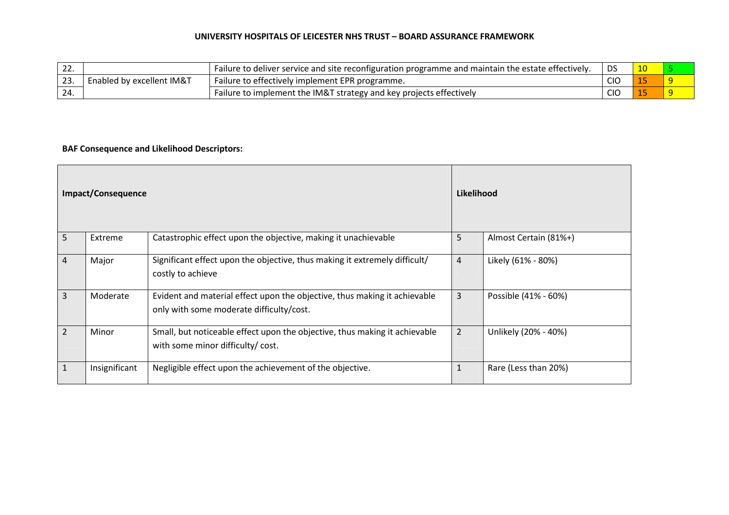# UNIVERSITY HOSPITALS OF LEICESTER NHS TRUST – BOARD ASSURANCE FRAMEWORK

| | | | | | |
|---|---|---|---|---|---|
| 22. | | Failure to deliver service and site reconfiguration programme and maintain the estate effectively. | DS | 10 | 5 |
| 23. | Enabled by excellent IM&T | Failure to effectively implement EPR programme. | CIO | 15 | 9 |
| 24. | | Failure to implement the IM&T strategy and key projects effectively | CIO | 15 | 9 |

**BAF Consequence and Likelihood Descriptors:**

| **Impact/Consequence** | | | **Likelihood** | |
|---|---|---|---|---|
| 5 | Extreme | Catastrophic effect upon the objective, making it unachievable | 5 | Almost Certain (81%+) |
| 4 | Major | Significant effect upon the objective, thus making it extremely difficult/ costly to achieve | 4 | Likely (61% - 80%) |
| 3 | Moderate | Evident and material effect upon the objective, thus making it achievable only with some moderate difficulty/cost. | 3 | Possible (41% - 60%) |
| 2 | Minor | Small, but noticeable effect upon the objective, thus making it achievable with some minor difficulty/ cost. | 2 | Unlikely (20% - 40%) |
| 1 | Insignificant | Negligible effect upon the achievement of the objective. | 1 | Rare (Less than 20%) |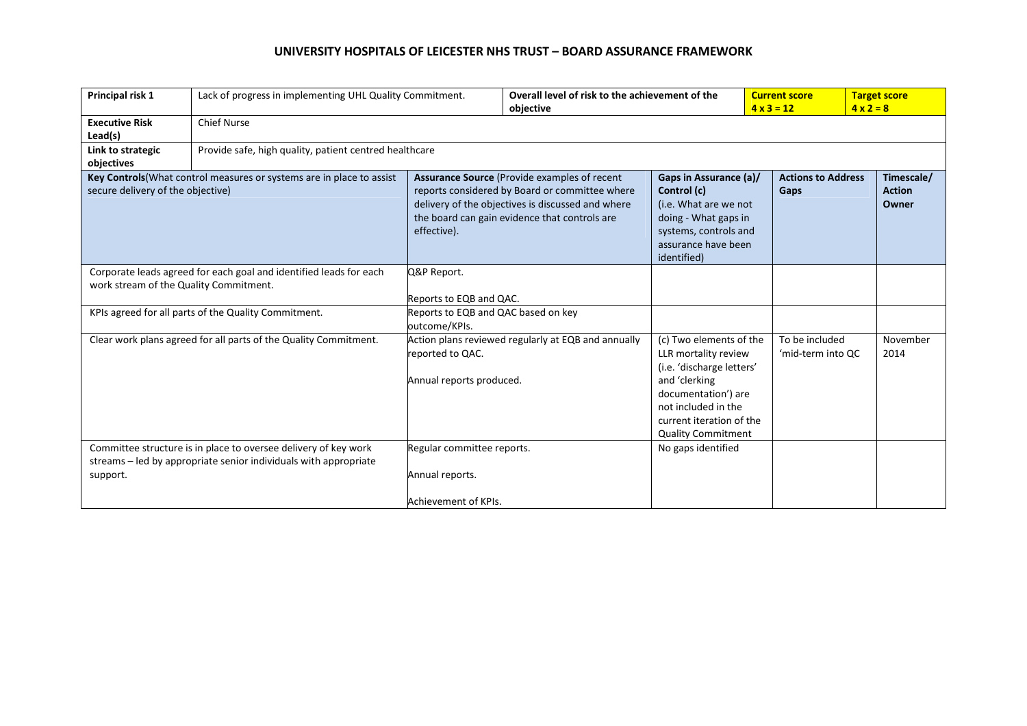# UNIVERSITY HOSPITALS OF LEICESTER NHS TRUST – BOARD ASSURANCE FRAMEWORK

| **Principal risk 1** | Lack of progress in implementing UHL Quality Commitment. | **Overall level of risk to the achievement of the objective** | | **Current score 4 x 3 = 12** | **Target score 4 x 2 = 8** |
|---|---|---|---|---|---|
| **Executive Risk Lead(s)** | Chief Nurse | | | | |
| **Link to strategic objectives** | Provide safe, high quality, patient centred healthcare | | | | |
| **Key Controls** (What control measures or systems are in place to assist secure delivery of the objective) | | **Assurance Source** (Provide examples of recent reports considered by Board or committee where delivery of the objectives is discussed and where the board can gain evidence that controls are effective). | **Gaps in Assurance (a)/ Control (c)** (i.e. What are we not doing - What gaps in systems, controls and assurance have been identified) | **Actions to Address Gaps** | **Timescale/ Action Owner** |
| Corporate leads agreed for each goal and identified leads for each work stream of the Quality Commitment. | | Q&P Report.<br><br>Reports to EQB and QAC. | | | |
| KPIs agreed for all parts of the Quality Commitment. | | Reports to EQB and QAC based on key outcome/KPIs. | | | |
| Clear work plans agreed for all parts of the Quality Commitment. | | Action plans reviewed regularly at EQB and annually reported to QAC.<br><br>Annual reports produced. | (c) Two elements of the LLR mortality review (i.e. 'discharge letters' and 'clerking documentation') are not included in the current iteration of the Quality Commitment | To be included 'mid-term into QC | November 2014 |
| Committee structure is in place to oversee delivery of key work streams – led by appropriate senior individuals with appropriate support. | | Regular committee reports.<br><br>Annual reports.<br><br>Achievement of KPIs. | No gaps identified | | |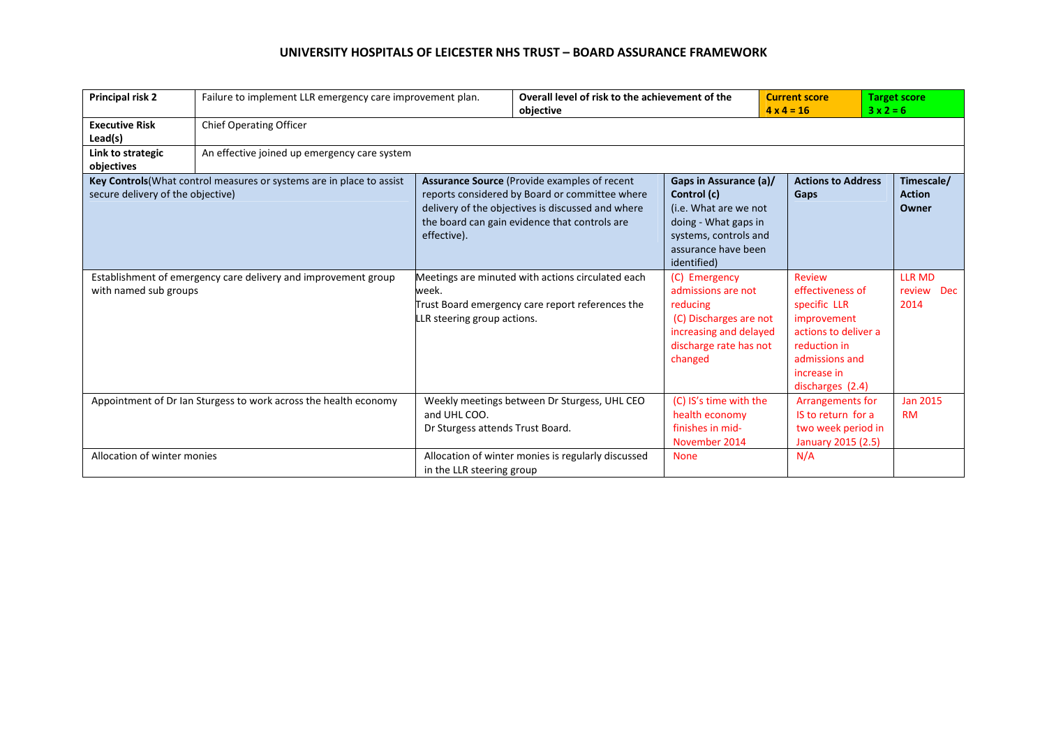# UNIVERSITY HOSPITALS OF LEICESTER NHS TRUST – BOARD ASSURANCE FRAMEWORK

| **Principal risk 2** | Failure to implement LLR emergency care improvement plan. | **Overall level of risk to the achievement of the objective** | | **Current score** 4 x 4 = 16 | **Target score** 3 x 2 = 6 |
|---|---|---|---|---|---|
| **Executive Risk Lead(s)** | Chief Operating Officer | | | | |
| **Link to strategic objectives** | An effective joined up emergency care system | | | | |

| **Key Controls** (What control measures or systems are in place to assist secure delivery of the objective) | **Assurance Source** (Provide examples of recent reports considered by Board or committee where delivery of the objectives is discussed and where the board can gain evidence that controls are effective). | **Gaps in Assurance (a)/ Control (c)** (i.e. What are we not doing - What gaps in systems, controls and assurance have been identified) | **Actions to Address Gaps** | **Timescale/ Action Owner** |
|---|---|---|---|---|
| Establishment of emergency care delivery and improvement group with named sub groups | Meetings are minuted with actions circulated each week.<br>Trust Board emergency care report references the LLR steering group actions. | (C) Emergency admissions are not reducing<br>(C) Discharges are not increasing and delayed discharge rate has not changed | Review effectiveness of specific LLR improvement actions to deliver a reduction in admissions and increase in discharges (2.4) | LLR MD review Dec 2014 |
| Appointment of Dr Ian Sturgess to work across the health economy | Weekly meetings between Dr Sturgess, UHL CEO and UHL COO.<br>Dr Sturgess attends Trust Board. | (C) IS's time with the health economy finishes in mid-November 2014 | Arrangements for IS to return for a two week period in January 2015 (2.5) | Jan 2015 RM |
| Allocation of winter monies | Allocation of winter monies is regularly discussed in the LLR steering group | None | N/A | |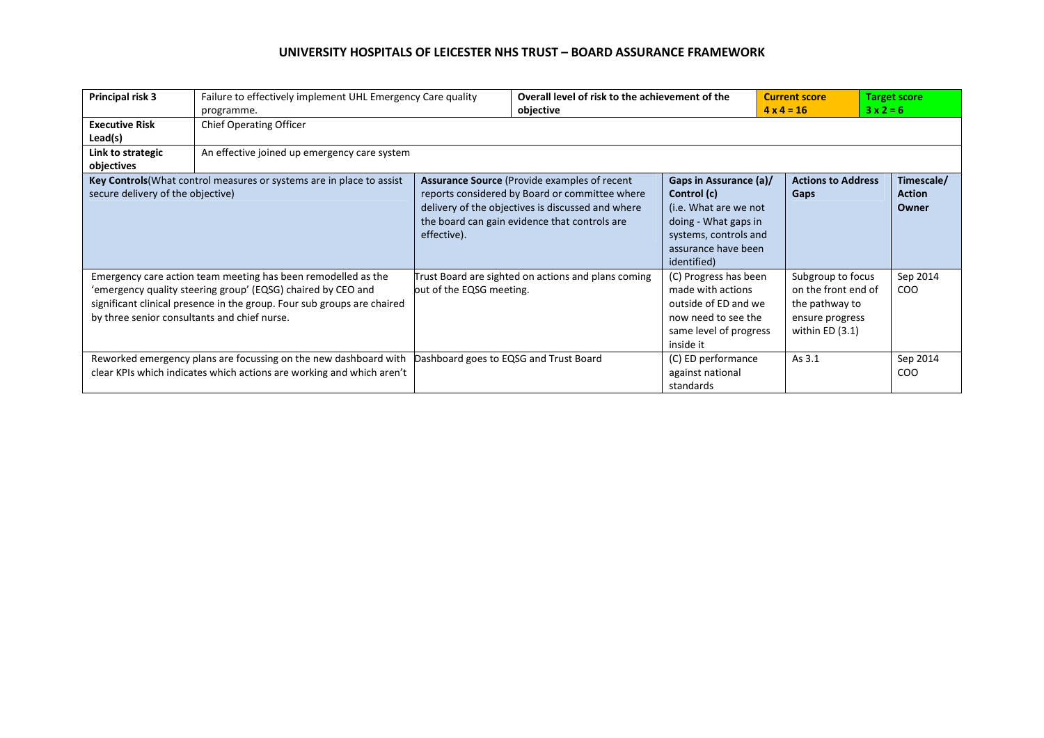## UNIVERSITY HOSPITALS OF LEICESTER NHS TRUST – BOARD ASSURANCE FRAMEWORK

| **Principal risk 3** | Failure to effectively implement UHL Emergency Care quality programme. | **Overall level of risk to the achievement of the objective** | | **Current score** 4 x 4 = 16 | **Target score** 3 x 2 = 6 |
|---|---|---|---|---|---|
| **Executive Risk Lead(s)** | Chief Operating Officer | | | | |
| **Link to strategic objectives** | An effective joined up emergency care system | | | | |

| **Key Controls**(What control measures or systems are in place to assist secure delivery of the objective) | **Assurance Source** (Provide examples of recent reports considered by Board or committee where delivery of the objectives is discussed and where the board can gain evidence that controls are effective). | **Gaps in Assurance (a)/ Control (c)** (i.e. What are we not doing - What gaps in systems, controls and assurance have been identified) | **Actions to Address Gaps** | **Timescale/ Action Owner** |
|---|---|---|---|---|
| Emergency care action team meeting has been remodelled as the 'emergency quality steering group' (EQSG) chaired by CEO and significant clinical presence in the group. Four sub groups are chaired by three senior consultants and chief nurse. | Trust Board are sighted on actions and plans coming out of the EQSG meeting. | (C) Progress has been made with actions outside of ED and we now need to see the same level of progress inside it | Subgroup to focus on the front end of the pathway to ensure progress within ED (3.1) | Sep 2014 COO |
| Reworked emergency plans are focussing on the new dashboard with clear KPIs which indicates which actions are working and which aren't | Dashboard goes to EQSG and Trust Board | (C) ED performance against national standards | As 3.1 | Sep 2014 COO |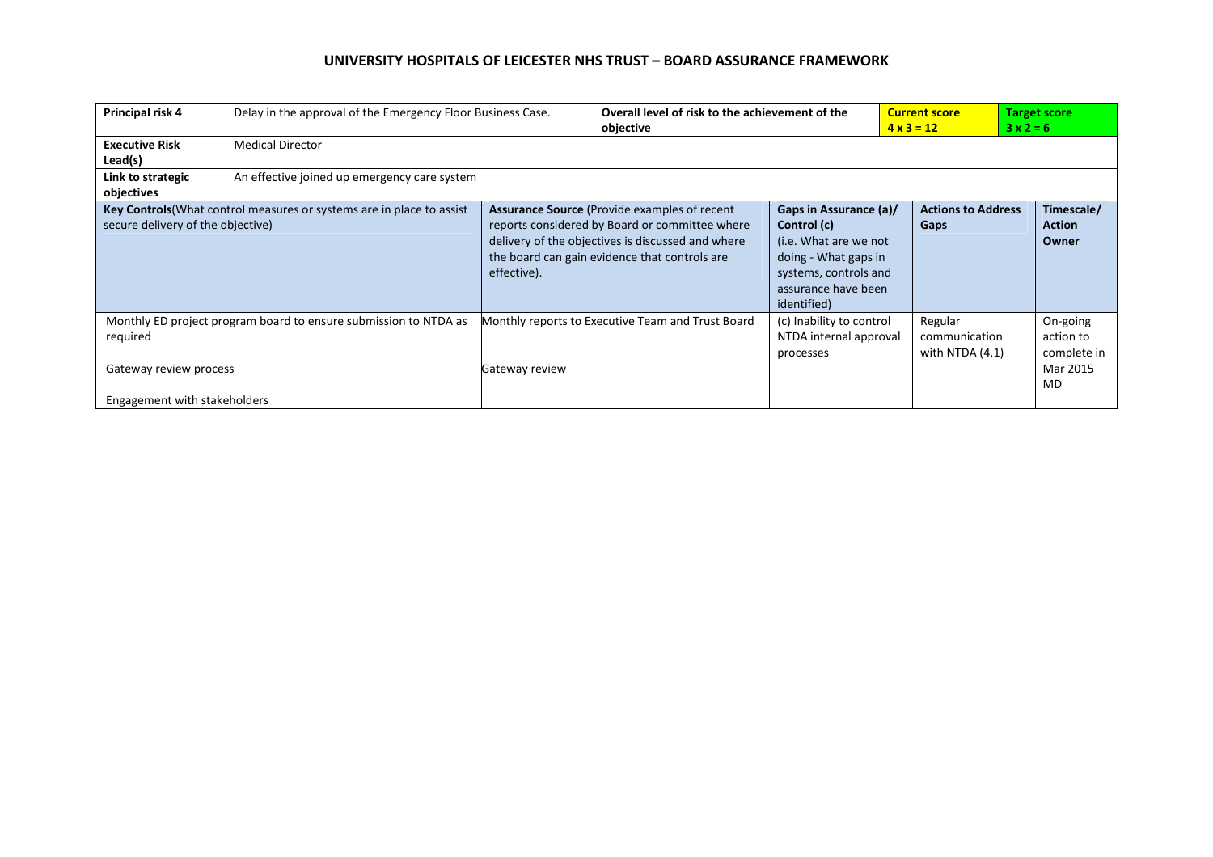# UNIVERSITY HOSPITALS OF LEICESTER NHS TRUST – BOARD ASSURANCE FRAMEWORK

| **Principal risk 4** | Delay in the approval of the Emergency Floor Business Case. | **Overall level of risk to the achievement of the objective** | | **Current score 4 x 3 = 12** | **Target score 3 x 2 = 6** |
|---|---|---|---|---|---|
| **Executive Risk Lead(s)** | Medical Director | | | | |
| **Link to strategic objectives** | An effective joined up emergency care system | | | | |
| **Key Controls**(What control measures or systems are in place to assist secure delivery of the objective) | | **Assurance Source** (Provide examples of recent reports considered by Board or committee where delivery of the objectives is discussed and where the board can gain evidence that controls are effective). | **Gaps in Assurance (a)/ Control (c)** (i.e. What are we not doing - What gaps in systems, controls and assurance have been identified) | **Actions to Address Gaps** | **Timescale/ Action Owner** |
| Monthly ED project program board to ensure submission to NTDA as required<br><br>Gateway review process<br><br>Engagement with stakeholders | | Monthly reports to Executive Team and Trust Board<br><br>Gateway review | (c) Inability to control NTDA internal approval processes | Regular communication with NTDA (4.1) | On-going action to complete in Mar 2015 MD |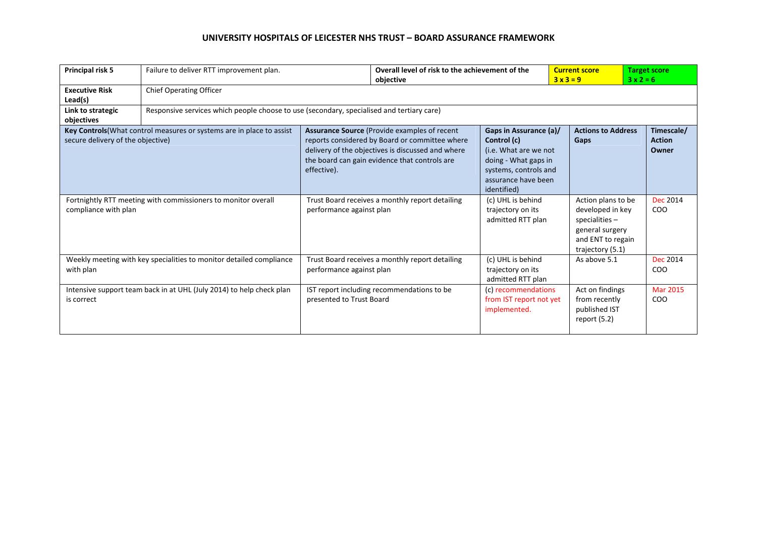# UNIVERSITY HOSPITALS OF LEICESTER NHS TRUST – BOARD ASSURANCE FRAMEWORK

| **Principal risk 5** | Failure to deliver RTT improvement plan. | | **Overall level of risk to the achievement of the objective** | | **Current score 3 x 3 = 9** | **Target score 3 x 2 = 6** |
|---|---|---|---|---|---|---|
| **Executive Risk Lead(s)** | Chief Operating Officer | | | | | |
| **Link to strategic objectives** | Responsive services which people choose to use (secondary, specialised and tertiary care) | | | | | |
| **Key Controls**(What control measures or systems are in place to assist secure delivery of the objective) | | **Assurance Source** (Provide examples of recent reports considered by Board or committee where delivery of the objectives is discussed and where the board can gain evidence that controls are effective). | | **Gaps in Assurance (a)/ Control (c)** (i.e. What are we not doing - What gaps in systems, controls and assurance have been identified) | **Actions to Address Gaps** | **Timescale/ Action Owner** |
| Fortnightly RTT meeting with commissioners to monitor overall compliance with plan | | Trust Board receives a monthly report detailing performance against plan | | (c) UHL is behind trajectory on its admitted RTT plan | Action plans to be developed in key specialities – general surgery and ENT to regain trajectory (5.1) | Dec 2014 COO |
| Weekly meeting with key specialities to monitor detailed compliance with plan | | Trust Board receives a monthly report detailing performance against plan | | (c) UHL is behind trajectory on its admitted RTT plan | As above 5.1 | Dec 2014 COO |
| Intensive support team back in at UHL (July 2014) to help check plan is correct | | IST report including recommendations to be presented to Trust Board | | (c) recommendations from IST report not yet implemented. | Act on findings from recently published IST report (5.2) | Mar 2015 COO |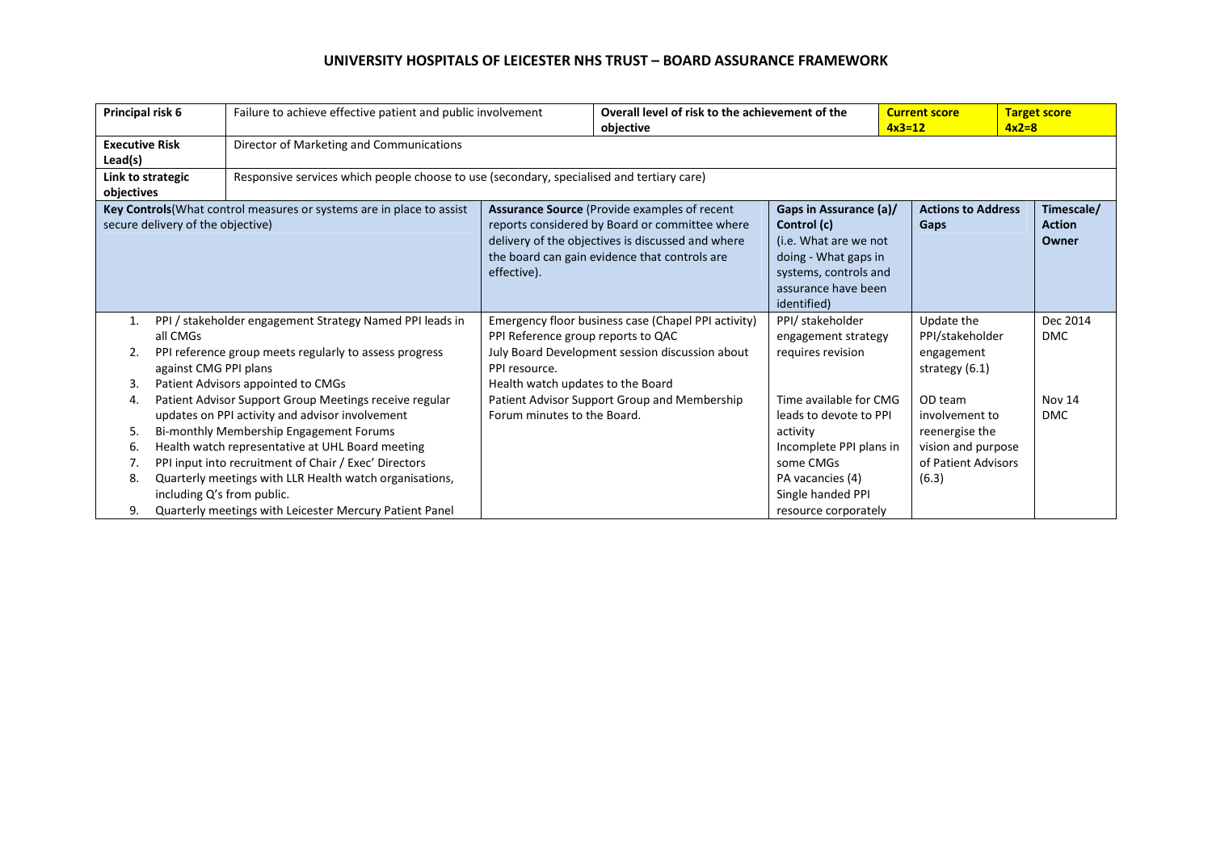# UNIVERSITY HOSPITALS OF LEICESTER NHS TRUST – BOARD ASSURANCE FRAMEWORK

| **Principal risk 6** | Failure to achieve effective patient and public involvement | | **Overall level of risk to the achievement of the objective** | | **Current score 4x3=12** | **Target score 4x2=8** |
|---|---|---|---|---|---|---|
| **Executive Risk Lead(s)** | Director of Marketing and Communications | | | | | |
| **Link to strategic objectives** | Responsive services which people choose to use (secondary, specialised and tertiary care) | | | | | |
| **Key Controls** (What control measures or systems are in place to assist secure delivery of the objective) | | **Assurance Source** (Provide examples of recent reports considered by Board or committee where delivery of the objectives is discussed and where the board can gain evidence that controls are effective). | | **Gaps in Assurance (a)/ Control (c)** (i.e. What are we not doing - What gaps in systems, controls and assurance have been identified) | **Actions to Address Gaps** | **Timescale/ Action Owner** |
| 1. PPI / stakeholder engagement Strategy Named PPI leads in all CMGs<br>2. PPI reference group meets regularly to assess progress against CMG PPI plans<br>3. Patient Advisors appointed to CMGs<br>4. Patient Advisor Support Group Meetings receive regular updates on PPI activity and advisor involvement<br>5. Bi-monthly Membership Engagement Forums<br>6. Health watch representative at UHL Board meeting<br>7. PPI input into recruitment of Chair / Exec' Directors<br>8. Quarterly meetings with LLR Health watch organisations, including Q's from public.<br>9. Quarterly meetings with Leicester Mercury Patient Panel | | Emergency floor business case (Chapel PPI activity)<br>PPI Reference group reports to QAC<br>July Board Development session discussion about PPI resource.<br>Health watch updates to the Board<br>Patient Advisor Support Group and Membership Forum minutes to the Board. | | PPI/ stakeholder engagement strategy requires revision<br><br>Time available for CMG leads to devote to PPI activity<br>Incomplete PPI plans in some CMGs<br>PA vacancies (4)<br>Single handed PPI resource corporately | Update the PPI/stakeholder engagement strategy (6.1)<br><br>OD team involvement to reenergise the vision and purpose of Patient Advisors (6.3) | Dec 2014 DMC<br><br>Nov 14 DMC |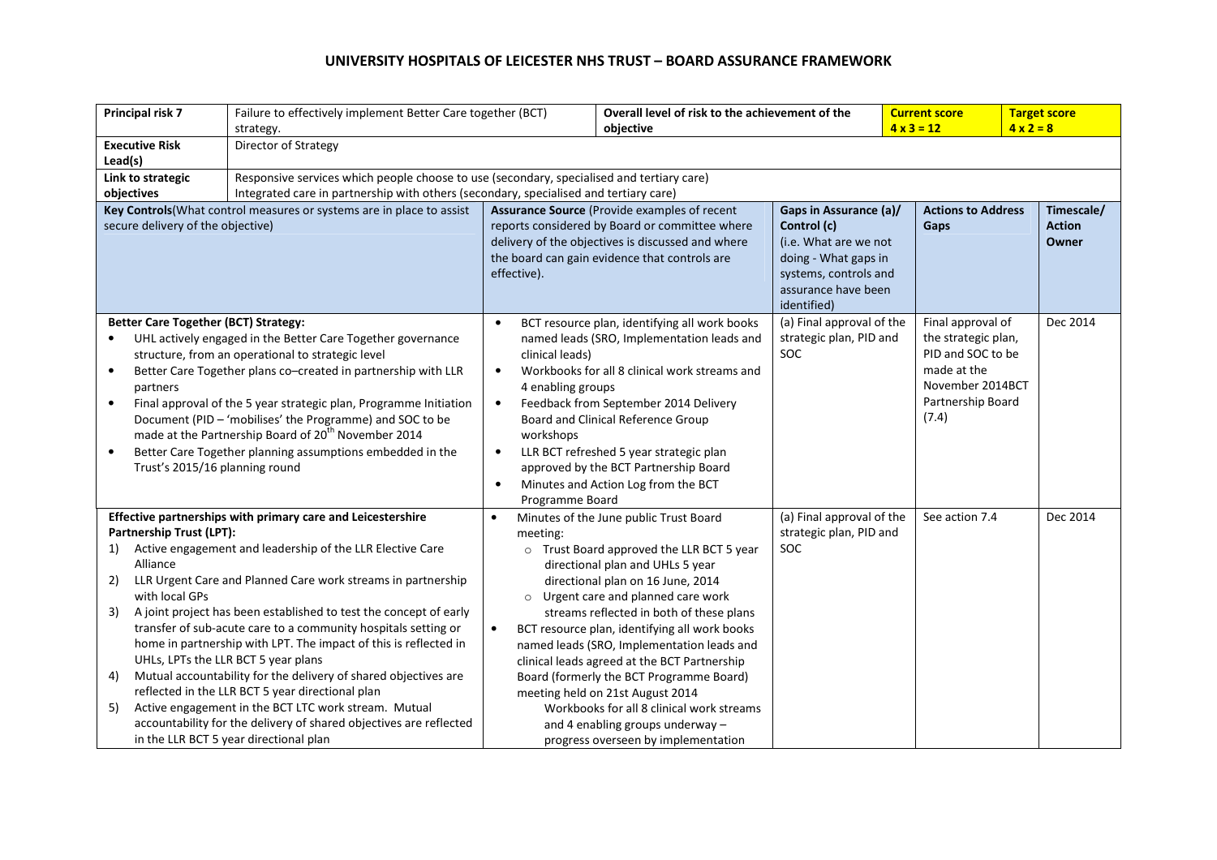# UNIVERSITY HOSPITALS OF LEICESTER NHS TRUST – BOARD ASSURANCE FRAMEWORK

| **Principal risk 7** | Failure to effectively implement Better Care together (BCT) strategy. | **Overall level of risk to the achievement of the objective** | | **Current score** 4 x 3 = 12 | **Target score** 4 x 2 = 8 |
|---|---|---|---|---|---|
| **Executive Risk Lead(s)** | Director of Strategy | | | | |
| **Link to strategic objectives** | Responsive services which people choose to use (secondary, specialised and tertiary care)<br>Integrated care in partnership with others (secondary, specialised and tertiary care) | | | | |

| **Key Controls**(What control measures or systems are in place to assist secure delivery of the objective) | **Assurance Source** (Provide examples of recent reports considered by Board or committee where delivery of the objectives is discussed and where the board can gain evidence that controls are effective). | **Gaps in Assurance (a)/ Control (c)** (i.e. What are we not doing - What gaps in systems, controls and assurance have been identified) | **Actions to Address Gaps** | **Timescale/ Action Owner** |
|---|---|---|---|---|
| **Better Care Together (BCT) Strategy:**<br>• UHL actively engaged in the Better Care Together governance structure, from an operational to strategic level<br>• Better Care Together plans co–created in partnership with LLR partners<br>• Final approval of the 5 year strategic plan, Programme Initiation Document (PID – 'mobilises' the Programme) and SOC to be made at the Partnership Board of 20th November 2014<br>• Better Care Together planning assumptions embedded in the Trust's 2015/16 planning round | • BCT resource plan, identifying all work books named leads (SRO, Implementation leads and clinical leads)<br>• Workbooks for all 8 clinical work streams and 4 enabling groups<br>• Feedback from September 2014 Delivery Board and Clinical Reference Group workshops<br>• LLR BCT refreshed 5 year strategic plan approved by the BCT Partnership Board<br>• Minutes and Action Log from the BCT Programme Board | (a) Final approval of the strategic plan, PID and SOC | Final approval of the strategic plan, PID and SOC to be made at the November 2014BCT Partnership Board (7.4) | Dec 2014 |
| **Effective partnerships with primary care and Leicestershire Partnership Trust (LPT):**<br>1) Active engagement and leadership of the LLR Elective Care Alliance<br>2) LLR Urgent Care and Planned Care work streams in partnership with local GPs<br>3) A joint project has been established to test the concept of early transfer of sub-acute care to a community hospitals setting or home in partnership with LPT. The impact of this is reflected in UHLs, LPTs the LLR BCT 5 year plans<br>4) Mutual accountability for the delivery of shared objectives are reflected in the LLR BCT 5 year directional plan<br>5) Active engagement in the BCT LTC work stream. Mutual accountability for the delivery of shared objectives are reflected in the LLR BCT 5 year directional plan | • Minutes of the June public Trust Board meeting:<br>  o Trust Board approved the LLR BCT 5 year directional plan and UHLs 5 year directional plan on 16 June, 2014<br>  o Urgent care and planned care work streams reflected in both of these plans<br>• BCT resource plan, identifying all work books named leads (SRO, Implementation leads and clinical leads agreed at the BCT Partnership Board (formerly the BCT Programme Board) meeting held on 21st August 2014<br>  Workbooks for all 8 clinical work streams and 4 enabling groups underway – progress overseen by implementation | (a) Final approval of the strategic plan, PID and SOC | See action 7.4 | Dec 2014 |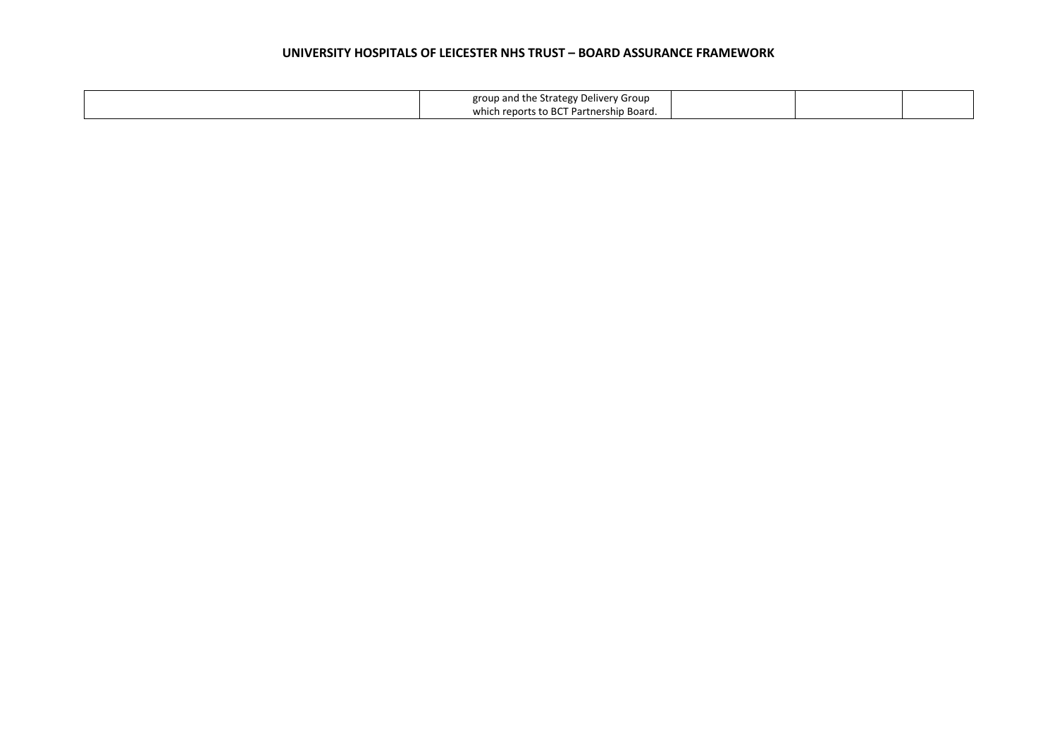| | | | | |
|---|---|---|---|---|
| | group and the Strategy Delivery Group which reports to BCT Partnership Board. | | | |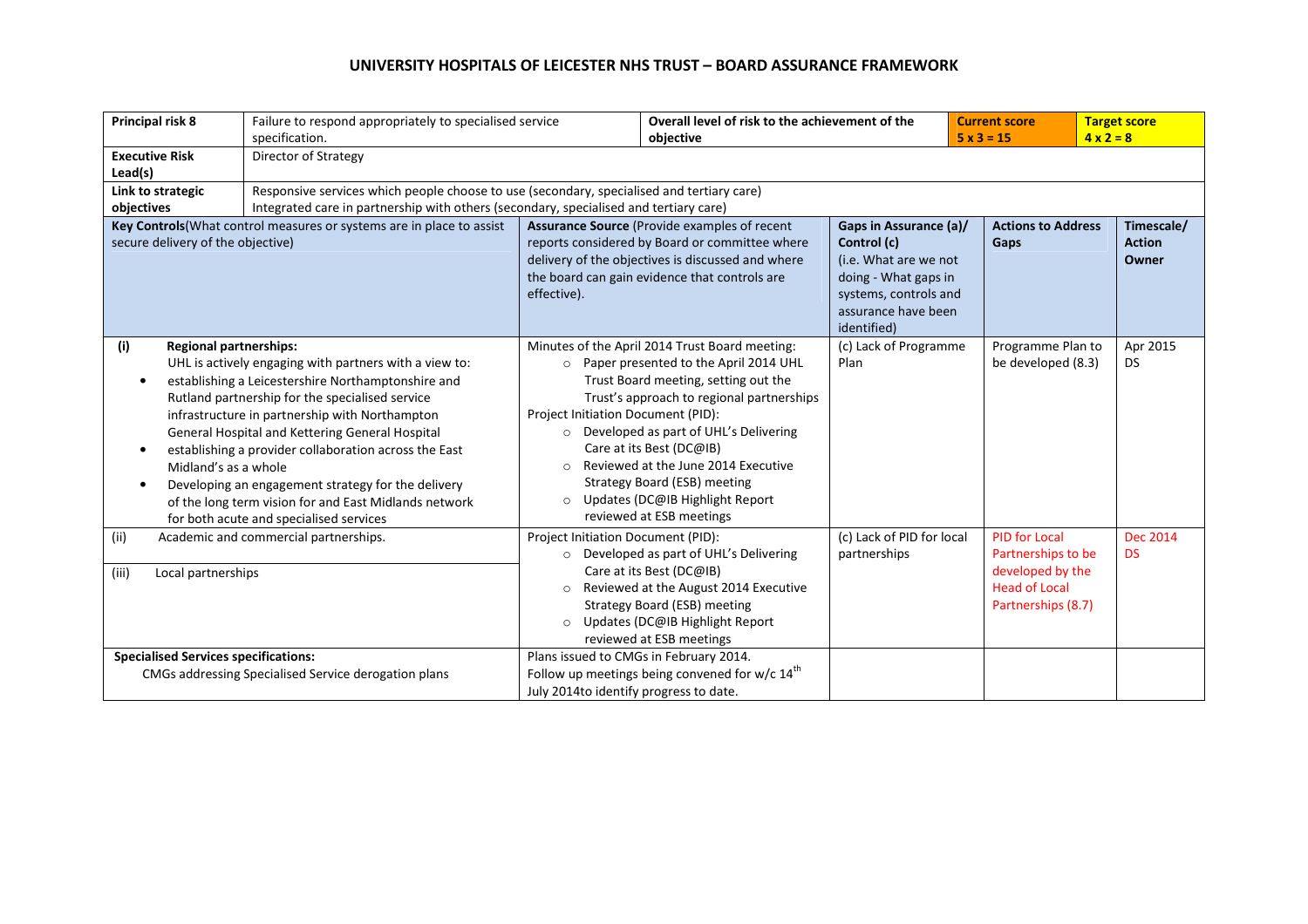# UNIVERSITY HOSPITALS OF LEICESTER NHS TRUST – BOARD ASSURANCE FRAMEWORK

| **Principal risk 8** | Failure to respond appropriately to specialised service specification. | **Overall level of risk to the achievement of the objective** | **Current score 5 x 3 = 15** | **Target score 4 x 2 = 8** |
|---|---|---|---|---|
| **Executive Risk Lead(s)** | Director of Strategy | | | |
| **Link to strategic objectives** | Responsive services which people choose to use (secondary, specialised and tertiary care)<br>Integrated care in partnership with others (secondary, specialised and tertiary care) | | | |

| **Key Controls** (What control measures or systems are in place to assist secure delivery of the objective) | **Assurance Source** (Provide examples of recent reports considered by Board or committee where delivery of the objectives is discussed and where the board can gain evidence that controls are effective). | **Gaps in Assurance (a)/ Control (c)** (i.e. What are we not doing - What gaps in systems, controls and assurance have been identified) | **Actions to Address Gaps** | **Timescale/ Action Owner** |
|---|---|---|---|---|
| **(i) Regional partnerships:**<br>UHL is actively engaging with partners with a view to:<br>• establishing a Leicestershire Northamptonshire and Rutland partnership for the specialised service infrastructure in partnership with Northampton General Hospital and Kettering General Hospital<br>• establishing a provider collaboration across the East Midland's as a whole<br>• Developing an engagement strategy for the delivery of the long term vision for and East Midlands network for both acute and specialised services | Minutes of the April 2014 Trust Board meeting:<br>○ Paper presented to the April 2014 UHL Trust Board meeting, setting out the Trust's approach to regional partnerships<br>Project Initiation Document (PID):<br>○ Developed as part of UHL's Delivering Care at its Best (DC@IB)<br>○ Reviewed at the June 2014 Executive Strategy Board (ESB) meeting<br>○ Updates (DC@IB Highlight Report reviewed at ESB meetings | (c) Lack of Programme Plan | Programme Plan to be developed (8.3) | Apr 2015<br>DS |
| (ii) Academic and commercial partnerships.<br><br>(iii) Local partnerships | Project Initiation Document (PID):<br>○ Developed as part of UHL's Delivering Care at its Best (DC@IB)<br>○ Reviewed at the August 2014 Executive Strategy Board (ESB) meeting<br>○ Updates (DC@IB Highlight Report reviewed at ESB meetings | (c) Lack of PID for local partnerships | PID for Local Partnerships to be developed by the Head of Local Partnerships (8.7) | Dec 2014<br>DS |
| **Specialised Services specifications:**<br>CMGs addressing Specialised Service derogation plans | Plans issued to CMGs in February 2014.<br>Follow up meetings being convened for w/c 14th July 2014to identify progress to date. | | | |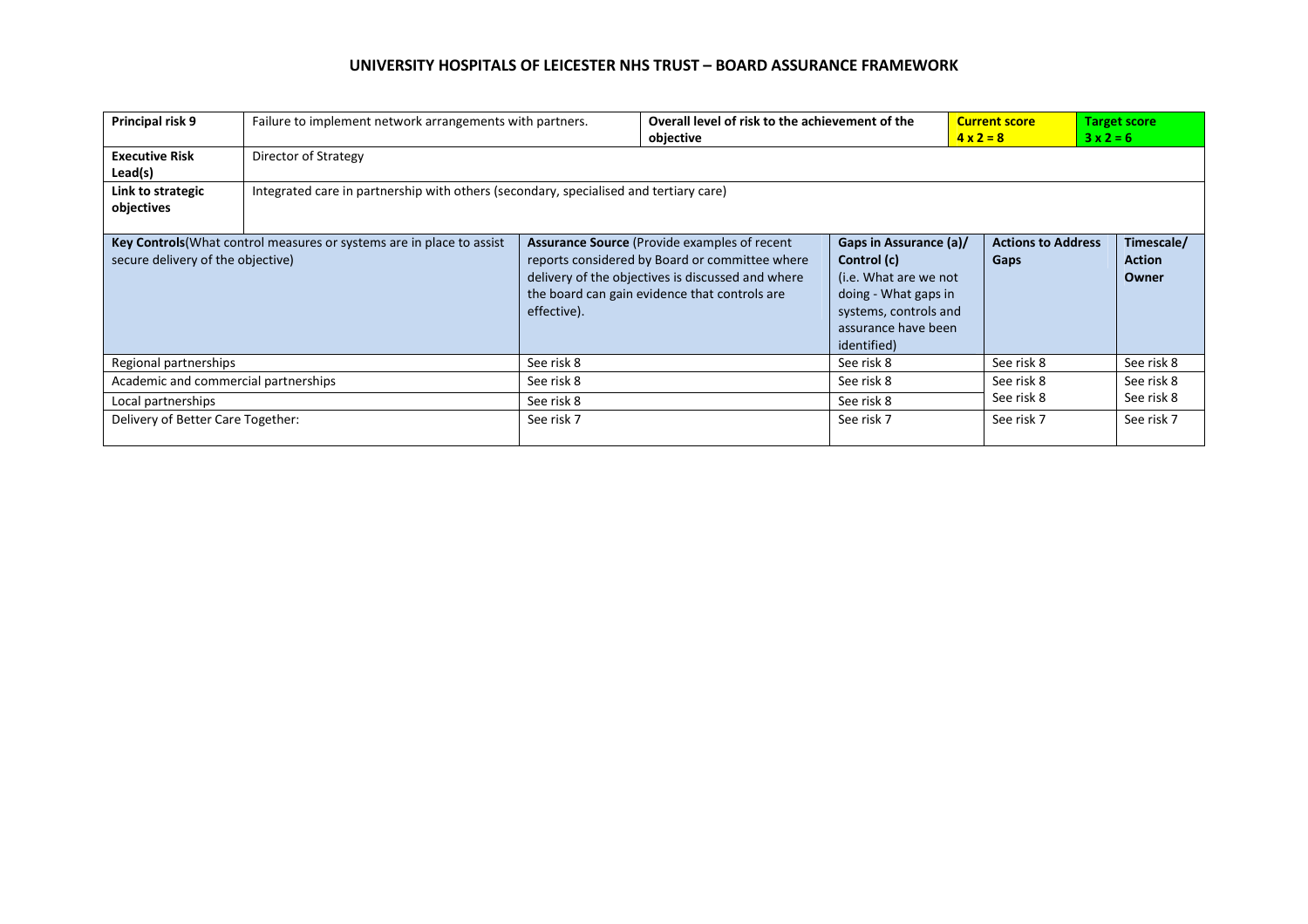# UNIVERSITY HOSPITALS OF LEICESTER NHS TRUST – BOARD ASSURANCE FRAMEWORK

| **Principal risk 9** | Failure to implement network arrangements with partners. | **Overall level of risk to the achievement of the objective** | **Current score 4 x 2 = 8** | **Target score 3 x 2 = 6** |
|---|---|---|---|---|
| **Executive Risk Lead(s)** | Director of Strategy | | | |
| **Link to strategic objectives** | Integrated care in partnership with others (secondary, specialised and tertiary care) | | | |

| **Key Controls**(What control measures or systems are in place to assist secure delivery of the objective) | **Assurance Source** (Provide examples of recent reports considered by Board or committee where delivery of the objectives is discussed and where the board can gain evidence that controls are effective). | **Gaps in Assurance (a)/ Control (c)** (i.e. What are we not doing - What gaps in systems, controls and assurance have been identified) | **Actions to Address Gaps** | **Timescale/ Action Owner** |
|---|---|---|---|---|
| Regional partnerships | See risk 8 | See risk 8 | See risk 8 | See risk 8 |
| Academic and commercial partnerships | See risk 8 | See risk 8 | See risk 8 | See risk 8 |
| Local partnerships | See risk 8 | See risk 8 | See risk 8 | See risk 8 |
| Delivery of Better Care Together: | See risk 7 | See risk 7 | See risk 7 | See risk 7 |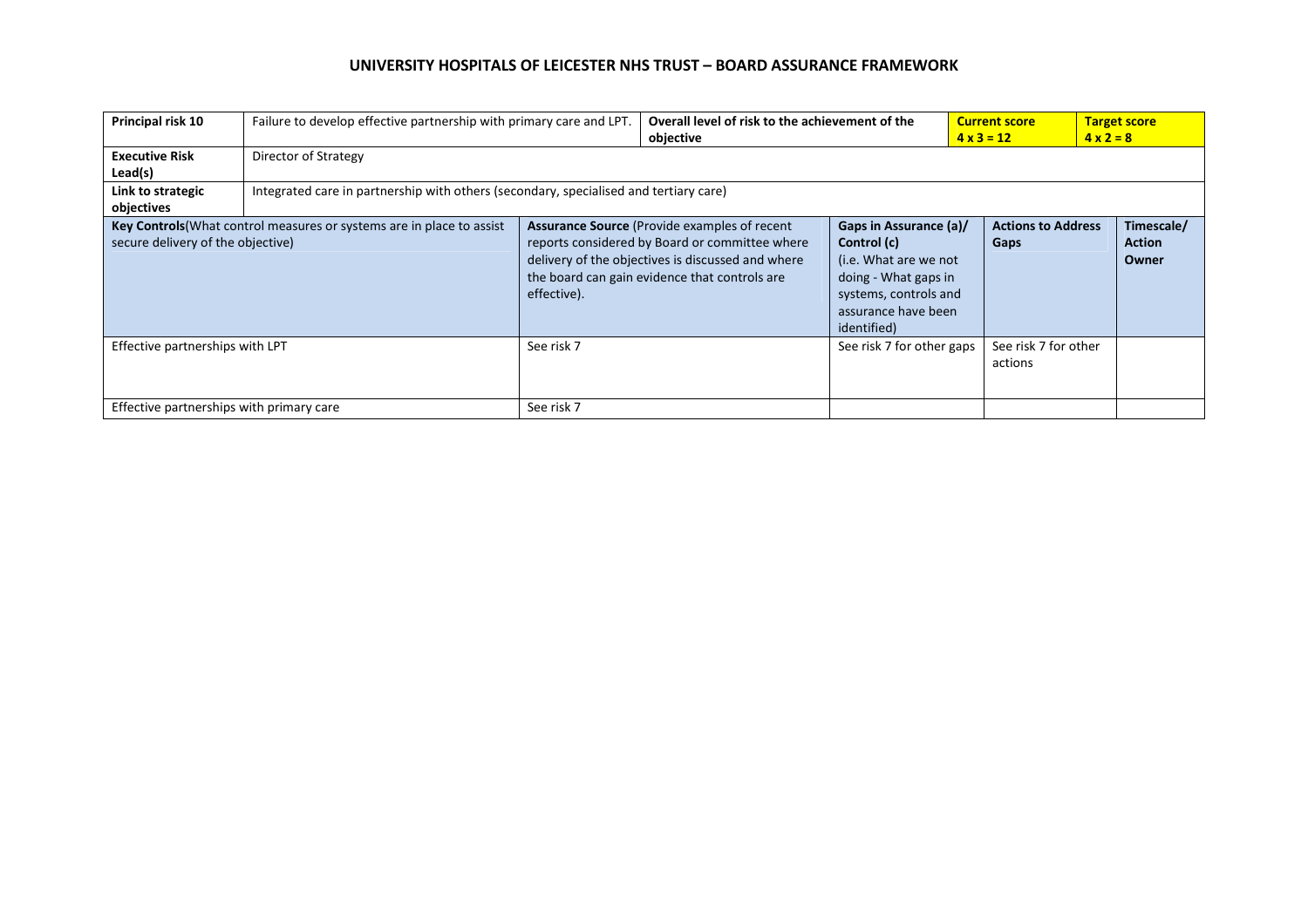# UNIVERSITY HOSPITALS OF LEICESTER NHS TRUST – BOARD ASSURANCE FRAMEWORK

| **Principal risk 10** | Failure to develop effective partnership with primary care and LPT. | **Overall level of risk to the achievement of the objective** | **Current score 4 x 3 = 12** | **Target score 4 x 2 = 8** |
|---|---|---|---|---|
| **Executive Risk Lead(s)** | Director of Strategy | | | |
| **Link to strategic objectives** | Integrated care in partnership with others (secondary, specialised and tertiary care) | | | |

| **Key Controls**(What control measures or systems are in place to assist secure delivery of the objective) | **Assurance Source** (Provide examples of recent reports considered by Board or committee where delivery of the objectives is discussed and where the board can gain evidence that controls are effective). | **Gaps in Assurance (a)/ Control (c)** (i.e. What are we not doing - What gaps in systems, controls and assurance have been identified) | **Actions to Address Gaps** | **Timescale/ Action Owner** |
|---|---|---|---|---|
| Effective partnerships with LPT | See risk 7 | See risk 7 for other gaps | See risk 7 for other actions | |
| Effective partnerships with primary care | See risk 7 | | | |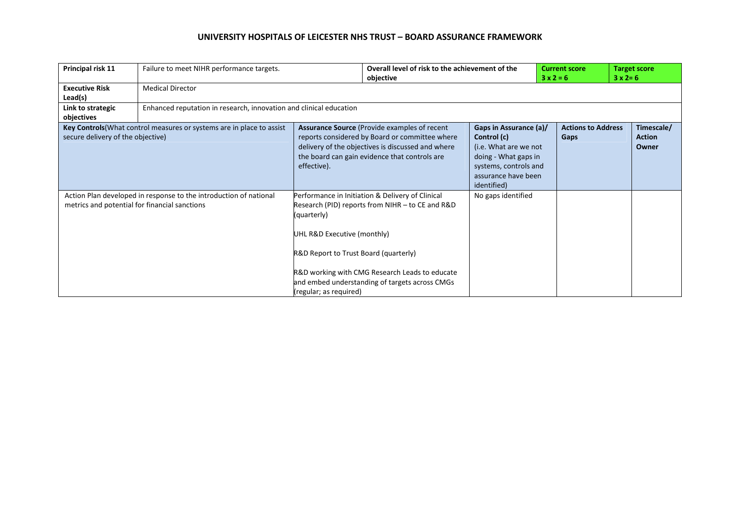# UNIVERSITY HOSPITALS OF LEICESTER NHS TRUST – BOARD ASSURANCE FRAMEWORK

| **Principal risk 11** | Failure to meet NIHR performance targets. | **Overall level of risk to the achievement of the objective** | **Current score** 3 x 2 = 6 | **Target score** 3 x 2= 6 |
|---|---|---|---|---|
| **Executive Risk Lead(s)** | Medical Director | | | |
| **Link to strategic objectives** | Enhanced reputation in research, innovation and clinical education | | | |

| **Key Controls**(What control measures or systems are in place to assist secure delivery of the objective) | **Assurance Source** (Provide examples of recent reports considered by Board or committee where delivery of the objectives is discussed and where the board can gain evidence that controls are effective). | **Gaps in Assurance (a)/ Control (c)** (i.e. What are we not doing - What gaps in systems, controls and assurance have been identified) | **Actions to Address Gaps** | **Timescale/ Action Owner** |
|---|---|---|---|---|
| Action Plan developed in response to the introduction of national metrics and potential for financial sanctions | Performance in Initiation & Delivery of Clinical Research (PID) reports from NIHR – to CE and R&D (quarterly)<br><br>UHL R&D Executive (monthly)<br><br>R&D Report to Trust Board (quarterly)<br><br>R&D working with CMG Research Leads to educate and embed understanding of targets across CMGs (regular; as required) | No gaps identified | | |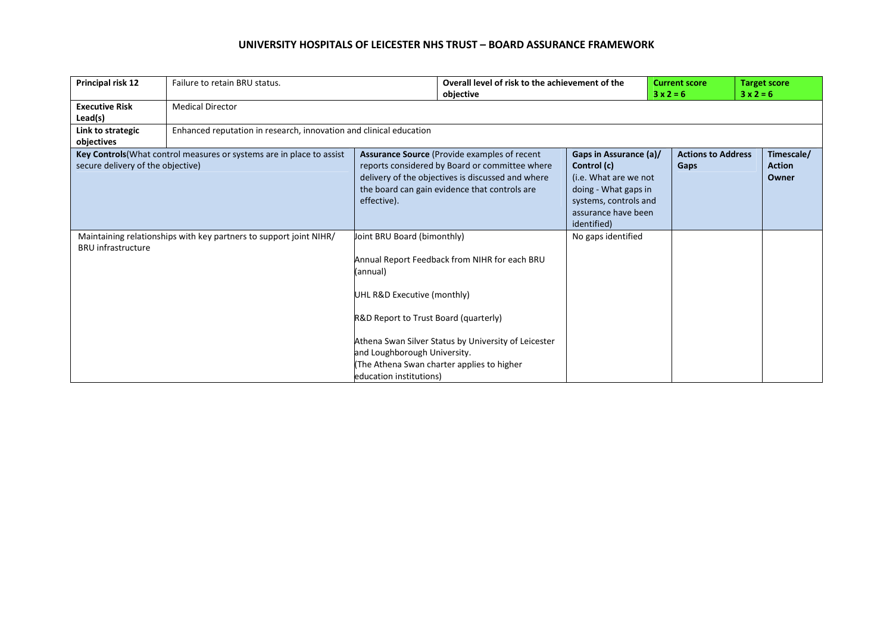# UNIVERSITY HOSPITALS OF LEICESTER NHS TRUST – BOARD ASSURANCE FRAMEWORK

| **Principal risk 12** | Failure to retain BRU status. | **Overall level of risk to the achievement of the objective** | | **Current score** $3 \times 2 = 6$ | **Target score** $3 \times 2 = 6$ |
|---|---|---|---|---|---|
| **Executive Risk Lead(s)** | Medical Director | | | | |
| **Link to strategic objectives** | Enhanced reputation in research, innovation and clinical education | | | | |

| **Key Controls** (What control measures or systems are in place to assist secure delivery of the objective) | **Assurance Source** (Provide examples of recent reports considered by Board or committee where delivery of the objectives is discussed and where the board can gain evidence that controls are effective). | **Gaps in Assurance (a)/ Control (c)** (i.e. What are we not doing - What gaps in systems, controls and assurance have been identified) | **Actions to Address Gaps** | **Timescale/ Action Owner** |
|---|---|---|---|---|
| Maintaining relationships with key partners to support joint NIHR/ BRU infrastructure | Joint BRU Board (bimonthly)<br><br>Annual Report Feedback from NIHR for each BRU (annual)<br><br>UHL R&D Executive (monthly)<br><br>R&D Report to Trust Board (quarterly)<br><br>Athena Swan Silver Status by University of Leicester and Loughborough University.<br>(The Athena Swan charter applies to higher education institutions) | No gaps identified | | |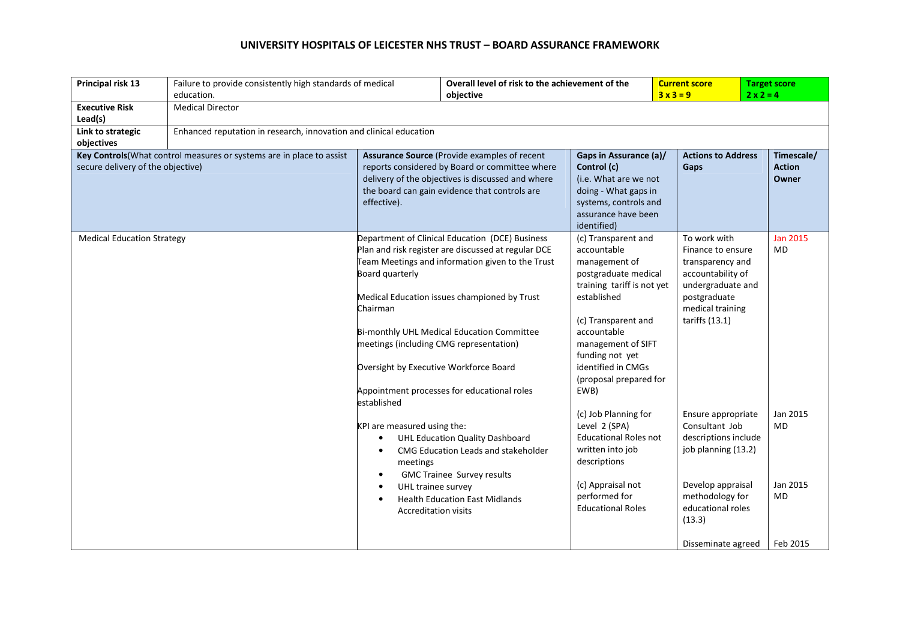# UNIVERSITY HOSPITALS OF LEICESTER NHS TRUST – BOARD ASSURANCE FRAMEWORK

| **Principal risk 13** | Failure to provide consistently high standards of medical education. | **Overall level of risk to the achievement of the objective** | | **Current score** 3 x 3 = 9 | **Target score** 2 x 2 = 4 |
|---|---|---|---|---|---|
| **Executive Risk Lead(s)** | Medical Director | | | | |
| **Link to strategic objectives** | Enhanced reputation in research, innovation and clinical education | | | | |

| **Key Controls** (What control measures or systems are in place to assist secure delivery of the objective) | **Assurance Source** (Provide examples of recent reports considered by Board or committee where delivery of the objectives is discussed and where the board can gain evidence that controls are effective). | **Gaps in Assurance (a)/ Control (c)** (i.e. What are we not doing - What gaps in systems, controls and assurance have been identified) | **Actions to Address Gaps** | **Timescale/ Action Owner** |
|---|---|---|---|---|
| Medical Education Strategy | Department of Clinical Education (DCE) Business Plan and risk register are discussed at regular DCE Team Meetings and information given to the Trust Board quarterly<br><br>Medical Education issues championed by Trust Chairman<br><br>Bi-monthly UHL Medical Education Committee meetings (including CMG representation)<br><br>Oversight by Executive Workforce Board<br><br>Appointment processes for educational roles established<br><br>KPI are measured using the:<br>• UHL Education Quality Dashboard<br>• CMG Education Leads and stakeholder meetings<br>• GMC Trainee Survey results<br>• UHL trainee survey<br>• Health Education East Midlands Accreditation visits | (c) Transparent and accountable management of postgraduate medical training tariff is not yet established<br><br>(c) Transparent and accountable management of SIFT funding not yet identified in CMGs (proposal prepared for EWB)<br><br>(c) Job Planning for Level 2 (SPA) Educational Roles not written into job descriptions<br><br>(c) Appraisal not performed for Educational Roles | To work with Finance to ensure transparency and accountability of undergraduate and postgraduate medical training tariffs (13.1)<br><br>Ensure appropriate Consultant Job descriptions include job planning (13.2)<br><br>Develop appraisal methodology for educational roles (13.3)<br><br>Disseminate agreed | Jan 2015 MD<br><br>Jan 2015 MD<br><br>Jan 2015 MD<br><br>Feb 2015 |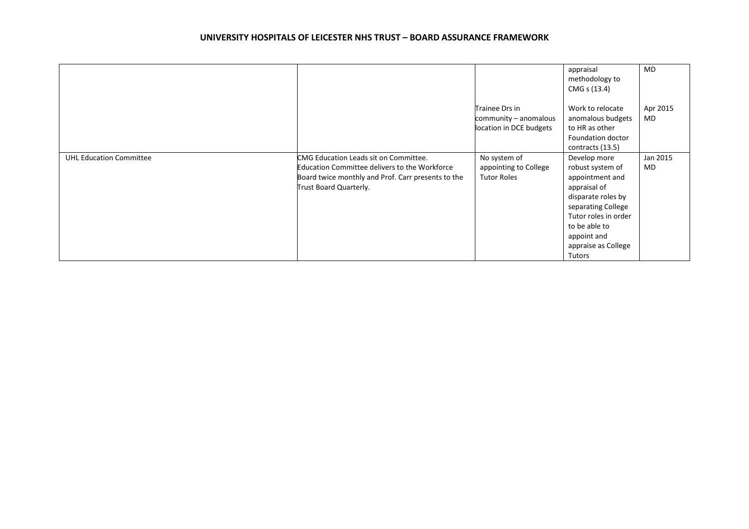# UNIVERSITY HOSPITALS OF LEICESTER NHS TRUST – BOARD ASSURANCE FRAMEWORK

| | | | | |
|---|---|---|---|---|
| | | | appraisal methodology to CMG s (13.4) | MD |
| | | Trainee Drs in community – anomalous location in DCE budgets | Work to relocate anomalous budgets to HR as other Foundation doctor contracts (13.5) | Apr 2015 MD |
| UHL Education Committee | CMG Education Leads sit on Committee. Education Committee delivers to the Workforce Board twice monthly and Prof. Carr presents to the Trust Board Quarterly. | No system of appointing to College Tutor Roles | Develop more robust system of appointment and appraisal of disparate roles by separating College Tutor roles in order to be able to appoint and appraise as College Tutors | Jan 2015 MD |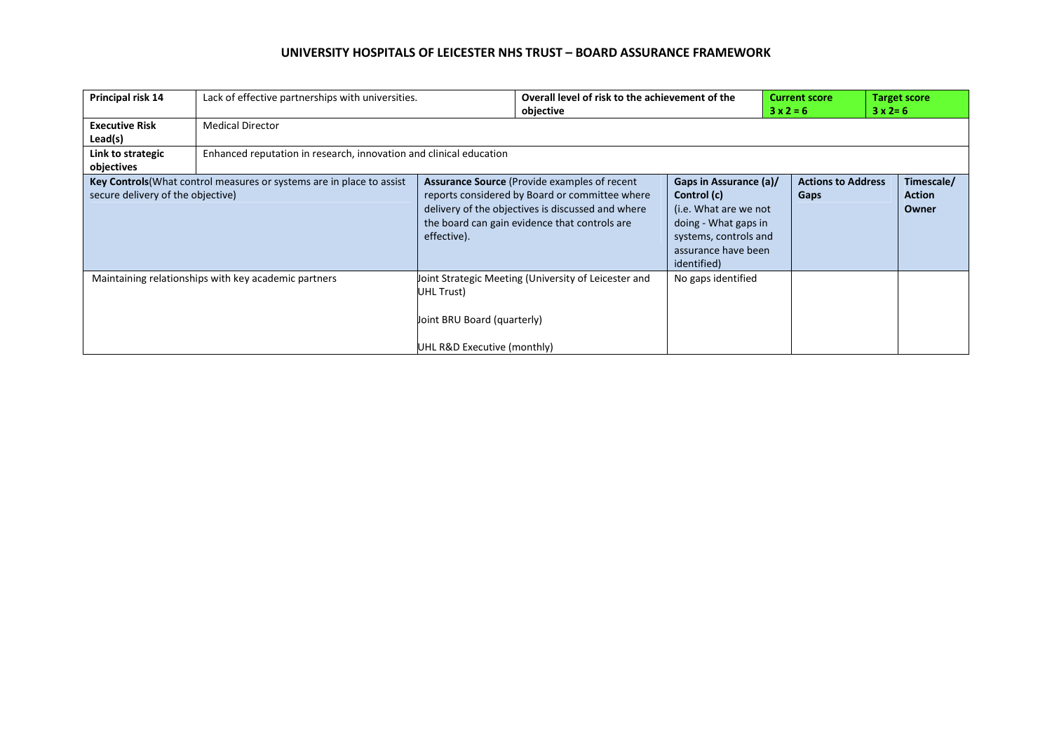# UNIVERSITY HOSPITALS OF LEICESTER NHS TRUST – BOARD ASSURANCE FRAMEWORK

| **Principal risk 14** | Lack of effective partnerships with universities. | **Overall level of risk to the achievement of the objective** | | **Current score 3 x 2 = 6** | **Target score 3 x 2= 6** |
|---|---|---|---|---|---|
| **Executive Risk Lead(s)** | Medical Director | | | | |
| **Link to strategic objectives** | Enhanced reputation in research, innovation and clinical education | | | | |

| **Key Controls**(What control measures or systems are in place to assist secure delivery of the objective) | **Assurance Source** (Provide examples of recent reports considered by Board or committee where delivery of the objectives is discussed and where the board can gain evidence that controls are effective). | **Gaps in Assurance (a)/ Control (c)** (i.e. What are we not doing - What gaps in systems, controls and assurance have been identified) | **Actions to Address Gaps** | **Timescale/ Action Owner** |
|---|---|---|---|---|
| Maintaining relationships with key academic partners | Joint Strategic Meeting (University of Leicester and UHL Trust)<br><br>Joint BRU Board (quarterly)<br><br>UHL R&D Executive (monthly) | No gaps identified | | |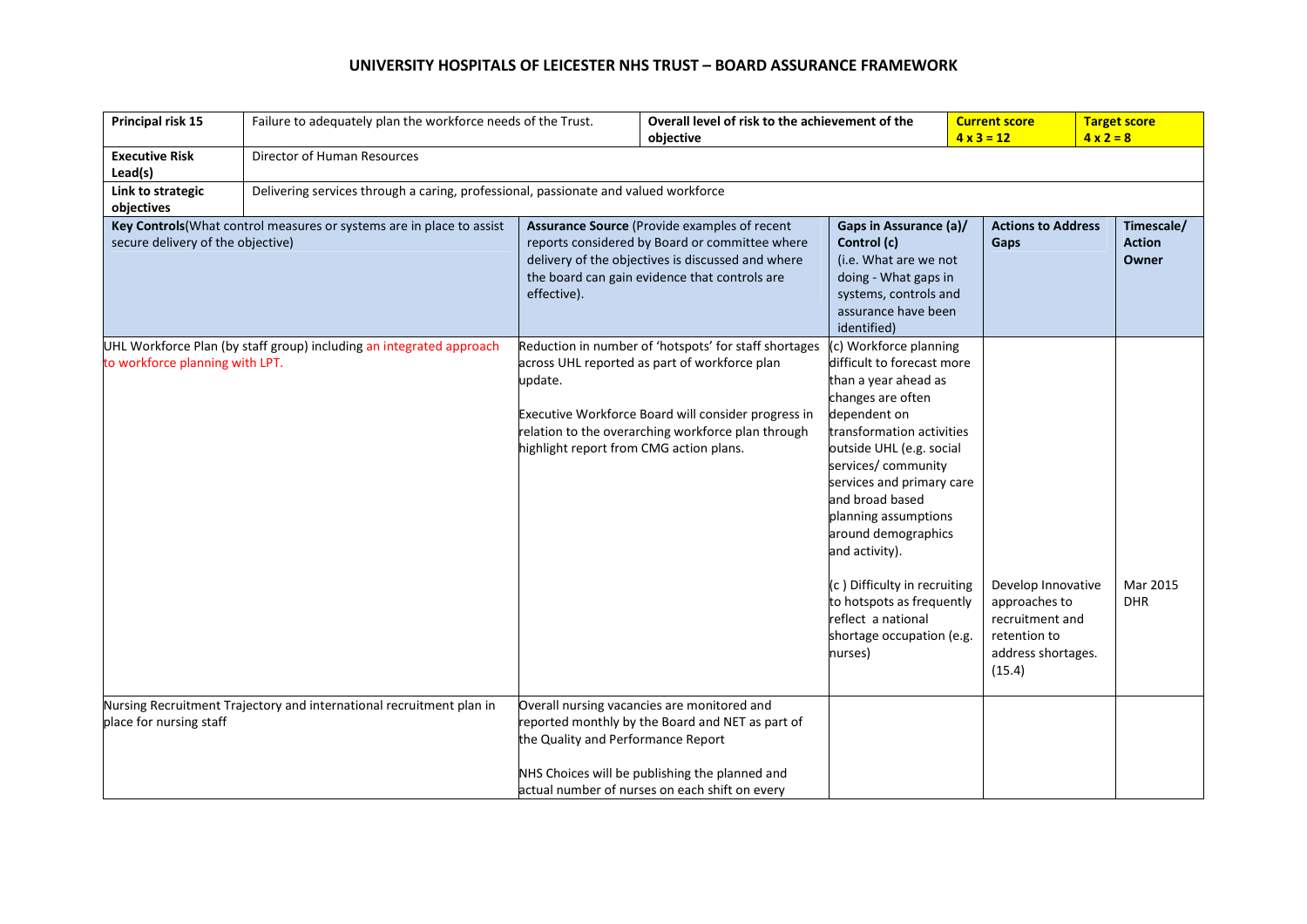# UNIVERSITY HOSPITALS OF LEICESTER NHS TRUST – BOARD ASSURANCE FRAMEWORK

| **Principal risk 15** | Failure to adequately plan the workforce needs of the Trust. | **Overall level of risk to the achievement of the objective** | **Current score 4 x 3 = 12** | **Target score 4 x 2 = 8** |
|---|---|---|---|---|
| **Executive Risk Lead(s)** | Director of Human Resources | | | |
| **Link to strategic objectives** | Delivering services through a caring, professional, passionate and valued workforce | | | |

| **Key Controls** (What control measures or systems are in place to assist secure delivery of the objective) | **Assurance Source** (Provide examples of recent reports considered by Board or committee where delivery of the objectives is discussed and where the board can gain evidence that controls are effective). | **Gaps in Assurance (a)/ Control (c)** (i.e. What are we not doing - What gaps in systems, controls and assurance have been identified) | **Actions to Address Gaps** | **Timescale/ Action Owner** |
|---|---|---|---|---|
| UHL Workforce Plan (by staff group) including an integrated approach to workforce planning with LPT. | Reduction in number of 'hotspots' for staff shortages across UHL reported as part of workforce plan update.<br><br>Executive Workforce Board will consider progress in relation to the overarching workforce plan through highlight report from CMG action plans. | (c) Workforce planning difficult to forecast more than a year ahead as changes are often dependent on transformation activities outside UHL (e.g. social services/ community services and primary care and broad based planning assumptions around demographics and activity).<br><br>(c ) Difficulty in recruiting to hotspots as frequently reflect a national shortage occupation (e.g. nurses) | Develop Innovative approaches to recruitment and retention to address shortages. (15.4) | Mar 2015 DHR |
| Nursing Recruitment Trajectory and international recruitment plan in place for nursing staff | Overall nursing vacancies are monitored and reported monthly by the Board and NET as part of the Quality and Performance Report<br><br>NHS Choices will be publishing the planned and actual number of nurses on each shift on every | | | |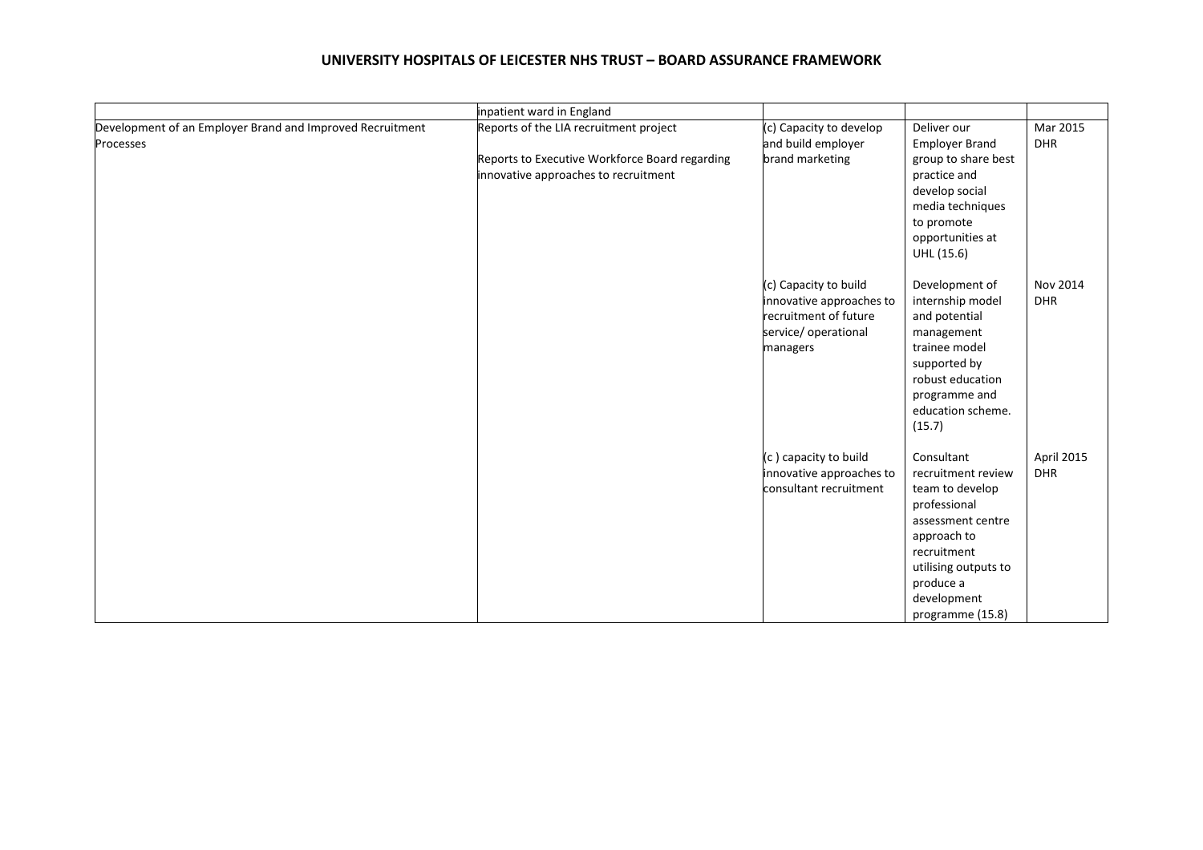**UNIVERSITY HOSPITALS OF LEICESTER NHS TRUST – BOARD ASSURANCE FRAMEWORK**

| | | | | |
|---|---|---|---|---|
| | inpatient ward in England | | | |
| Development of an Employer Brand and Improved Recruitment Processes | Reports of the LIA recruitment project<br><br>Reports to Executive Workforce Board regarding innovative approaches to recruitment | (c) Capacity to develop and build employer brand marketing | Deliver our Employer Brand group to share best practice and develop social media techniques to promote opportunities at UHL (15.6) | Mar 2015 DHR |
| | | (c) Capacity to build innovative approaches to recruitment of future service/ operational managers | Development of internship model and potential management trainee model supported by robust education programme and education scheme. (15.7) | Nov 2014 DHR |
| | | (c ) capacity to build innovative approaches to consultant recruitment | Consultant recruitment review team to develop professional assessment centre approach to recruitment utilising outputs to produce a development programme (15.8) | April 2015 DHR |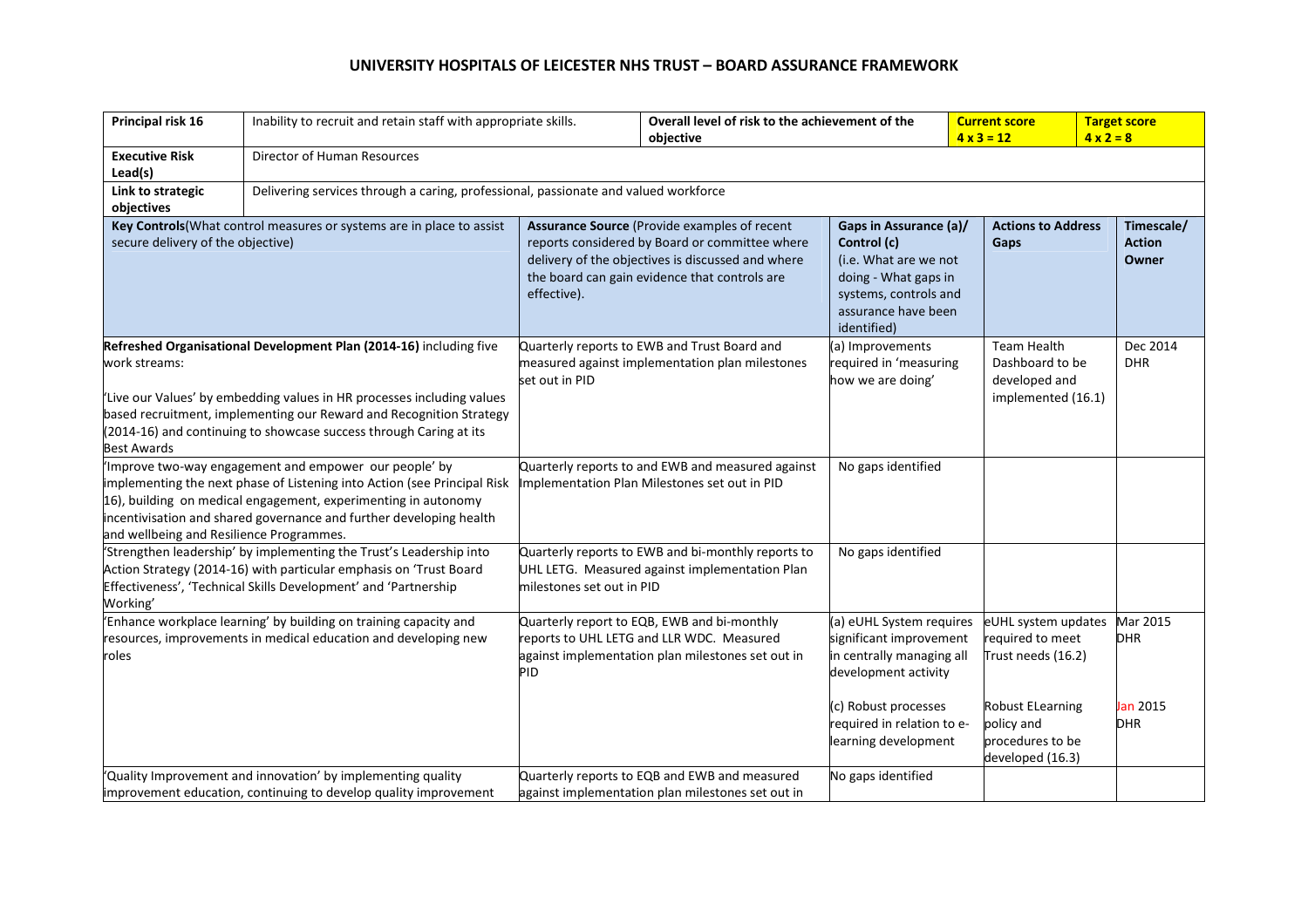# UNIVERSITY HOSPITALS OF LEICESTER NHS TRUST – BOARD ASSURANCE FRAMEWORK

| **Principal risk 16** | Inability to recruit and retain staff with appropriate skills. | **Overall level of risk to the achievement of the objective** | **Current score 4 x 3 = 12** | **Target score 4 x 2 = 8** |
|---|---|---|---|---|
| **Executive Risk Lead(s)** | Director of Human Resources | | | |
| **Link to strategic objectives** | Delivering services through a caring, professional, passionate and valued workforce | | | |

| **Key Controls** (What control measures or systems are in place to assist secure delivery of the objective) | **Assurance Source** (Provide examples of recent reports considered by Board or committee where delivery of the objectives is discussed and where the board can gain evidence that controls are effective). | **Gaps in Assurance (a)/ Control (c)** (i.e. What are we not doing - What gaps in systems, controls and assurance have been identified) | **Actions to Address Gaps** | **Timescale/ Action Owner** |
|---|---|---|---|---|
| **Refreshed Organisational Development Plan (2014-16)** including five work streams:<br><br>'Live our Values' by embedding values in HR processes including values based recruitment, implementing our Reward and Recognition Strategy (2014-16) and continuing to showcase success through Caring at its Best Awards | Quarterly reports to EWB and Trust Board and measured against implementation plan milestones set out in PID | (a) Improvements required in 'measuring how we are doing' | Team Health Dashboard to be developed and implemented (16.1) | Dec 2014 DHR |
| 'Improve two-way engagement and empower our people' by implementing the next phase of Listening into Action (see Principal Risk 16), building on medical engagement, experimenting in autonomy incentivisation and shared governance and further developing health and wellbeing and Resilience Programmes. | Quarterly reports to and EWB and measured against Implementation Plan Milestones set out in PID | No gaps identified | | |
| 'Strengthen leadership' by implementing the Trust's Leadership into Action Strategy (2014-16) with particular emphasis on 'Trust Board Effectiveness', 'Technical Skills Development' and 'Partnership Working' | Quarterly reports to EWB and bi-monthly reports to UHL LETG. Measured against implementation Plan milestones set out in PID | No gaps identified | | |
| 'Enhance workplace learning' by building on training capacity and resources, improvements in medical education and developing new roles | Quarterly report to EQB, EWB and bi-monthly reports to UHL LETG and LLR WDC. Measured against implementation plan milestones set out in PID | (a) eUHL System requires significant improvement in centrally managing all development activity<br><br>(c) Robust processes required in relation to e-learning development | eUHL system updates required to meet Trust needs (16.2)<br><br>Robust ELearning policy and procedures to be developed (16.3) | Mar 2015 DHR<br><br>Jan 2015 DHR |
| 'Quality Improvement and innovation' by implementing quality improvement education, continuing to develop quality improvement | Quarterly reports to EQB and EWB and measured against implementation plan milestones set out in | No gaps identified | | |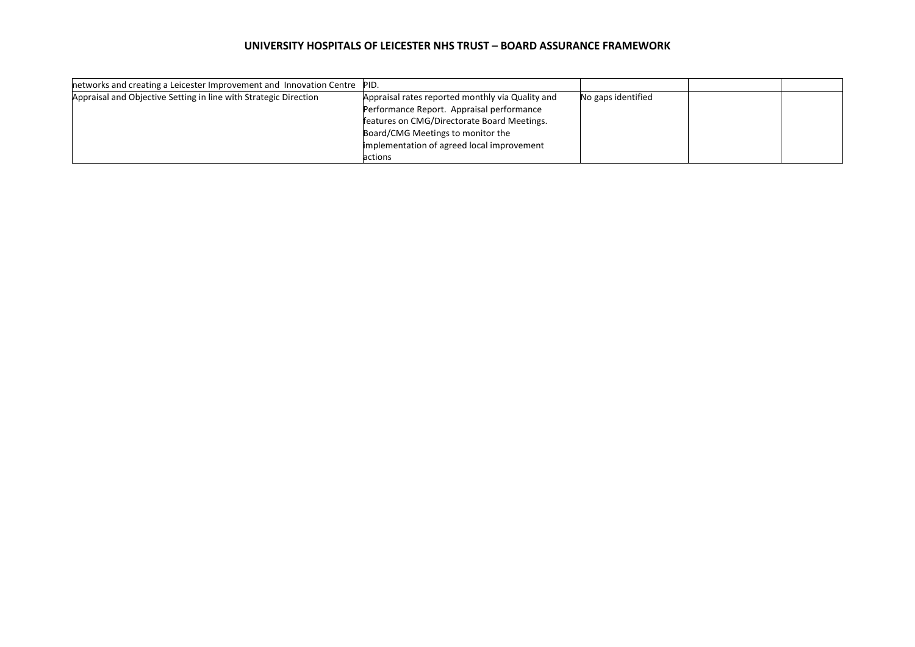| | | | | |
|---|---|---|---|---|
| networks and creating a Leicester Improvement and Innovation Centre | PID. | | | |
| Appraisal and Objective Setting in line with Strategic Direction | Appraisal rates reported monthly via Quality and Performance Report. Appraisal performance features on CMG/Directorate Board Meetings. Board/CMG Meetings to monitor the implementation of agreed local improvement actions | No gaps identified | | |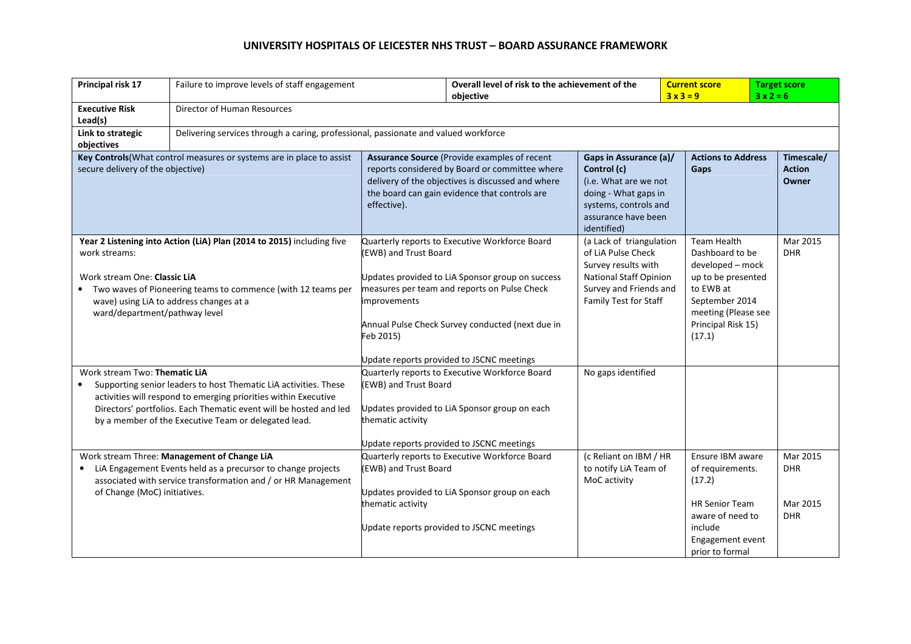# UNIVERSITY HOSPITALS OF LEICESTER NHS TRUST – BOARD ASSURANCE FRAMEWORK

| **Principal risk 17** | Failure to improve levels of staff engagement | **Overall level of risk to the achievement of the objective** | **Current score** 3 x 3 = 9 | **Target score** 3 x 2 = 6 |
|---|---|---|---|---|
| **Executive Risk Lead(s)** | Director of Human Resources | | | |
| **Link to strategic objectives** | Delivering services through a caring, professional, passionate and valued workforce | | | |

| **Key Controls** (What control measures or systems are in place to assist secure delivery of the objective) | **Assurance Source** (Provide examples of recent reports considered by Board or committee where delivery of the objectives is discussed and where the board can gain evidence that controls are effective). | **Gaps in Assurance (a)/ Control (c)** (i.e. What are we not doing - What gaps in systems, controls and assurance have been identified) | **Actions to Address Gaps** | **Timescale/ Action Owner** |
|---|---|---|---|---|
| **Year 2 Listening into Action (LiA) Plan (2014 to 2015)** including five work streams:<br><br>Work stream One: **Classic LiA**<br>• Two waves of Pioneering teams to commence (with 12 teams per wave) using LiA to address changes at a ward/department/pathway level | Quarterly reports to Executive Workforce Board (EWB) and Trust Board<br><br>Updates provided to LiA Sponsor group on success measures per team and reports on Pulse Check improvements<br><br>Annual Pulse Check Survey conducted (next due in Feb 2015)<br><br>Update reports provided to JSCNC meetings | (a Lack of triangulation of LiA Pulse Check Survey results with National Staff Opinion Survey and Friends and Family Test for Staff | Team Health Dashboard to be developed – mock up to be presented to EWB at September 2014 meeting (Please see Principal Risk 15) (17.1) | Mar 2015 DHR |
| Work stream Two: **Thematic LiA**<br>• Supporting senior leaders to host Thematic LiA activities. These activities will respond to emerging priorities within Executive Directors' portfolios. Each Thematic event will be hosted and led by a member of the Executive Team or delegated lead. | Quarterly reports to Executive Workforce Board (EWB) and Trust Board<br><br>Updates provided to LiA Sponsor group on each thematic activity<br><br>Update reports provided to JSCNC meetings | No gaps identified | | |
| Work stream Three: **Management of Change LiA**<br>• LiA Engagement Events held as a precursor to change projects associated with service transformation and / or HR Management of Change (MoC) initiatives. | Quarterly reports to Executive Workforce Board (EWB) and Trust Board<br><br>Updates provided to LiA Sponsor group on each thematic activity<br><br>Update reports provided to JSCNC meetings | (c Reliant on IBM / HR to notify LiA Team of MoC activity | Ensure IBM aware of requirements. (17.2)<br><br>HR Senior Team aware of need to include Engagement event prior to formal | Mar 2015 DHR<br><br>Mar 2015 DHR |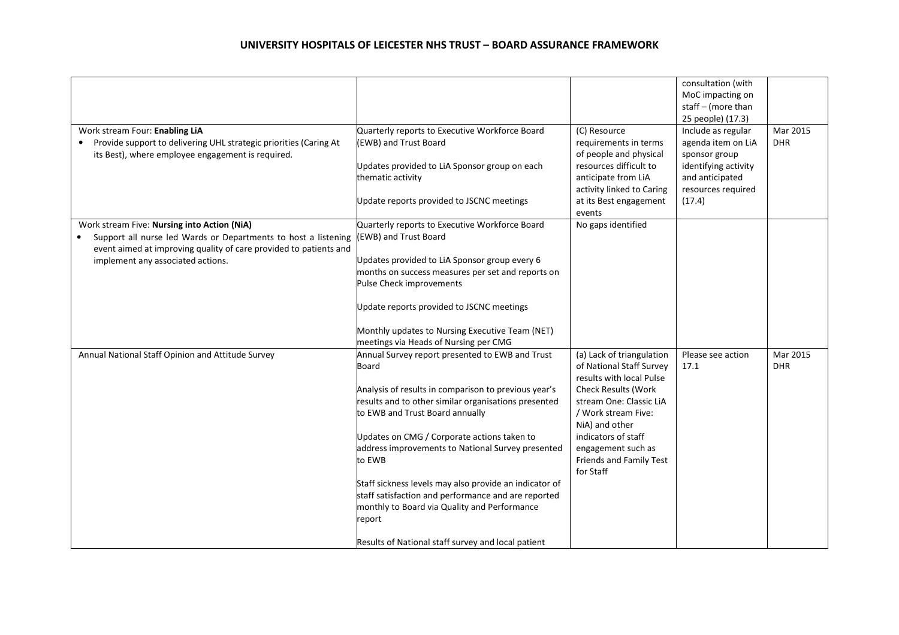# UNIVERSITY HOSPITALS OF LEICESTER NHS TRUST – BOARD ASSURANCE FRAMEWORK

| | | | | |
|---|---|---|---|---|
| | | | consultation (with MoC impacting on staff – (more than 25 people) (17.3) | |
| Work stream Four: **Enabling LiA**<br>• Provide support to delivering UHL strategic priorities (Caring At its Best), where employee engagement is required. | Quarterly reports to Executive Workforce Board (EWB) and Trust Board<br><br>Updates provided to LiA Sponsor group on each thematic activity<br><br>Update reports provided to JSCNC meetings | (C) Resource requirements in terms of people and physical resources difficult to anticipate from LiA activity linked to Caring at its Best engagement events | Include as regular agenda item on LiA sponsor group identifying activity and anticipated resources required (17.4) | Mar 2015 DHR |
| Work stream Five: **Nursing into Action (NiA)**<br>• Support all nurse led Wards or Departments to host a listening event aimed at improving quality of care provided to patients and implement any associated actions. | Quarterly reports to Executive Workforce Board (EWB) and Trust Board<br><br>Updates provided to LiA Sponsor group every 6 months on success measures per set and reports on Pulse Check improvements<br><br>Update reports provided to JSCNC meetings<br><br>Monthly updates to Nursing Executive Team (NET) meetings via Heads of Nursing per CMG | No gaps identified | | |
| Annual National Staff Opinion and Attitude Survey | Annual Survey report presented to EWB and Trust Board<br><br>Analysis of results in comparison to previous year's results and to other similar organisations presented to EWB and Trust Board annually<br><br>Updates on CMG / Corporate actions taken to address improvements to National Survey presented to EWB<br><br>Staff sickness levels may also provide an indicator of staff satisfaction and performance and are reported monthly to Board via Quality and Performance report<br><br>Results of National staff survey and local patient | (a) Lack of triangulation of National Staff Survey results with local Pulse Check Results (Work stream One: Classic LiA / Work stream Five: NiA) and other indicators of staff engagement such as Friends and Family Test for Staff | Please see action 17.1 | Mar 2015 DHR |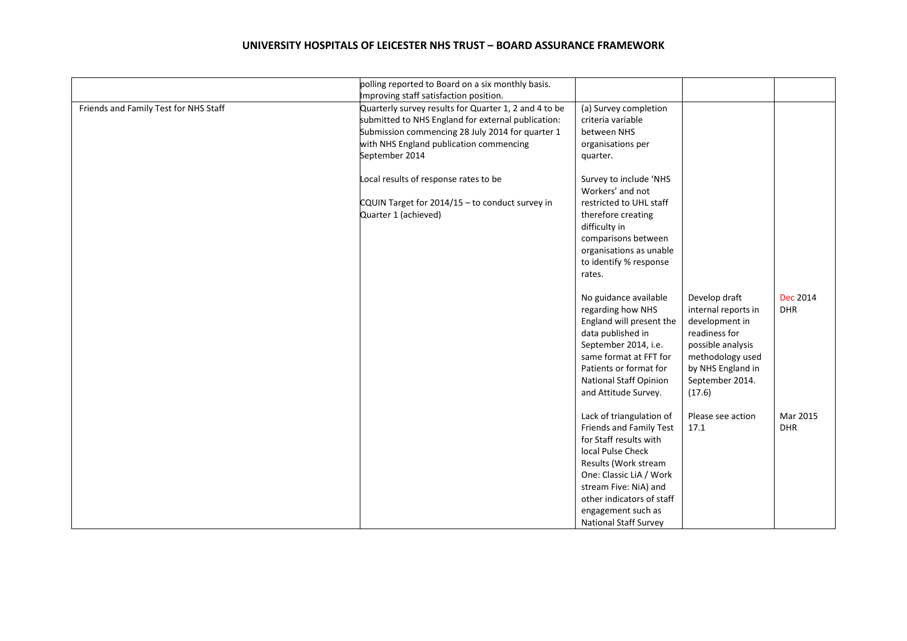# UNIVERSITY HOSPITALS OF LEICESTER NHS TRUST – BOARD ASSURANCE FRAMEWORK

| | | | | |
|---|---|---|---|---|
| | polling reported to Board on a six monthly basis. Improving staff satisfaction position. | | | |
| Friends and Family Test for NHS Staff | Quarterly survey results for Quarter 1, 2 and 4 to be submitted to NHS England for external publication: Submission commencing 28 July 2014 for quarter 1 with NHS England publication commencing September 2014<br><br>Local results of response rates to be<br><br>CQUIN Target for 2014/15 – to conduct survey in Quarter 1 (achieved) | (a) Survey completion criteria variable between NHS organisations per quarter.<br><br>Survey to include 'NHS Workers' and not restricted to UHL staff therefore creating difficulty in comparisons between organisations as unable to identify % response rates. | | |
| | | No guidance available regarding how NHS England will present the data published in September 2014, i.e. same format at FFT for Patients or format for National Staff Opinion and Attitude Survey. | Develop draft internal reports in development in readiness for possible analysis methodology used by NHS England in September 2014. (17.6) | Dec 2014 DHR |
| | | Lack of triangulation of Friends and Family Test for Staff results with local Pulse Check Results (Work stream One: Classic LiA / Work stream Five: NiA) and other indicators of staff engagement such as National Staff Survey | Please see action 17.1 | Mar 2015 DHR |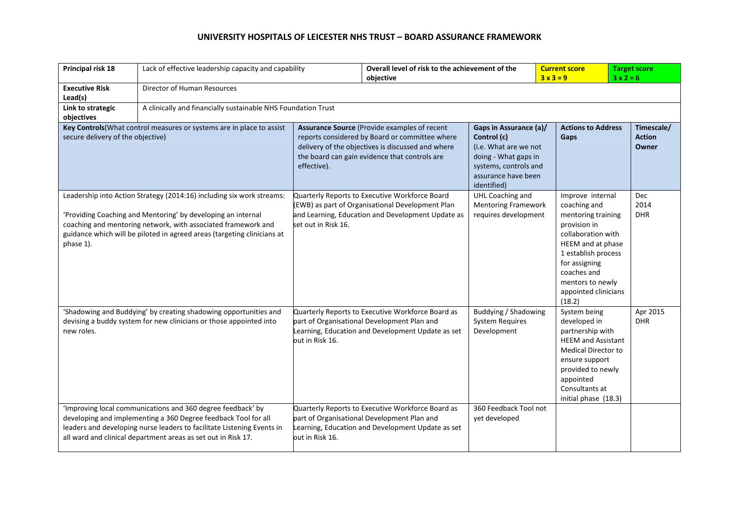# UNIVERSITY HOSPITALS OF LEICESTER NHS TRUST – BOARD ASSURANCE FRAMEWORK

| **Principal risk 18** | Lack of effective leadership capacity and capability | **Overall level of risk to the achievement of the objective** | | **Current score** 3 x 3 = 9 | **Target score** 3 x 2 = 6 |
|---|---|---|---|---|---|
| **Executive Risk Lead(s)** | Director of Human Resources | | | | |
| **Link to strategic objectives** | A clinically and financially sustainable NHS Foundation Trust | | | | |

| **Key Controls** (What control measures or systems are in place to assist secure delivery of the objective) | **Assurance Source** (Provide examples of recent reports considered by Board or committee where delivery of the objectives is discussed and where the board can gain evidence that controls are effective). | **Gaps in Assurance (a)/ Control (c)** (i.e. What are we not doing - What gaps in systems, controls and assurance have been identified) | **Actions to Address Gaps** | **Timescale/ Action Owner** |
|---|---|---|---|---|
| Leadership into Action Strategy (2014:16) including six work streams:<br><br>'Providing Coaching and Mentoring' by developing an internal coaching and mentoring network, with associated framework and guidance which will be piloted in agreed areas (targeting clinicians at phase 1). | Quarterly Reports to Executive Workforce Board (EWB) as part of Organisational Development Plan and Learning, Education and Development Update as set out in Risk 16. | UHL Coaching and Mentoring Framework requires development | Improve internal coaching and mentoring training provision in collaboration with HEEM and at phase 1 establish process for assigning coaches and mentors to newly appointed clinicians (18.2) | Dec 2014 DHR |
| 'Shadowing and Buddying' by creating shadowing opportunities and devising a buddy system for new clinicians or those appointed into new roles. | Quarterly Reports to Executive Workforce Board as part of Organisational Development Plan and Learning, Education and Development Update as set out in Risk 16. | Buddying / Shadowing System Requires Development | System being developed in partnership with HEEM and Assistant Medical Director to ensure support provided to newly appointed Consultants at initial phase (18.3) | Apr 2015 DHR |
| 'Improving local communications and 360 degree feedback' by developing and implementing a 360 Degree feedback Tool for all leaders and developing nurse leaders to facilitate Listening Events in all ward and clinical department areas as set out in Risk 17. | Quarterly Reports to Executive Workforce Board as part of Organisational Development Plan and Learning, Education and Development Update as set out in Risk 16. | 360 Feedback Tool not yet developed | | |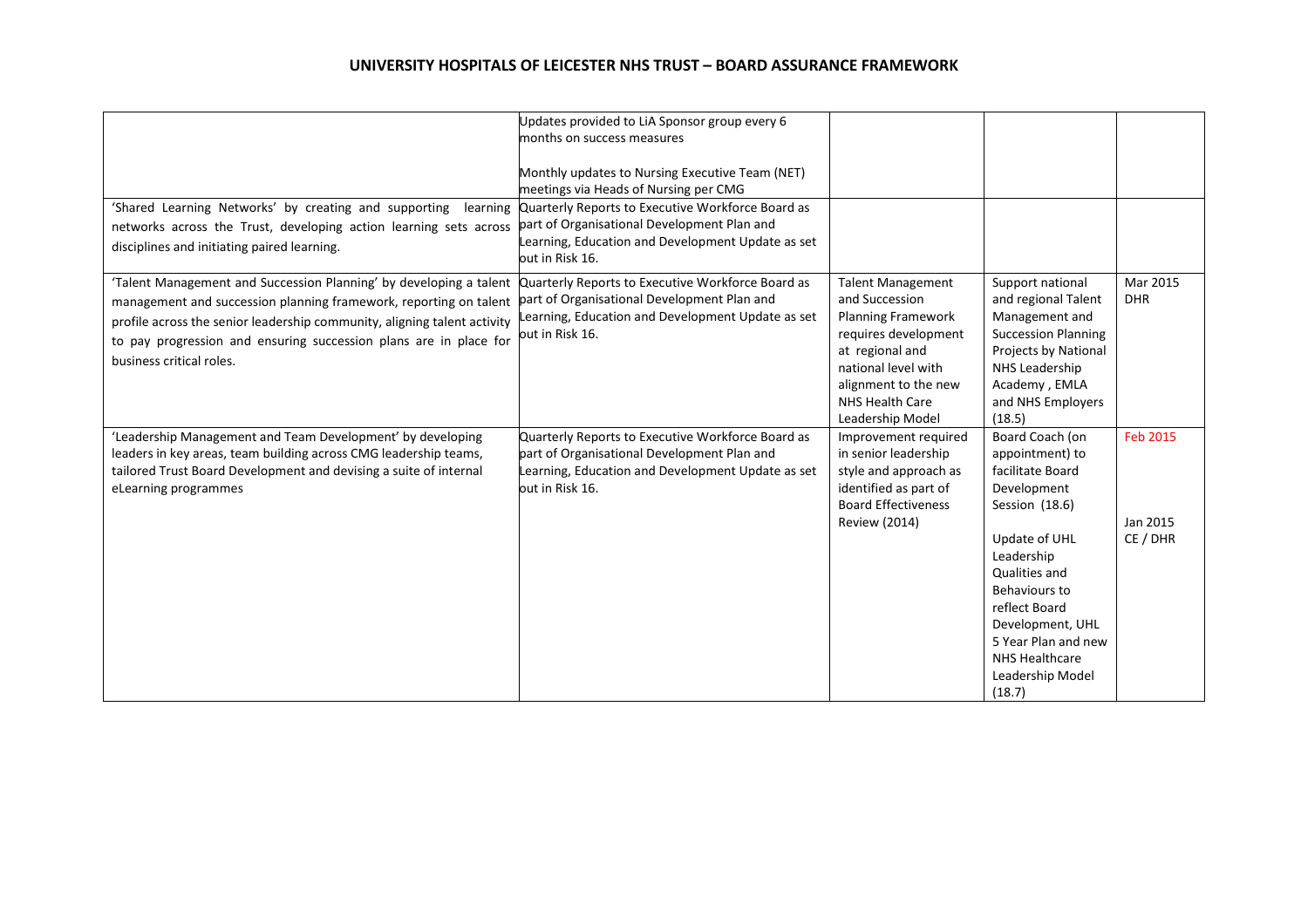# UNIVERSITY HOSPITALS OF LEICESTER NHS TRUST – BOARD ASSURANCE FRAMEWORK

| | | | | |
|---|---|---|---|---|
| | Updates provided to LiA Sponsor group every 6 months on success measures<br><br>Monthly updates to Nursing Executive Team (NET) meetings via Heads of Nursing per CMG | | | |
| 'Shared Learning Networks' by creating and supporting learning networks across the Trust, developing action learning sets across disciplines and initiating paired learning. | Quarterly Reports to Executive Workforce Board as part of Organisational Development Plan and Learning, Education and Development Update as set out in Risk 16. | | | |
| 'Talent Management and Succession Planning' by developing a talent management and succession planning framework, reporting on talent profile across the senior leadership community, aligning talent activity to pay progression and ensuring succession plans are in place for business critical roles. | Quarterly Reports to Executive Workforce Board as part of Organisational Development Plan and Learning, Education and Development Update as set out in Risk 16. | Talent Management and Succession Planning Framework requires development at regional and national level with alignment to the new NHS Health Care Leadership Model | Support national and regional Talent Management and Succession Planning Projects by National NHS Leadership Academy , EMLA and NHS Employers (18.5) | Mar 2015<br>DHR |
| 'Leadership Management and Team Development' by developing leaders in key areas, team building across CMG leadership teams, tailored Trust Board Development and devising a suite of internal eLearning programmes | Quarterly Reports to Executive Workforce Board as part of Organisational Development Plan and Learning, Education and Development Update as set out in Risk 16. | Improvement required in senior leadership style and approach as identified as part of Board Effectiveness Review (2014) | Board Coach (on appointment) to facilitate Board Development Session (18.6)<br><br>Update of UHL Leadership Qualities and Behaviours to reflect Board Development, UHL 5 Year Plan and new NHS Healthcare Leadership Model (18.7) | Feb 2015<br><br>Jan 2015<br>CE / DHR |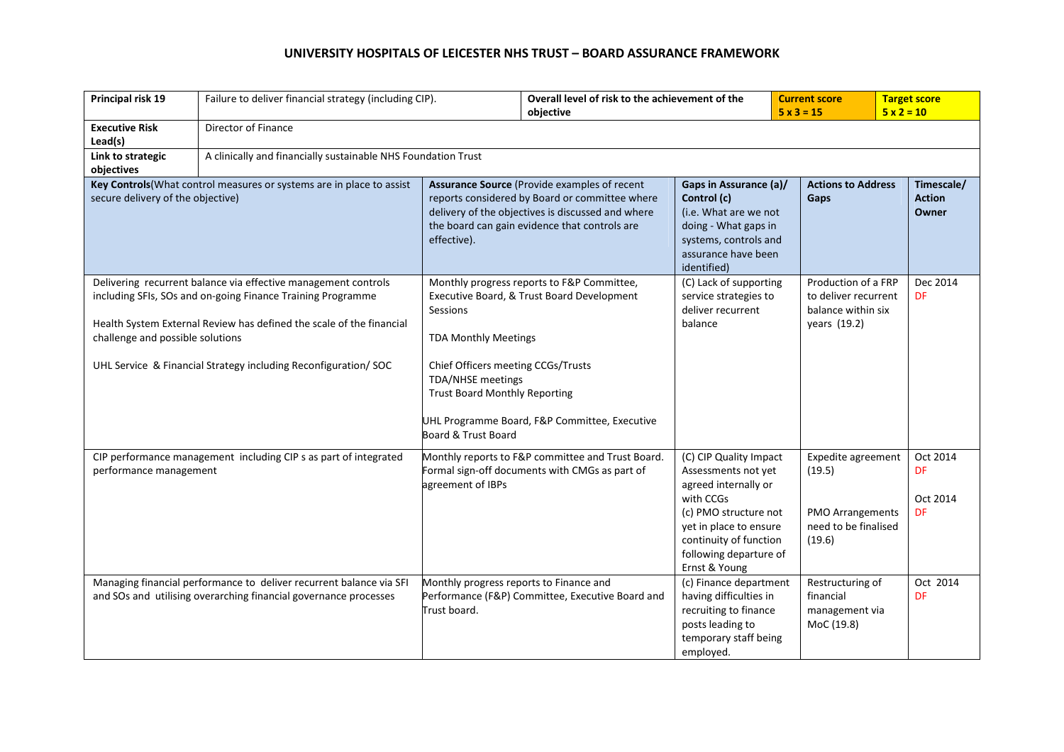# UNIVERSITY HOSPITALS OF LEICESTER NHS TRUST – BOARD ASSURANCE FRAMEWORK

| **Principal risk 19** | Failure to deliver financial strategy (including CIP). | **Overall level of risk to the achievement of the objective** | | **Current score 5 x 3 = 15** | **Target score 5 x 2 = 10** |
|---|---|---|---|---|---|
| **Executive Risk Lead(s)** | Director of Finance | | | | |
| **Link to strategic objectives** | A clinically and financially sustainable NHS Foundation Trust | | | | |
| **Key Controls**(What control measures or systems are in place to assist secure delivery of the objective) | | **Assurance Source** (Provide examples of recent reports considered by Board or committee where delivery of the objectives is discussed and where the board can gain evidence that controls are effective). | **Gaps in Assurance (a)/ Control (c)** (i.e. What are we not doing - What gaps in systems, controls and assurance have been identified) | **Actions to Address Gaps** | **Timescale/ Action Owner** |
| Delivering recurrent balance via effective management controls including SFIs, SOs and on-going Finance Training Programme<br><br>Health System External Review has defined the scale of the financial challenge and possible solutions<br><br>UHL Service & Financial Strategy including Reconfiguration/ SOC | | Monthly progress reports to F&P Committee, Executive Board, & Trust Board Development Sessions<br><br>TDA Monthly Meetings<br><br>Chief Officers meeting CCGs/Trusts<br>TDA/NHSE meetings<br>Trust Board Monthly Reporting<br><br>UHL Programme Board, F&P Committee, Executive Board & Trust Board | (C) Lack of supporting service strategies to deliver recurrent balance | Production of a FRP to deliver recurrent balance within six years (19.2) | Dec 2014<br>DF |
| CIP performance management including CIP s as part of integrated performance management | | Monthly reports to F&P committee and Trust Board. Formal sign-off documents with CMGs as part of agreement of IBPs | (C) CIP Quality Impact Assessments not yet agreed internally or with CCGs<br>(c) PMO structure not yet in place to ensure continuity of function following departure of Ernst & Young | Expedite agreement (19.5)<br><br>PMO Arrangements need to be finalised (19.6) | Oct 2014<br>DF<br><br>Oct 2014<br>DF |
| Managing financial performance to deliver recurrent balance via SFI and SOs and utilising overarching financial governance processes | | Monthly progress reports to Finance and Performance (F&P) Committee, Executive Board and Trust board. | (c) Finance department having difficulties in recruiting to finance posts leading to temporary staff being employed. | Restructuring of financial management via MoC (19.8) | Oct 2014<br>DF |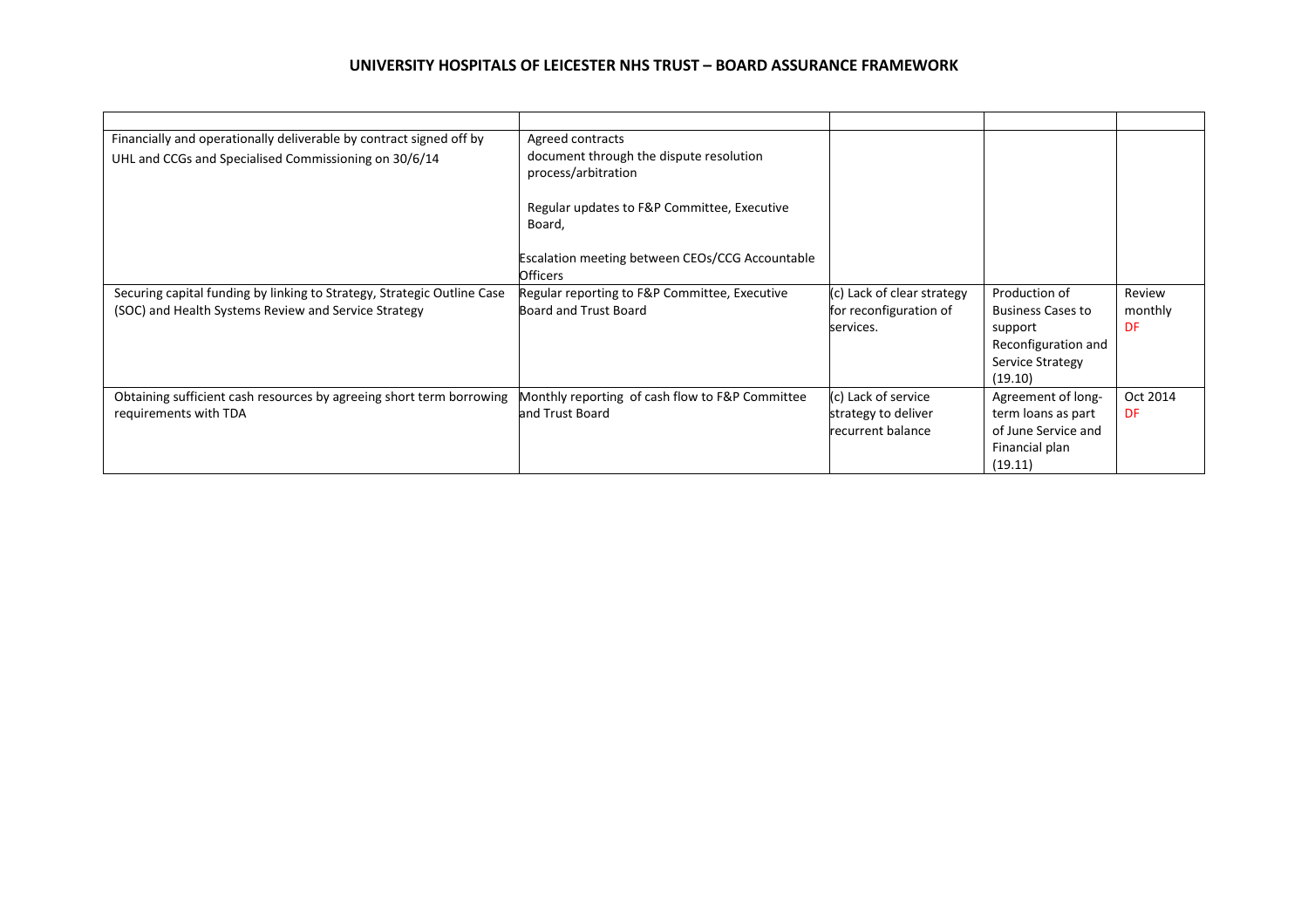# UNIVERSITY HOSPITALS OF LEICESTER NHS TRUST – BOARD ASSURANCE FRAMEWORK

| | | | | |
|---|---|---|---|---|
| Financially and operationally deliverable by contract signed off by UHL and CCGs and Specialised Commissioning on 30/6/14 | Agreed contracts document through the dispute resolution process/arbitration<br><br>Regular updates to F&P Committee, Executive Board,<br><br>Escalation meeting between CEOs/CCG Accountable Officers | | | |
| Securing capital funding by linking to Strategy, Strategic Outline Case (SOC) and Health Systems Review and Service Strategy | Regular reporting to F&P Committee, Executive Board and Trust Board | (c) Lack of clear strategy for reconfiguration of services. | Production of Business Cases to support Reconfiguration and Service Strategy (19.10) | Review monthly DF |
| Obtaining sufficient cash resources by agreeing short term borrowing requirements with TDA | Monthly reporting of cash flow to F&P Committee and Trust Board | (c) Lack of service strategy to deliver recurrent balance | Agreement of long-term loans as part of June Service and Financial plan (19.11) | Oct 2014 DF |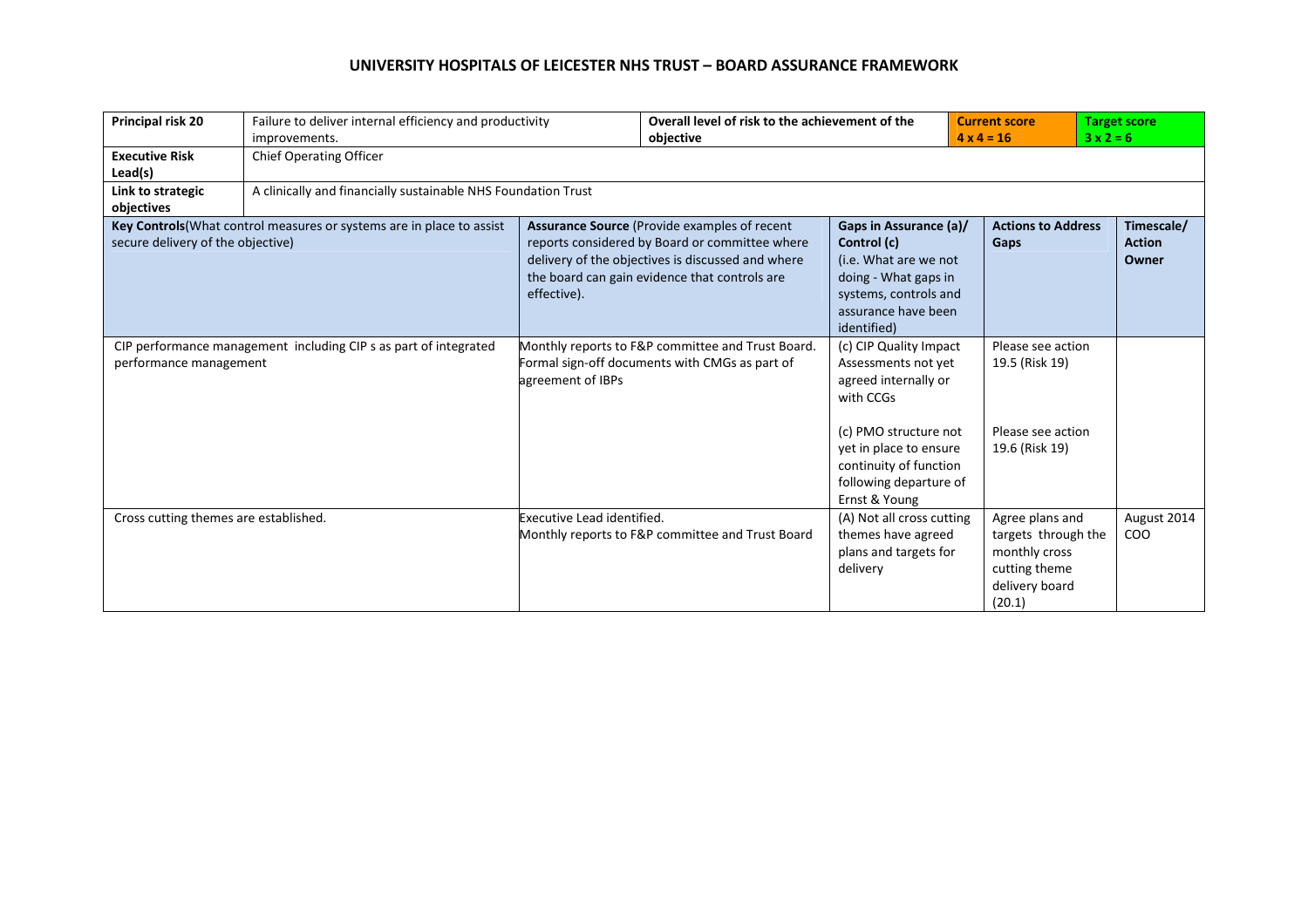# UNIVERSITY HOSPITALS OF LEICESTER NHS TRUST – BOARD ASSURANCE FRAMEWORK

| **Principal risk 20** | Failure to deliver internal efficiency and productivity improvements. | **Overall level of risk to the achievement of the objective** | | **Current score 4 x 4 = 16** | **Target score 3 x 2 = 6** |
|---|---|---|---|---|---|
| **Executive Risk Lead(s)** | Chief Operating Officer | | | | |
| **Link to strategic objectives** | A clinically and financially sustainable NHS Foundation Trust | | | | |
| **Key Controls** (What control measures or systems are in place to assist secure delivery of the objective) | | **Assurance Source** (Provide examples of recent reports considered by Board or committee where delivery of the objectives is discussed and where the board can gain evidence that controls are effective). | **Gaps in Assurance (a)/ Control (c)** (i.e. What are we not doing - What gaps in systems, controls and assurance have been identified) | **Actions to Address Gaps** | **Timescale/ Action Owner** |
| CIP performance management including CIP s as part of integrated performance management | | Monthly reports to F&P committee and Trust Board. Formal sign-off documents with CMGs as part of agreement of IBPs | (c) CIP Quality Impact Assessments not yet agreed internally or with CCGs | Please see action 19.5 (Risk 19) | |
| | | | (c) PMO structure not yet in place to ensure continuity of function following departure of Ernst & Young | Please see action 19.6 (Risk 19) | |
| Cross cutting themes are established. | | Executive Lead identified. Monthly reports to F&P committee and Trust Board | (A) Not all cross cutting themes have agreed plans and targets for delivery | Agree plans and targets through the monthly cross cutting theme delivery board (20.1) | August 2014 COO |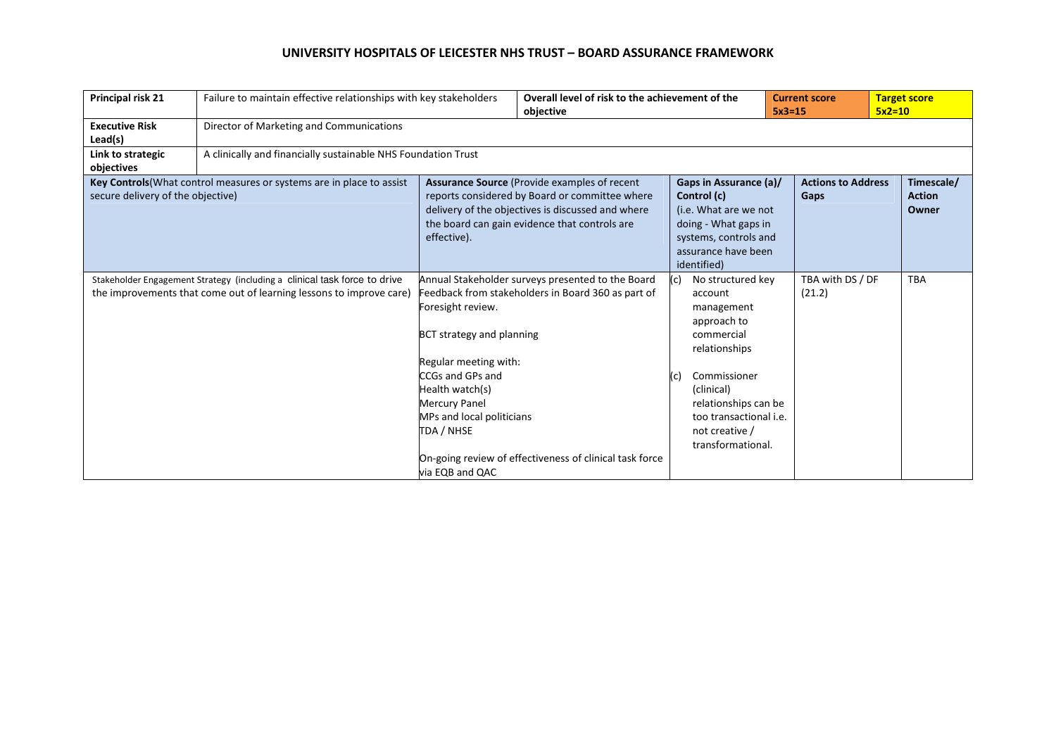# UNIVERSITY HOSPITALS OF LEICESTER NHS TRUST – BOARD ASSURANCE FRAMEWORK

| **Principal risk 21** | Failure to maintain effective relationships with key stakeholders | **Overall level of risk to the achievement of the objective** | **Current score** 5x3=15 | **Target score** 5x2=10 |
|---|---|---|---|---|
| **Executive Risk Lead(s)** | Director of Marketing and Communications | | | |
| **Link to strategic objectives** | A clinically and financially sustainable NHS Foundation Trust | | | |

| **Key Controls**(What control measures or systems are in place to assist secure delivery of the objective) | **Assurance Source** (Provide examples of recent reports considered by Board or committee where delivery of the objectives is discussed and where the board can gain evidence that controls are effective). | **Gaps in Assurance (a)/ Control (c)** (i.e. What are we not doing - What gaps in systems, controls and assurance have been identified) | **Actions to Address Gaps** | **Timescale/ Action Owner** |
|---|---|---|---|---|
| Stakeholder Engagement Strategy (including a clinical task force to drive the improvements that come out of learning lessons to improve care) | Annual Stakeholder surveys presented to the Board<br>Feedback from stakeholders in Board 360 as part of Foresight review.<br><br>BCT strategy and planning<br><br>Regular meeting with:<br>CCGs and GPs and<br>Health watch(s)<br>Mercury Panel<br>MPs and local politicians<br>TDA / NHSE<br><br>On-going review of effectiveness of clinical task force via EQB and QAC | (c) No structured key account management approach to commercial relationships<br><br>(c) Commissioner (clinical) relationships can be too transactional i.e. not creative / transformational. | TBA with DS / DF (21.2) | TBA |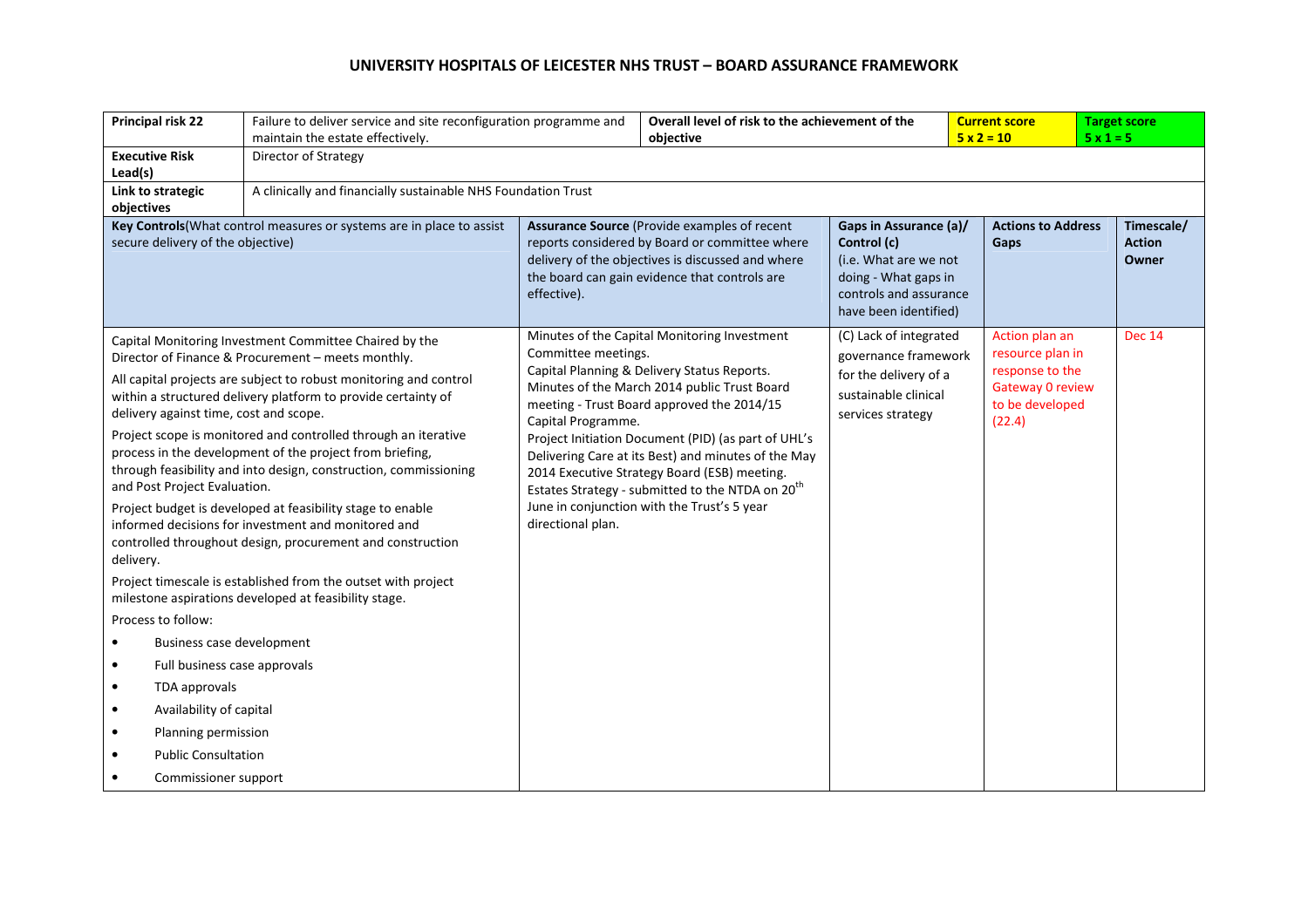# UNIVERSITY HOSPITALS OF LEICESTER NHS TRUST – BOARD ASSURANCE FRAMEWORK

| **Principal risk 22** | Failure to deliver service and site reconfiguration programme and maintain the estate effectively. | **Overall level of risk to the achievement of the objective** | **Current score** $5 \times 2 = 10$ | **Target score** $5 \times 1 = 5$ |
|---|---|---|---|---|
| **Executive Risk Lead(s)** | Director of Strategy | | | |
| **Link to strategic objectives** | A clinically and financially sustainable NHS Foundation Trust | | | |

| **Key Controls** (What control measures or systems are in place to assist secure delivery of the objective) | **Assurance Source** (Provide examples of recent reports considered by Board or committee where delivery of the objectives is discussed and where the board can gain evidence that controls are effective). | **Gaps in Assurance (a)/ Control (c)** (i.e. What are we not doing - What gaps in controls and assurance have been identified) | **Actions to Address Gaps** | **Timescale/ Action Owner** |
|---|---|---|---|---|
| Capital Monitoring Investment Committee Chaired by the Director of Finance & Procurement – meets monthly.<br><br>All capital projects are subject to robust monitoring and control within a structured delivery platform to provide certainty of delivery against time, cost and scope.<br><br>Project scope is monitored and controlled through an iterative process in the development of the project from briefing, through feasibility and into design, construction, commissioning and Post Project Evaluation.<br><br>Project budget is developed at feasibility stage to enable informed decisions for investment and monitored and controlled throughout design, procurement and construction delivery.<br><br>Project timescale is established from the outset with project milestone aspirations developed at feasibility stage.<br><br>Process to follow:<br>• Business case development<br>• Full business case approvals<br>• TDA approvals<br>• Availability of capital<br>• Planning permission<br>• Public Consultation<br>• Commissioner support | Minutes of the Capital Monitoring Investment Committee meetings.<br>Capital Planning & Delivery Status Reports.<br>Minutes of the March 2014 public Trust Board meeting - Trust Board approved the 2014/15 Capital Programme.<br>Project Initiation Document (PID) (as part of UHL's Delivering Care at its Best) and minutes of the May 2014 Executive Strategy Board (ESB) meeting.<br>Estates Strategy - submitted to the NTDA on 20th June in conjunction with the Trust's 5 year directional plan. | (C) Lack of integrated governance framework for the delivery of a sustainable clinical services strategy | Action plan an resource plan in response to the Gateway 0 review to be developed (22.4) | Dec 14 |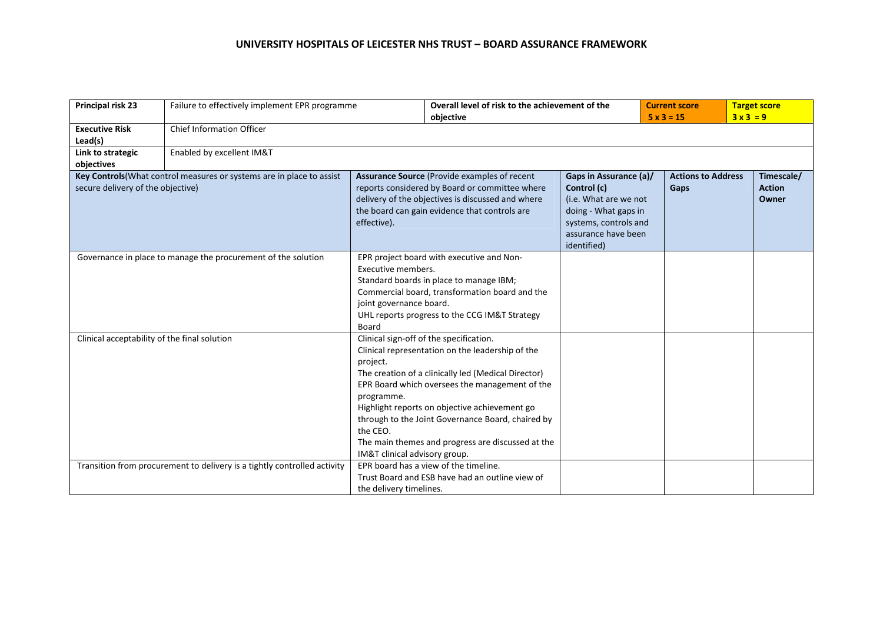## UNIVERSITY HOSPITALS OF LEICESTER NHS TRUST – BOARD ASSURANCE FRAMEWORK

| **Principal risk 23** | Failure to effectively implement EPR programme | **Overall level of risk to the achievement of the objective** | | **Current score** 5 x 3 = 15 | **Target score** 3 x 3 = 9 |
|---|---|---|---|---|---|
| **Executive Risk Lead(s)** | Chief Information Officer | | | | |
| **Link to strategic objectives** | Enabled by excellent IM&T | | | | |

| **Key Controls**(What control measures or systems are in place to assist secure delivery of the objective) | **Assurance Source** (Provide examples of recent reports considered by Board or committee where delivery of the objectives is discussed and where the board can gain evidence that controls are effective). | **Gaps in Assurance (a)/ Control (c)** (i.e. What are we not doing - What gaps in systems, controls and assurance have been identified) | **Actions to Address Gaps** | **Timescale/ Action Owner** |
|---|---|---|---|---|
| Governance in place to manage the procurement of the solution | EPR project board with executive and Non-Executive members.<br>Standard boards in place to manage IBM; Commercial board, transformation board and the joint governance board.<br>UHL reports progress to the CCG IM&T Strategy Board | | | |
| Clinical acceptability of the final solution | Clinical sign-off of the specification.<br>Clinical representation on the leadership of the project.<br>The creation of a clinically led (Medical Director) EPR Board which oversees the management of the programme.<br>Highlight reports on objective achievement go through to the Joint Governance Board, chaired by the CEO.<br>The main themes and progress are discussed at the IM&T clinical advisory group. | | | |
| Transition from procurement to delivery is a tightly controlled activity | EPR board has a view of the timeline.<br>Trust Board and ESB have had an outline view of the delivery timelines. | | | |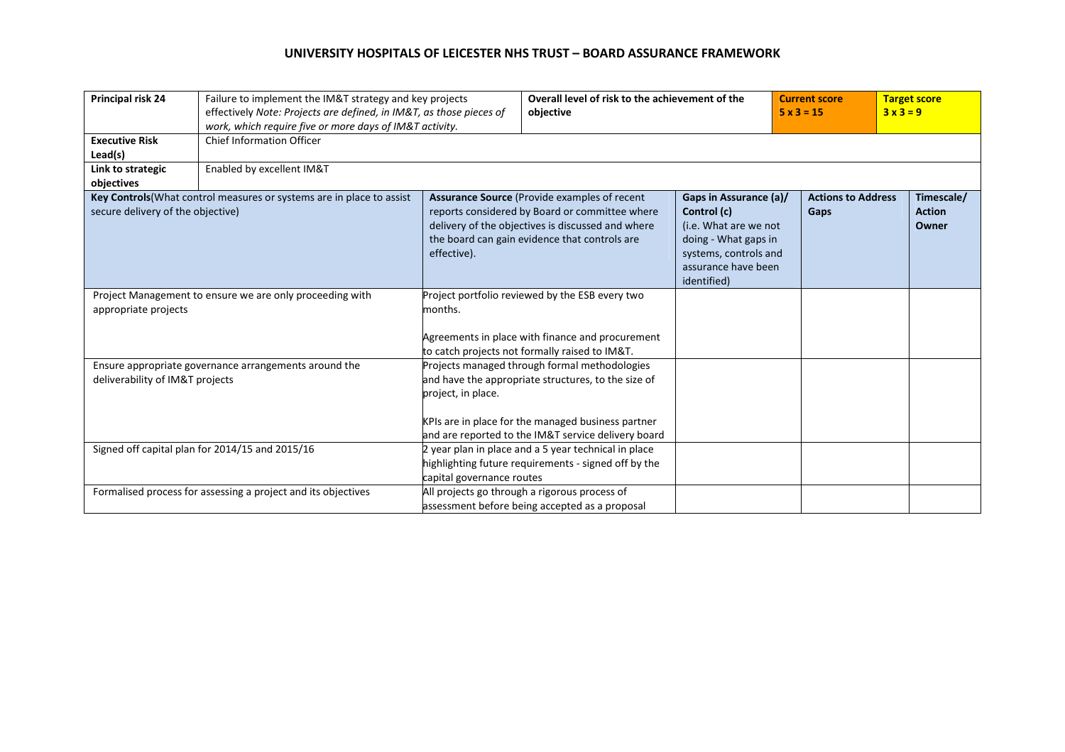# UNIVERSITY HOSPITALS OF LEICESTER NHS TRUST – BOARD ASSURANCE FRAMEWORK

| **Principal risk 24** | Failure to implement the IM&T strategy and key projects effectively *Note: Projects are defined, in IM&T, as those pieces of work, which require five or more days of IM&T activity.* | **Overall level of risk to the achievement of the objective** | **Current score 5 x 3 = 15** | **Target score 3 x 3 = 9** |
|---|---|---|---|---|
| **Executive Risk Lead(s)** | Chief Information Officer | | | |
| **Link to strategic objectives** | Enabled by excellent IM&T | | | |

| **Key Controls** (What control measures or systems are in place to assist secure delivery of the objective) | **Assurance Source** (Provide examples of recent reports considered by Board or committee where delivery of the objectives is discussed and where the board can gain evidence that controls are effective). | **Gaps in Assurance (a)/ Control (c)** (i.e. What are we not doing - What gaps in systems, controls and assurance have been identified) | **Actions to Address Gaps** | **Timescale/ Action Owner** |
|---|---|---|---|---|
| Project Management to ensure we are only proceeding with appropriate projects | Project portfolio reviewed by the ESB every two months.<br><br>Agreements in place with finance and procurement to catch projects not formally raised to IM&T. | | | |
| Ensure appropriate governance arrangements around the deliverability of IM&T projects | Projects managed through formal methodologies and have the appropriate structures, to the size of project, in place.<br><br>KPIs are in place for the managed business partner and are reported to the IM&T service delivery board | | | |
| Signed off capital plan for 2014/15 and 2015/16 | 2 year plan in place and a 5 year technical in place highlighting future requirements - signed off by the capital governance routes | | | |
| Formalised process for assessing a project and its objectives | All projects go through a rigorous process of assessment before being accepted as a proposal | | | |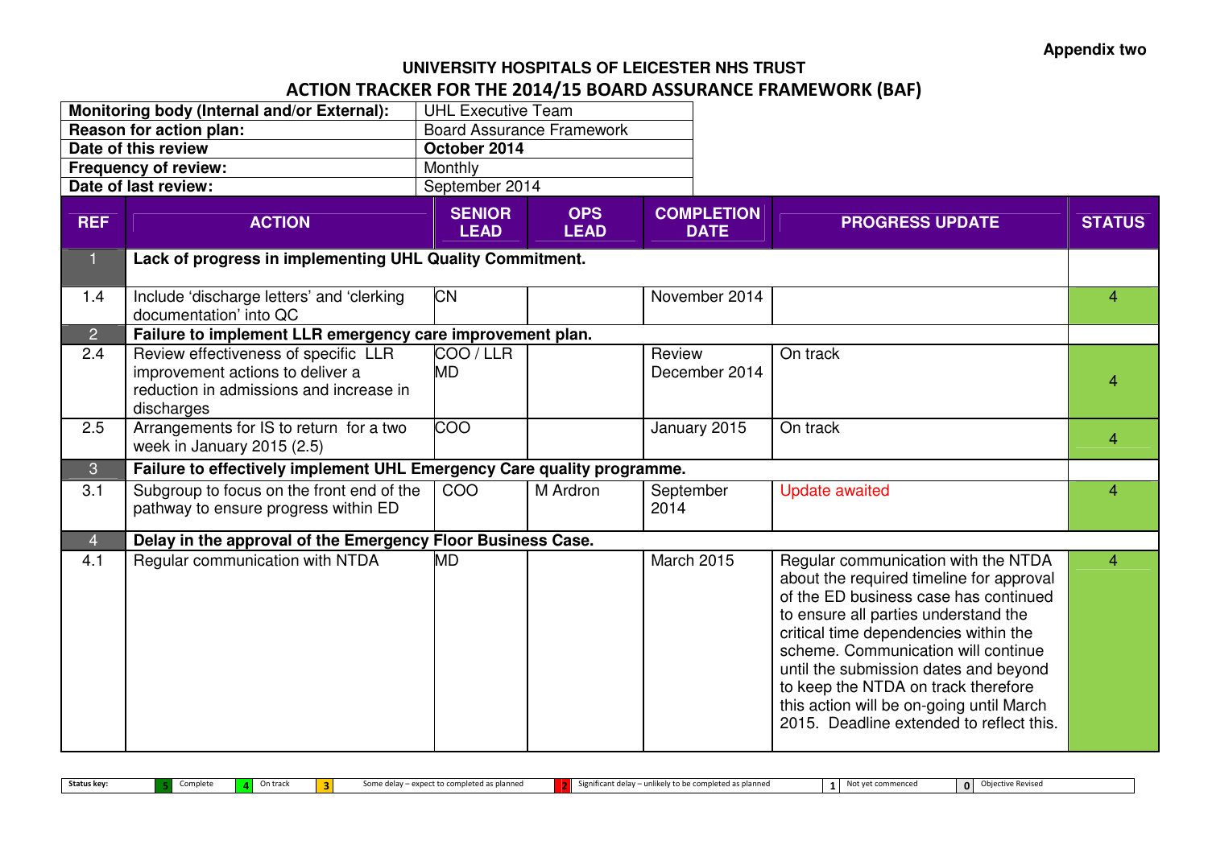**Appendix two**

# UNIVERSITY HOSPITALS OF LEICESTER NHS TRUST

## ACTION TRACKER FOR THE 2014/15 BOARD ASSURANCE FRAMEWORK (BAF)

| | |
|---|---|
| **Monitoring body (Internal and/or External):** | UHL Executive Team |
| **Reason for action plan:** | Board Assurance Framework |
| **Date of this review** | **October 2014** |
| **Frequency of review:** | Monthly |
| **Date of last review:** | September 2014 |

| REF | ACTION | SENIOR LEAD | OPS LEAD | COMPLETION DATE | PROGRESS UPDATE | STATUS |
|---|---|---|---|---|---|---|
| 1 | **Lack of progress in implementing UHL Quality Commitment.** | | | | | |
| 1.4 | Include 'discharge letters' and 'clerking documentation' into QC | CN | | November 2014 | | 4 |
| 2 | **Failure to implement LLR emergency care improvement plan.** | | | | | |
| 2.4 | Review effectiveness of specific LLR improvement actions to deliver a reduction in admissions and increase in discharges | COO / LLR MD | | Review December 2014 | On track | 4 |
| 2.5 | Arrangements for IS to return for a two week in January 2015 (2.5) | COO | | January 2015 | On track | 4 |
| 3 | **Failure to effectively implement UHL Emergency Care quality programme.** | | | | | |
| 3.1 | Subgroup to focus on the front end of the pathway to ensure progress within ED | COO | M Ardron | September 2014 | Update awaited | 4 |
| 4 | **Delay in the approval of the Emergency Floor Business Case.** | | | | | |
| 4.1 | Regular communication with NTDA | MD | | March 2015 | Regular communication with the NTDA about the required timeline for approval of the ED business case has continued to ensure all parties understand the critical time dependencies within the scheme. Communication will continue until the submission dates and beyond to keep the NTDA on track therefore this action will be on-going until March 2015. Deadline extended to reflect this. | 4 |

**Status key:** 5 Complete | 4 On track | 3 Some delay – expect to completed as planned | 2 Significant delay – unlikely to be completed as planned | 1 Not yet commenced | 0 Objective Revised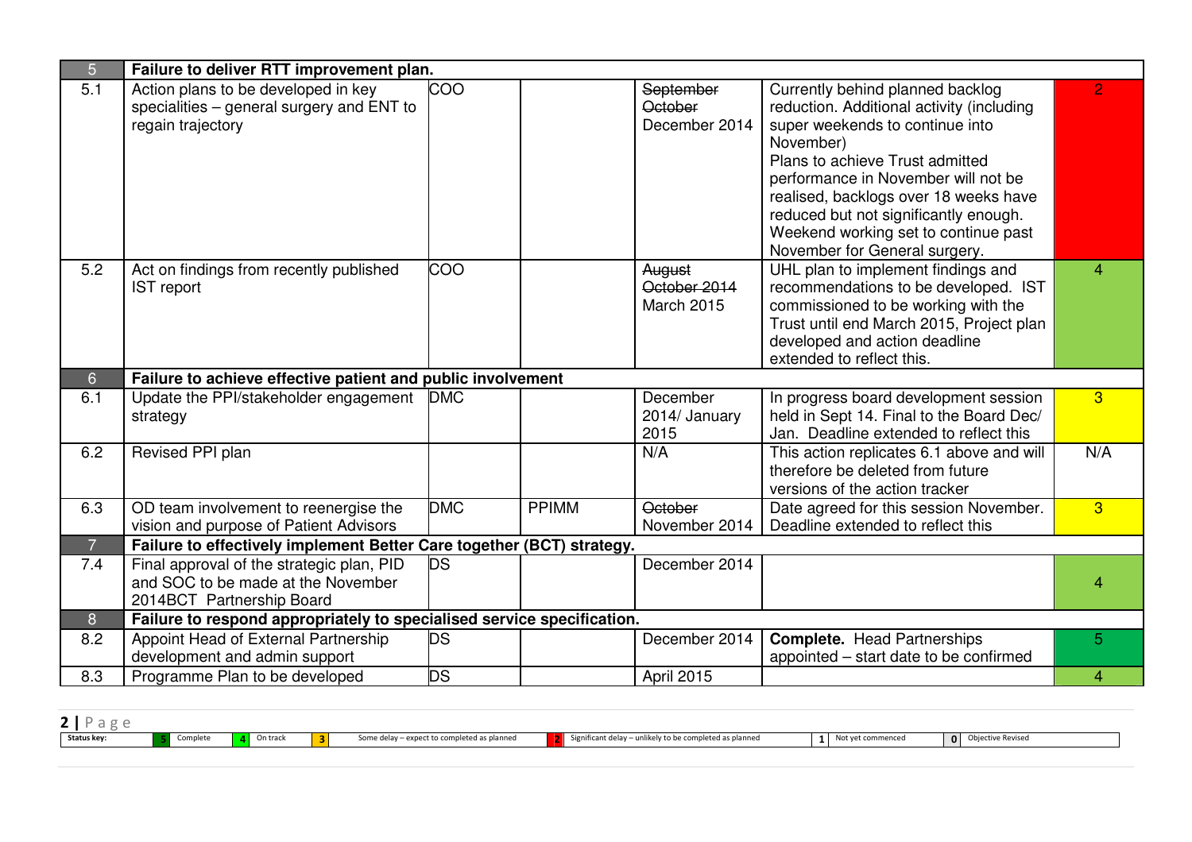| | | | | | | |
|---|---|---|---|---|---|---|
| 5 | **Failure to deliver RTT improvement plan.** | | | | | |
| 5.1 | Action plans to be developed in key specialities – general surgery and ENT to regain trajectory | COO | | ~~September~~ ~~October~~ December 2014 | Currently behind planned backlog reduction. Additional activity (including super weekends to continue into November) Plans to achieve Trust admitted performance in November will not be realised, backlogs over 18 weeks have reduced but not significantly enough. Weekend working set to continue past November for General surgery. | 2 |
| 5.2 | Act on findings from recently published IST report | COO | | ~~August~~ ~~October 2014~~ March 2015 | UHL plan to implement findings and recommendations to be developed. IST commissioned to be working with the Trust until end March 2015, Project plan developed and action deadline extended to reflect this. | 4 |
| 6 | **Failure to achieve effective patient and public involvement** | | | | | |
| 6.1 | Update the PPI/stakeholder engagement strategy | DMC | | December 2014/ January 2015 | In progress board development session held in Sept 14. Final to the Board Dec/ Jan. Deadline extended to reflect this | 3 |
| 6.2 | Revised PPI plan | | | N/A | This action replicates 6.1 above and will therefore be deleted from future versions of the action tracker | N/A |
| 6.3 | OD team involvement to reenergise the vision and purpose of Patient Advisors | DMC | PPIMM | ~~October~~ November 2014 | Date agreed for this session November. Deadline extended to reflect this | 3 |
| 7 | **Failure to effectively implement Better Care together (BCT) strategy.** | | | | | |
| 7.4 | Final approval of the strategic plan, PID and SOC to be made at the November 2014BCT Partnership Board | DS | | December 2014 | | 4 |
| 8 | **Failure to respond appropriately to specialised service specification.** | | | | | |
| 8.2 | Appoint Head of External Partnership development and admin support | DS | | December 2014 | **Complete.** Head Partnerships appointed – start date to be confirmed | 5 |
| 8.3 | Programme Plan to be developed | DS | | April 2015 | | 4 |

| Status key: | 5 | Complete | 4 | On track | 3 | Some delay – expect to completed as planned | 2 | Significant delay – unlikely to be completed as planned | 1 | Not yet commenced | 0 | Objective Revised |
|---|---|---|---|---|---|---|---|---|---|---|---|---|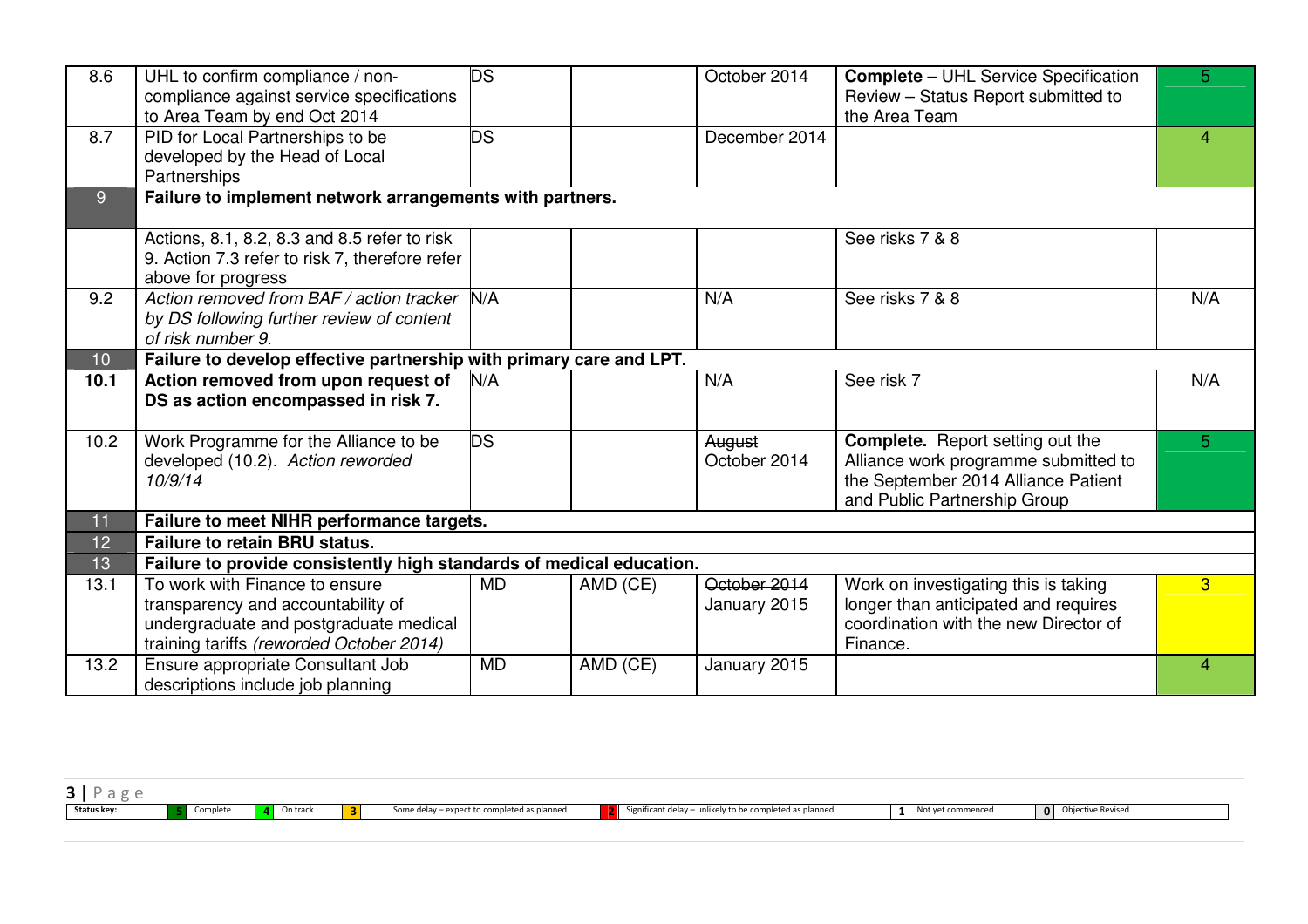| | | | | | | |
|---|---|---|---|---|---|---|
| 8.6 | UHL to confirm compliance / non-compliance against service specifications to Area Team by end Oct 2014 | DS | | October 2014 | **Complete** – UHL Service Specification Review – Status Report submitted to the Area Team | 5 |
| 8.7 | PID for Local Partnerships to be developed by the Head of Local Partnerships | DS | | December 2014 | | 4 |
| 9 | **Failure to implement network arrangements with partners.** | | | | | |
| | Actions, 8.1, 8.2, 8.3 and 8.5 refer to risk 9. Action 7.3 refer to risk 7, therefore refer above for progress | | | | See risks 7 & 8 | |
| 9.2 | *Action removed from BAF / action tracker by DS following further review of content of risk number 9.* | N/A | | N/A | See risks 7 & 8 | N/A |
| 10 | **Failure to develop effective partnership with primary care and LPT.** | | | | | |
| **10.1** | **Action removed from upon request of DS as action encompassed in risk 7.** | N/A | | N/A | See risk 7 | N/A |
| 10.2 | Work Programme for the Alliance to be developed (10.2). *Action reworded 10/9/14* | DS | | ~~August~~ October 2014 | **Complete.** Report setting out the Alliance work programme submitted to the September 2014 Alliance Patient and Public Partnership Group | 5 |
| 11 | **Failure to meet NIHR performance targets.** | | | | | |
| 12 | **Failure to retain BRU status.** | | | | | |
| 13 | **Failure to provide consistently high standards of medical education.** | | | | | |
| 13.1 | To work with Finance to ensure transparency and accountability of undergraduate and postgraduate medical training tariffs *(reworded October 2014)* | MD | AMD (CE) | ~~October 2014~~ January 2015 | Work on investigating this is taking longer than anticipated and requires coordination with the new Director of Finance. | 3 |
| 13.2 | Ensure appropriate Consultant Job descriptions include job planning | MD | AMD (CE) | January 2015 | | 4 |

| Status key: | 5 | Complete | 4 | On track | 3 | Some delay – expect to completed as planned | 2 | Significant delay – unlikely to be completed as planned | 1 | Not yet commenced | 0 | Objective Revised |
|---|---|---|---|---|---|---|---|---|---|---|---|---|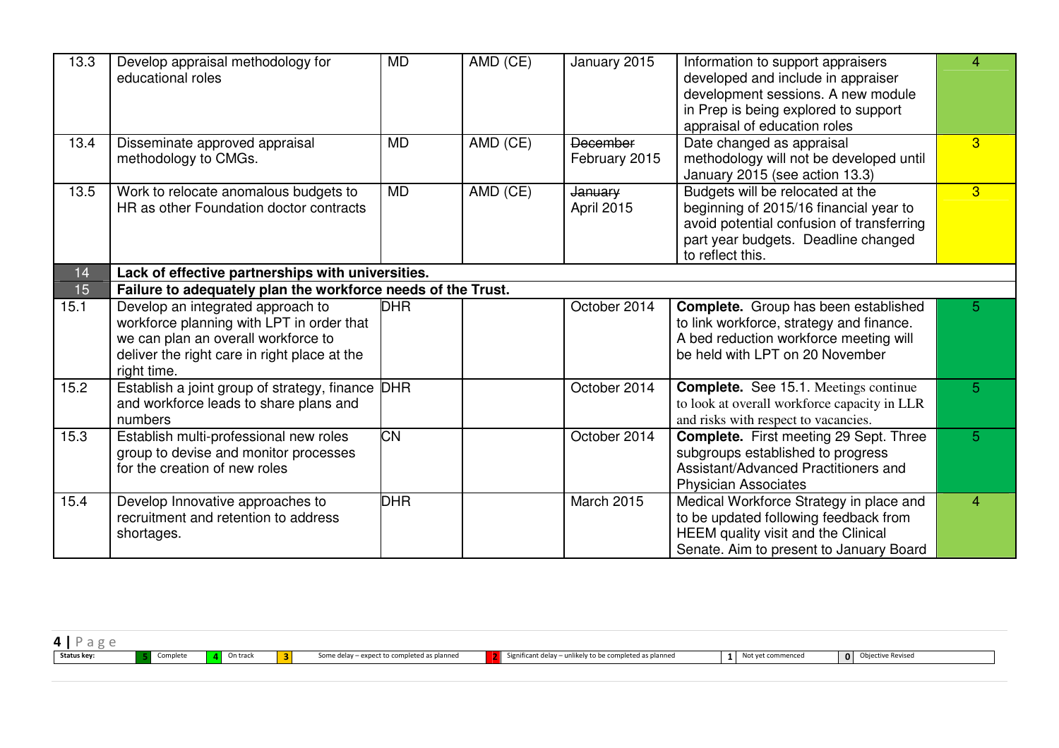| | | | | | | |
|---|---|---|---|---|---|---|
| 13.3 | Develop appraisal methodology for educational roles | MD | AMD (CE) | January 2015 | Information to support appraisers developed and include in appraiser development sessions. A new module in Prep is being explored to support appraisal of education roles | 4 |
| 13.4 | Disseminate approved appraisal methodology to CMGs. | MD | AMD (CE) | ~~December~~ February 2015 | Date changed as appraisal methodology will not be developed until January 2015 (see action 13.3) | 3 |
| 13.5 | Work to relocate anomalous budgets to HR as other Foundation doctor contracts | MD | AMD (CE) | ~~January~~ April 2015 | Budgets will be relocated at the beginning of 2015/16 financial year to avoid potential confusion of transferring part year budgets. Deadline changed to reflect this. | 3 |
| 14 | **Lack of effective partnerships with universities.** | | | | | |
| 15 | **Failure to adequately plan the workforce needs of the Trust.** | | | | | |
| 15.1 | Develop an integrated approach to workforce planning with LPT in order that we can plan an overall workforce to deliver the right care in right place at the right time. | DHR | | October 2014 | **Complete.** Group has been established to link workforce, strategy and finance. A bed reduction workforce meeting will be held with LPT on 20 November | 5 |
| 15.2 | Establish a joint group of strategy, finance and workforce leads to share plans and numbers | DHR | | October 2014 | **Complete.** See 15.1. Meetings continue to look at overall workforce capacity in LLR and risks with respect to vacancies. | 5 |
| 15.3 | Establish multi-professional new roles group to devise and monitor processes for the creation of new roles | CN | | October 2014 | **Complete.** First meeting 29 Sept. Three subgroups established to progress Assistant/Advanced Practitioners and Physician Associates | 5 |
| 15.4 | Develop Innovative approaches to recruitment and retention to address shortages. | DHR | | March 2015 | Medical Workforce Strategy in place and to be updated following feedback from HEEM quality visit and the Clinical Senate. Aim to present to January Board | 4 |

**Status key:** 5 Complete | 4 On track | 3 Some delay – expect to completed as planned | 2 Significant delay – unlikely to be completed as planned | 1 Not yet commenced | 0 Objective Revised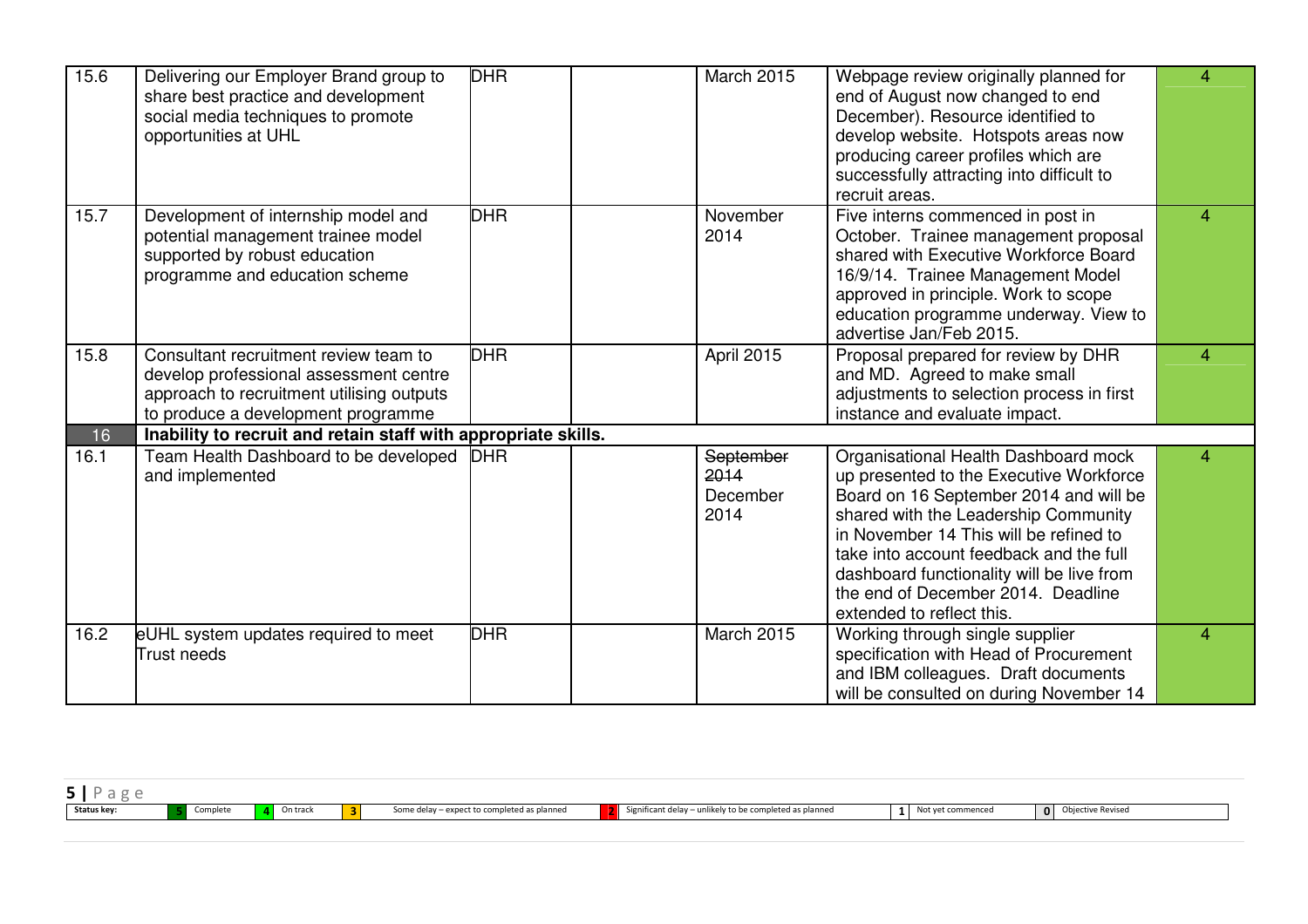| | | | | | | |
|---|---|---|---|---|---|---|
| 15.6 | Delivering our Employer Brand group to share best practice and development social media techniques to promote opportunities at UHL | DHR | | March 2015 | Webpage review originally planned for end of August now changed to end December). Resource identified to develop website. Hotspots areas now producing career profiles which are successfully attracting into difficult to recruit areas. | 4 |
| 15.7 | Development of internship model and potential management trainee model supported by robust education programme and education scheme | DHR | | November 2014 | Five interns commenced in post in October. Trainee management proposal shared with Executive Workforce Board 16/9/14. Trainee Management Model approved in principle. Work to scope education programme underway. View to advertise Jan/Feb 2015. | 4 |
| 15.8 | Consultant recruitment review team to develop professional assessment centre approach to recruitment utilising outputs to produce a development programme | DHR | | April 2015 | Proposal prepared for review by DHR and MD. Agreed to make small adjustments to selection process in first instance and evaluate impact. | 4 |
| 16 | **Inability to recruit and retain staff with appropriate skills.** | | | | | |
| 16.1 | Team Health Dashboard to be developed and implemented | DHR | | ~~September 2014~~ December 2014 | Organisational Health Dashboard mock up presented to the Executive Workforce Board on 16 September 2014 and will be shared with the Leadership Community in November 14 This will be refined to take into account feedback and the full dashboard functionality will be live from the end of December 2014. Deadline extended to reflect this. | 4 |
| 16.2 | eUHL system updates required to meet Trust needs | DHR | | March 2015 | Working through single supplier specification with Head of Procurement and IBM colleagues. Draft documents will be consulted on during November 14 | 4 |

| Status key: | 5 | Complete | 4 | On track | 3 | Some delay – expect to completed as planned | 2 | Significant delay – unlikely to be completed as planned | 1 | Not yet commenced | 0 | Objective Revised |
|---|---|---|---|---|---|---|---|---|---|---|---|---|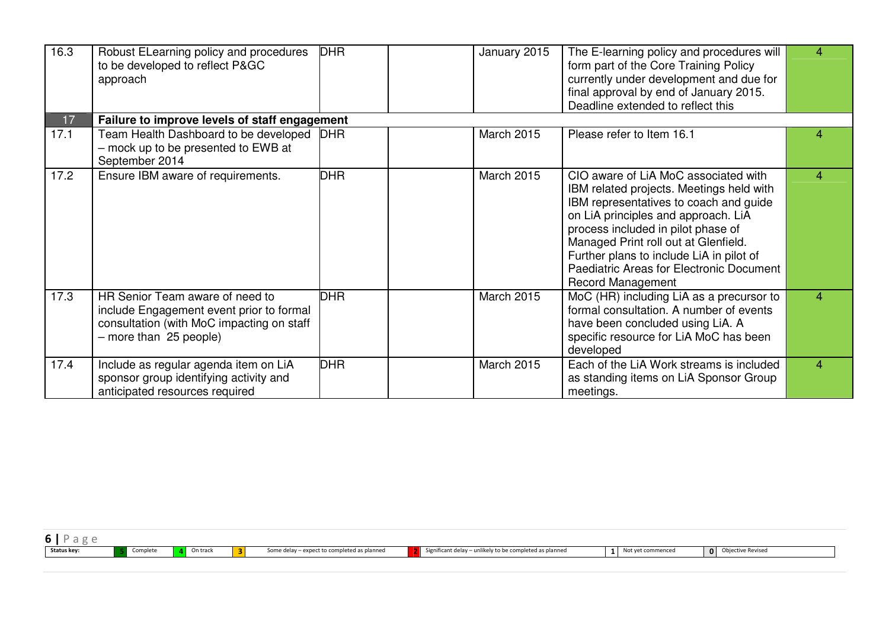| | | | | | | |
|---|---|---|---|---|---|---|
| 16.3 | Robust ELearning policy and procedures to be developed to reflect P&GC approach | DHR | | January 2015 | The E-learning policy and procedures will form part of the Core Training Policy currently under development and due for final approval by end of January 2015. Deadline extended to reflect this | 4 |
| 17 | **Failure to improve levels of staff engagement** | | | | | |
| 17.1 | Team Health Dashboard to be developed – mock up to be presented to EWB at September 2014 | DHR | | March 2015 | Please refer to Item 16.1 | 4 |
| 17.2 | Ensure IBM aware of requirements. | DHR | | March 2015 | CIO aware of LiA MoC associated with IBM related projects. Meetings held with IBM representatives to coach and guide on LiA principles and approach. LiA process included in pilot phase of Managed Print roll out at Glenfield. Further plans to include LiA in pilot of Paediatric Areas for Electronic Document Record Management | 4 |
| 17.3 | HR Senior Team aware of need to include Engagement event prior to formal consultation (with MoC impacting on staff – more than 25 people) | DHR | | March 2015 | MoC (HR) including LiA as a precursor to formal consultation. A number of events have been concluded using LiA. A specific resource for LiA MoC has been developed | 4 |
| 17.4 | Include as regular agenda item on LiA sponsor group identifying activity and anticipated resources required | DHR | | March 2015 | Each of the LiA Work streams is included as standing items on LiA Sponsor Group meetings. | 4 |

| Status key: | 5 | Complete | 4 | On track | 3 | Some delay – expect to completed as planned | 2 | Significant delay – unlikely to be completed as planned | 1 | Not yet commenced | 0 | Objective Revised |
|---|---|---|---|---|---|---|---|---|---|---|---|---|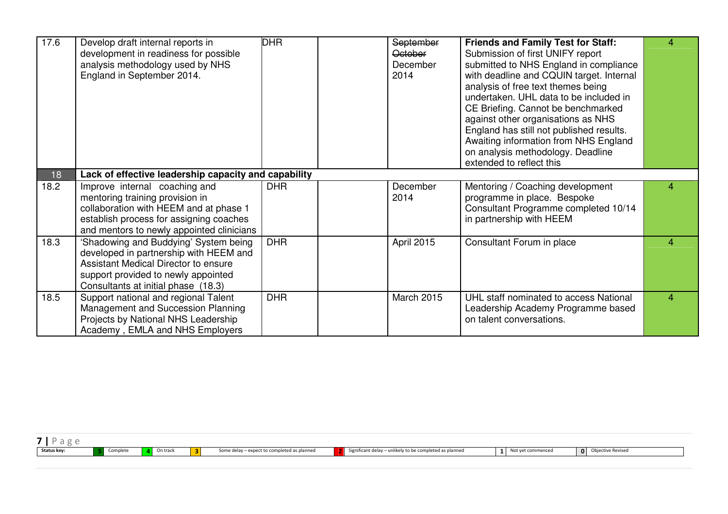| 17.6 | Develop draft internal reports in development in readiness for possible analysis methodology used by NHS England in September 2014. | DHR | | ~~September~~ ~~October~~ December 2014 | **Friends and Family Test for Staff:** Submission of first UNIFY report submitted to NHS England in compliance with deadline and CQUIN target. Internal analysis of free text themes being undertaken. UHL data to be included in CE Briefing. Cannot be benchmarked against other organisations as NHS England has still not published results. Awaiting information from NHS England on analysis methodology. Deadline extended to reflect this | 4 |
|---|---|---|---|---|---|---|
| 18 | **Lack of effective leadership capacity and capability** | | | | | |
| 18.2 | Improve internal coaching and mentoring training provision in collaboration with HEEM and at phase 1 establish process for assigning coaches and mentors to newly appointed clinicians | DHR | | December 2014 | Mentoring / Coaching development programme in place. Bespoke Consultant Programme completed 10/14 in partnership with HEEM | 4 |
| 18.3 | 'Shadowing and Buddying' System being developed in partnership with HEEM and Assistant Medical Director to ensure support provided to newly appointed Consultants at initial phase (18.3) | DHR | | April 2015 | Consultant Forum in place | 4 |
| 18.5 | Support national and regional Talent Management and Succession Planning Projects by National NHS Leadership Academy , EMLA and NHS Employers | DHR | | March 2015 | UHL staff nominated to access National Leadership Academy Programme based on talent conversations. | 4 |

| Status key: | 5 | Complete | 4 | On track | 3 | Some delay – expect to completed as planned | 2 | Significant delay – unlikely to be completed as planned | 1 | Not yet commenced | 0 | Objective Revised |
|---|---|---|---|---|---|---|---|---|---|---|---|---|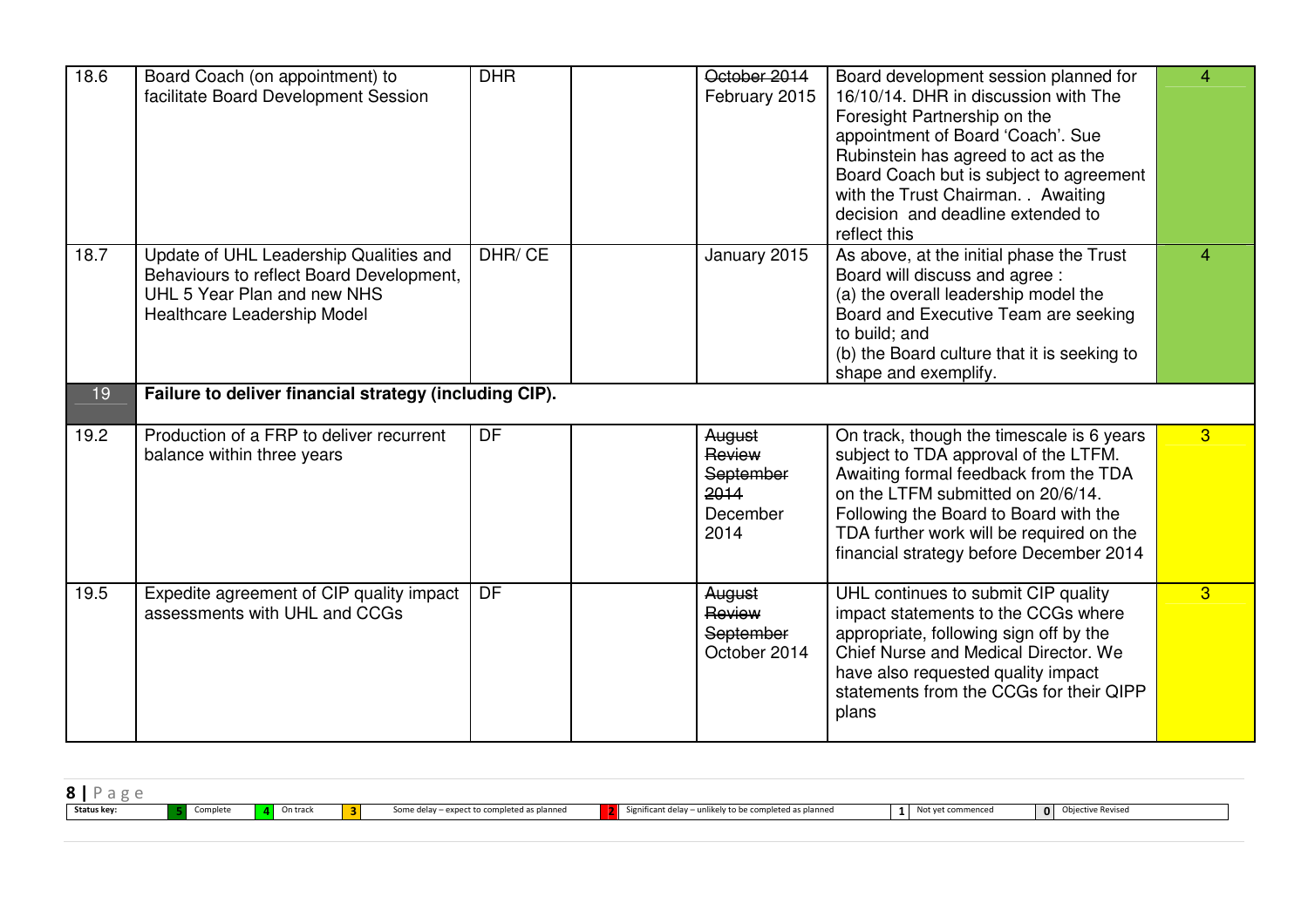| | | | | | | |
|---|---|---|---|---|---|---|
| 18.6 | Board Coach (on appointment) to facilitate Board Development Session | DHR | | ~~October 2014~~ February 2015 | Board development session planned for 16/10/14. DHR in discussion with The Foresight Partnership on the appointment of Board 'Coach'. Sue Rubinstein has agreed to act as the Board Coach but is subject to agreement with the Trust Chairman. . Awaiting decision and deadline extended to reflect this | 4 |
| 18.7 | Update of UHL Leadership Qualities and Behaviours to reflect Board Development, UHL 5 Year Plan and new NHS Healthcare Leadership Model | DHR/ CE | | January 2015 | As above, at the initial phase the Trust Board will discuss and agree :<br>(a) the overall leadership model the Board and Executive Team are seeking to build; and<br>(b) the Board culture that it is seeking to shape and exemplify. | 4 |
| 19 | **Failure to deliver financial strategy (including CIP).** | | | | | |
| 19.2 | Production of a FRP to deliver recurrent balance within three years | DF | | ~~August Review September 2014~~ December 2014 | On track, though the timescale is 6 years subject to TDA approval of the LTFM. Awaiting formal feedback from the TDA on the LTFM submitted on 20/6/14. Following the Board to Board with the TDA further work will be required on the financial strategy before December 2014 | 3 |
| 19.5 | Expedite agreement of CIP quality impact assessments with UHL and CCGs | DF | | ~~August Review September~~ October 2014 | UHL continues to submit CIP quality impact statements to the CCGs where appropriate, following sign off by the Chief Nurse and Medical Director. We have also requested quality impact statements from the CCGs for their QIPP plans | 3 |

| Status key: | 5 | Complete | 4 | On track | 3 | Some delay – expect to completed as planned | 2 | Significant delay – unlikely to be completed as planned | 1 | Not yet commenced | 0 | Objective Revised |
|---|---|---|---|---|---|---|---|---|---|---|---|---|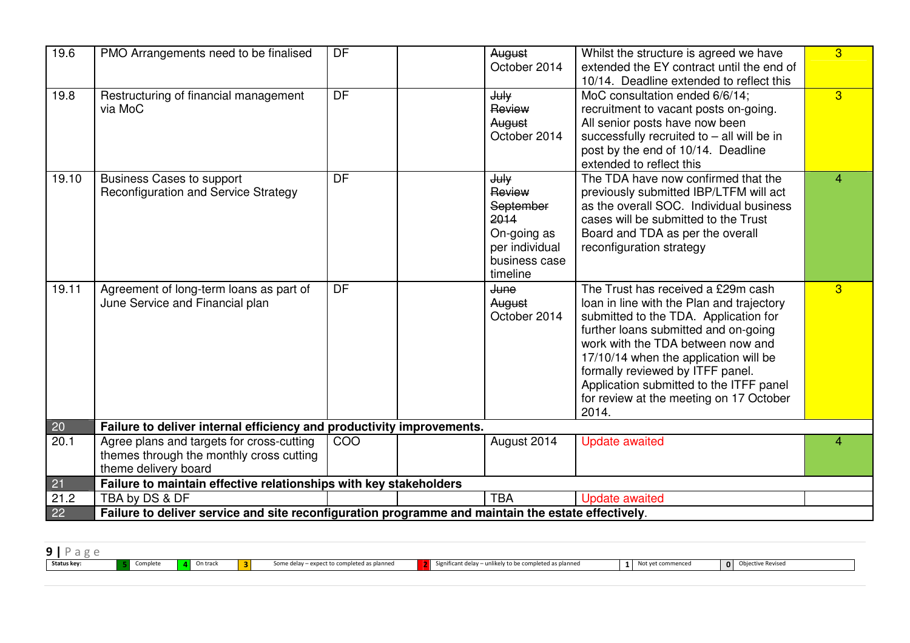| | | | | | | |
|---|---|---|---|---|---|---|
| 19.6 | PMO Arrangements need to be finalised | DF | | ~~August~~ October 2014 | Whilst the structure is agreed we have extended the EY contract until the end of 10/14. Deadline extended to reflect this | 3 |
| 19.8 | Restructuring of financial management via MoC | DF | | ~~July~~ ~~Review~~ ~~August~~ October 2014 | MoC consultation ended 6/6/14; recruitment to vacant posts on-going. All senior posts have now been successfully recruited to – all will be in post by the end of 10/14. Deadline extended to reflect this | 3 |
| 19.10 | Business Cases to support Reconfiguration and Service Strategy | DF | | ~~July~~ ~~Review~~ ~~September 2014~~ On-going as per individual business case timeline | The TDA have now confirmed that the previously submitted IBP/LTFM will act as the overall SOC. Individual business cases will be submitted to the Trust Board and TDA as per the overall reconfiguration strategy | 4 |
| 19.11 | Agreement of long-term loans as part of June Service and Financial plan | DF | | ~~June~~ ~~August~~ October 2014 | The Trust has received a £29m cash loan in line with the Plan and trajectory submitted to the TDA. Application for further loans submitted and on-going work with the TDA between now and 17/10/14 when the application will be formally reviewed by ITFF panel. Application submitted to the ITFF panel for review at the meeting on 17 October 2014. | 3 |
| 20 | **Failure to deliver internal efficiency and productivity improvements.** | | | | | |
| 20.1 | Agree plans and targets for cross-cutting themes through the monthly cross cutting theme delivery board | COO | | August 2014 | Update awaited | 4 |
| 21 | **Failure to maintain effective relationships with key stakeholders** | | | | | |
| 21.2 | TBA by DS & DF | | | TBA | Update awaited | |
| 22 | **Failure to deliver service and site reconfiguration programme and maintain the estate effectively.** | | | | | |

| Status key: | 5 | Complete | 4 | On track | 3 | Some delay – expect to completed as planned | 2 | Significant delay – unlikely to be completed as planned | 1 | Not yet commenced | 0 | Objective Revised |
|---|---|---|---|---|---|---|---|---|---|---|---|---|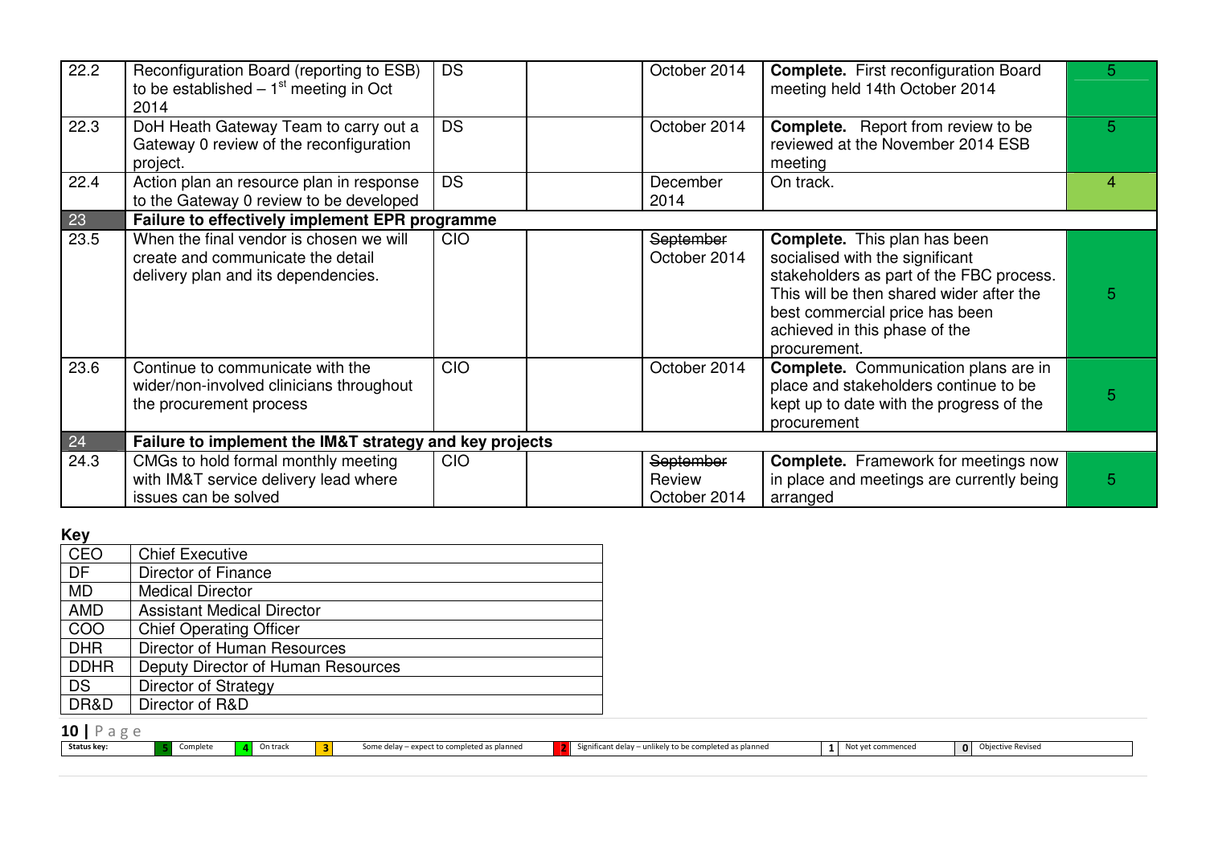| | | | | | | |
|---|---|---|---|---|---|---|
| 22.2 | Reconfiguration Board (reporting to ESB) to be established – 1st meeting in Oct 2014 | DS | | October 2014 | **Complete.** First reconfiguration Board meeting held 14th October 2014 | 5 |
| 22.3 | DoH Heath Gateway Team to carry out a Gateway 0 review of the reconfiguration project. | DS | | October 2014 | **Complete.** Report from review to be reviewed at the November 2014 ESB meeting | 5 |
| 22.4 | Action plan an resource plan in response to the Gateway 0 review to be developed | DS | | December 2014 | On track. | 4 |
| 23 | **Failure to effectively implement EPR programme** | | | | | |
| 23.5 | When the final vendor is chosen we will create and communicate the detail delivery plan and its dependencies. | CIO | | ~~September~~ October 2014 | **Complete.** This plan has been socialised with the significant stakeholders as part of the FBC process. This will be then shared wider after the best commercial price has been achieved in this phase of the procurement. | 5 |
| 23.6 | Continue to communicate with the wider/non-involved clinicians throughout the procurement process | CIO | | October 2014 | **Complete.** Communication plans are in place and stakeholders continue to be kept up to date with the progress of the procurement | 5 |
| 24 | **Failure to implement the IM&T strategy and key projects** | | | | | |
| 24.3 | CMGs to hold formal monthly meeting with IM&T service delivery lead where issues can be solved | CIO | | ~~September~~ Review October 2014 | **Complete.** Framework for meetings now in place and meetings are currently being arranged | 5 |

**Key**

| | |
|---|---|
| CEO | Chief Executive |
| DF | Director of Finance |
| MD | Medical Director |
| AMD | Assistant Medical Director |
| COO | Chief Operating Officer |
| DHR | Director of Human Resources |
| DDHR | Deputy Director of Human Resources |
| DS | Director of Strategy |
| DR&D | Director of R&D |

**Status key:** 5 Complete | 4 On track | 3 Some delay – expect to completed as planned | 2 Significant delay – unlikely to be completed as planned | 1 Not yet commenced | 0 Objective Revised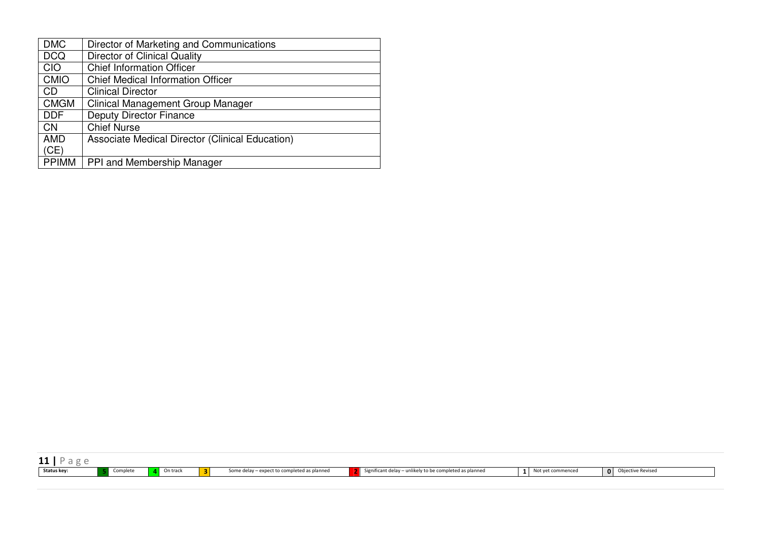| DMC | Director of Marketing and Communications |
|---|---|
| DCQ | Director of Clinical Quality |
| CIO | Chief Information Officer |
| CMIO | Chief Medical Information Officer |
| CD | Clinical Director |
| CMGM | Clinical Management Group Manager |
| DDF | Deputy Director Finance |
| CN | Chief Nurse |
| AMD (CE) | Associate Medical Director (Clinical Education) |
| PPIMM | PPI and Membership Manager |

| Status key: | 5 | Complete | 4 | On track | 3 | Some delay – expect to completed as planned | 2 | Significant delay – unlikely to be completed as planned | 1 | Not yet commenced | 0 | Objective Revised |
|---|---|---|---|---|---|---|---|---|---|---|---|---|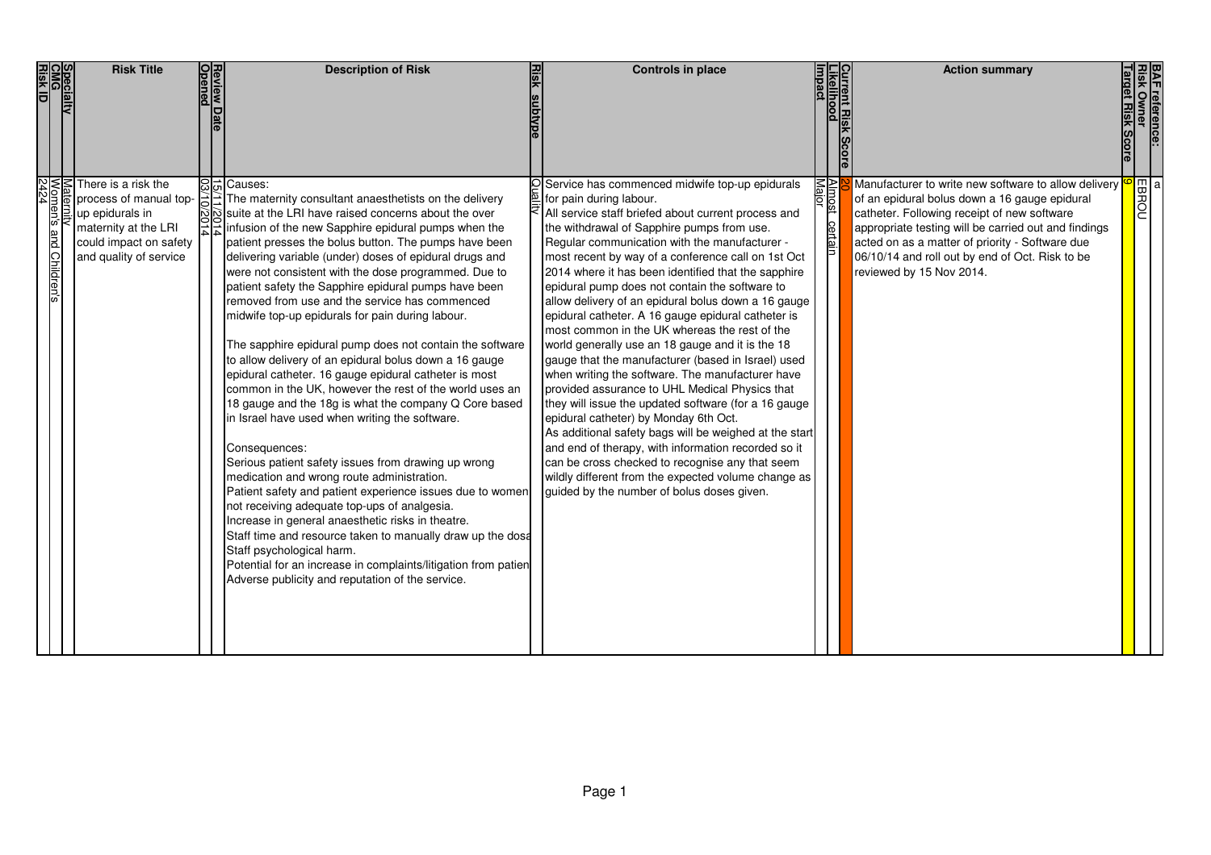| Risk ID | CMG | Specialty | Risk Title | Opened | Review Date | Description of Risk | Risk subtype | Controls in place | Impact | Likelihood | Current Risk Score | Action summary | Target Risk Score | Risk Owner | BAF reference: |
|---|---|---|---|---|---|---|---|---|---|---|---|---|---|---|---|
| 2424 | Women's and Children's | Maternity | There is a risk the process of manual top-up epidurals in maternity at the LRI could impact on safety and quality of service | 03/10/2014 | 15/11/2014 | Causes:<br>The maternity consultant anaesthetists on the delivery suite at the LRI have raised concerns about the over infusion of the new Sapphire epidural pumps when the patient presses the bolus button. The pumps have been delivering variable (under) doses of epidural drugs and were not consistent with the dose programmed. Due to patient safety the Sapphire epidural pumps have been removed from use and the service has commenced midwife top-up epidurals for pain during labour.<br><br>The sapphire epidural pump does not contain the software to allow delivery of an epidural bolus down a 16 gauge epidural catheter. 16 gauge epidural catheter is most common in the UK, however the rest of the world uses an 18 gauge and the 18g is what the company Q Core based in Israel have used when writing the software.<br><br>Consequences:<br>Serious patient safety issues from drawing up wrong medication and wrong route administration.<br>Patient safety and patient experience issues due to women not receiving adequate top-ups of analgesia.<br>Increase in general anaesthetic risks in theatre.<br>Staff time and resource taken to manually draw up the dosa<br>Staff psychological harm.<br>Potential for an increase in complaints/litigation from patien<br>Adverse publicity and reputation of the service. | Quality | Service has commenced midwife top-up epidurals for pain during labour.<br>All service staff briefed about current process and the withdrawal of Sapphire pumps from use.<br>Regular communication with the manufacturer - most recent by way of a conference call on 1st Oct 2014 where it has been identified that the sapphire epidural pump does not contain the software to allow delivery of an epidural bolus down a 16 gauge epidural catheter. A 16 gauge epidural catheter is most common in the UK whereas the rest of the world generally use an 18 gauge and it is the 18 gauge that the manufacturer (based in Israel) used when writing the software. The manufacturer have provided assurance to UHL Medical Physics that they will issue the updated software (for a 16 gauge epidural catheter) by Monday 6th Oct.<br>As additional safety bags will be weighed at the start and end of therapy, with information recorded so it can be cross checked to recognise any that seem wildly different from the expected volume change as guided by the number of bolus doses given. | Major | Almost certain | 20 | Manufacturer to write new software to allow delivery of an epidural bolus down a 16 gauge epidural catheter. Following receipt of new software appropriate testing will be carried out and findings acted on as a matter of priority - Software due 06/10/14 and roll out by end of Oct. Risk to be reviewed by 15 Nov 2014. | 9 | EBROU | a |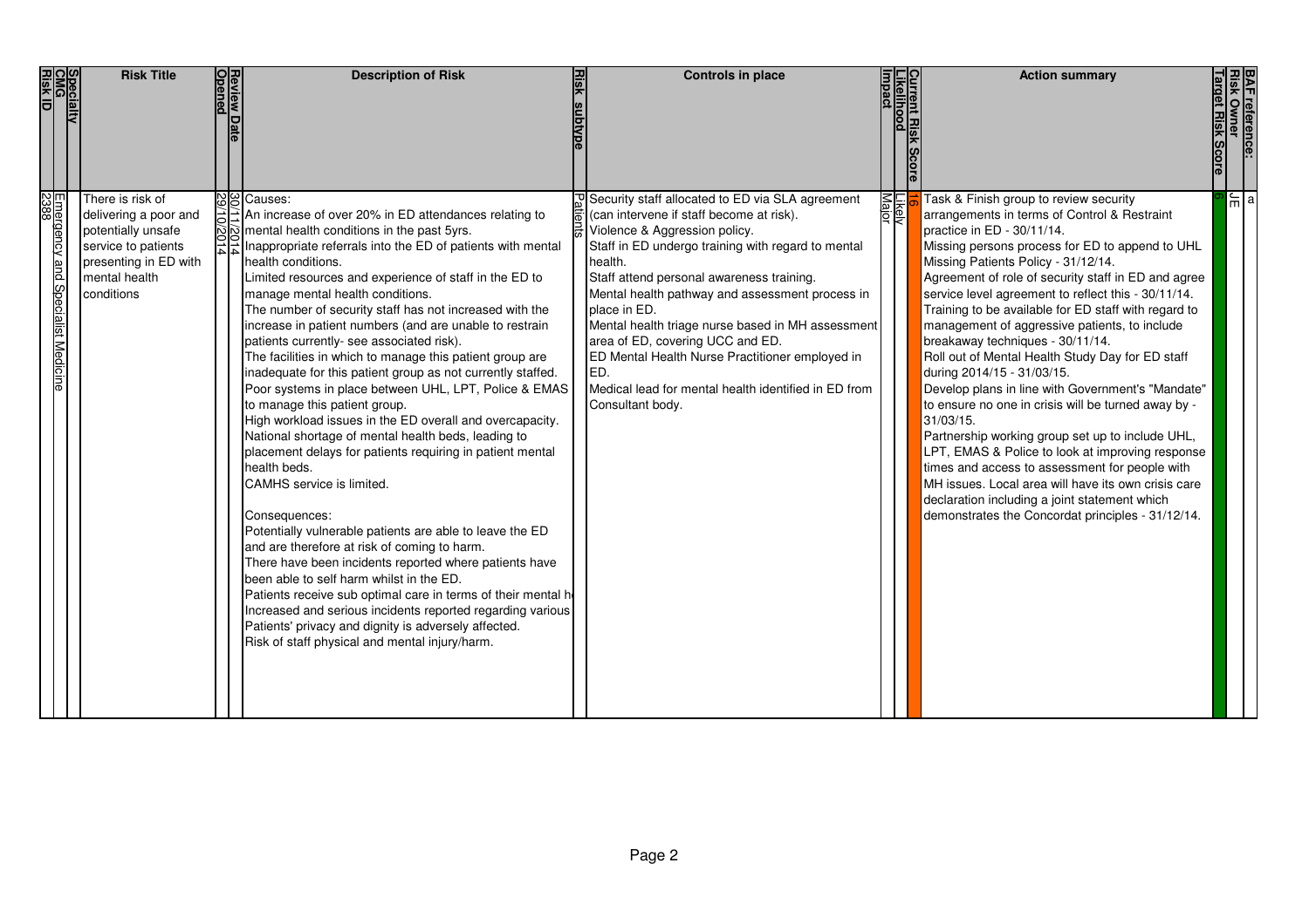| Risk ID | CMG | Specialty | Risk Title | Opened | Review Date | Description of Risk | Risk subtype | Controls in place | Impact | Likelihood | Current Risk Score | Action summary | Target Risk Score | Risk Owner | BAF reference: |
|---|---|---|---|---|---|---|---|---|---|---|---|---|---|---|---|
| 2388 | Emergency and Specialist Medicine | | There is risk of delivering a poor and potentially unsafe service to patients presenting in ED with mental health conditions | 29/10/2014 | 30/11/2014 | Causes:<br>An increase of over 20% in ED attendances relating to mental health conditions in the past 5yrs.<br>Inappropriate referrals into the ED of patients with mental health conditions.<br>Limited resources and experience of staff in the ED to manage mental health conditions.<br>The number of security staff has not increased with the increase in patient numbers (and are unable to restrain patients currently- see associated risk).<br>The facilities in which to manage this patient group are inadequate for this patient group as not currently staffed.<br>Poor systems in place between UHL, LPT, Police & EMAS to manage this patient group.<br>High workload issues in the ED overall and overcapacity.<br>National shortage of mental health beds, leading to placement delays for patients requiring in patient mental health beds.<br>CAMHS service is limited.<br><br>Consequences:<br>Potentially vulnerable patients are able to leave the ED and are therefore at risk of coming to harm.<br>There have been incidents reported where patients have been able to self harm whilst in the ED.<br>Patients receive sub optimal care in terms of their mental h<br>Increased and serious incidents reported regarding various<br>Patients' privacy and dignity is adversely affected.<br>Risk of staff physical and mental injury/harm. | Patients | Security staff allocated to ED via SLA agreement (can intervene if staff become at risk).<br>Violence & Aggression policy.<br>Staff in ED undergo training with regard to mental health.<br>Staff attend personal awareness training.<br>Mental health pathway and assessment process in place in ED.<br>Mental health triage nurse based in MH assessment area of ED, covering UCC and ED.<br>ED Mental Health Nurse Practitioner employed in ED.<br>Medical lead for mental health identified in ED from Consultant body. | Major | Likely | 16 | Task & Finish group to review security arrangements in terms of Control & Restraint practice in ED - 30/11/14.<br>Missing persons process for ED to append to UHL Missing Patients Policy - 31/12/14.<br>Agreement of role of security staff in ED and agree service level agreement to reflect this - 30/11/14.<br>Training to be available for ED staff with regard to management of aggressive patients, to include breakaway techniques - 30/11/14.<br>Roll out of Mental Health Study Day for ED staff during 2014/15 - 31/03/15.<br>Develop plans in line with Government's "Mandate" to ensure no one in crisis will be turned away by - 31/03/15.<br>Partnership working group set up to include UHL, LPT, EMAS & Police to look at improving response times and access to assessment for people with MH issues. Local area will have its own crisis care declaration including a joint statement which demonstrates the Concordat principles - 31/12/14. | 6 | JE | a |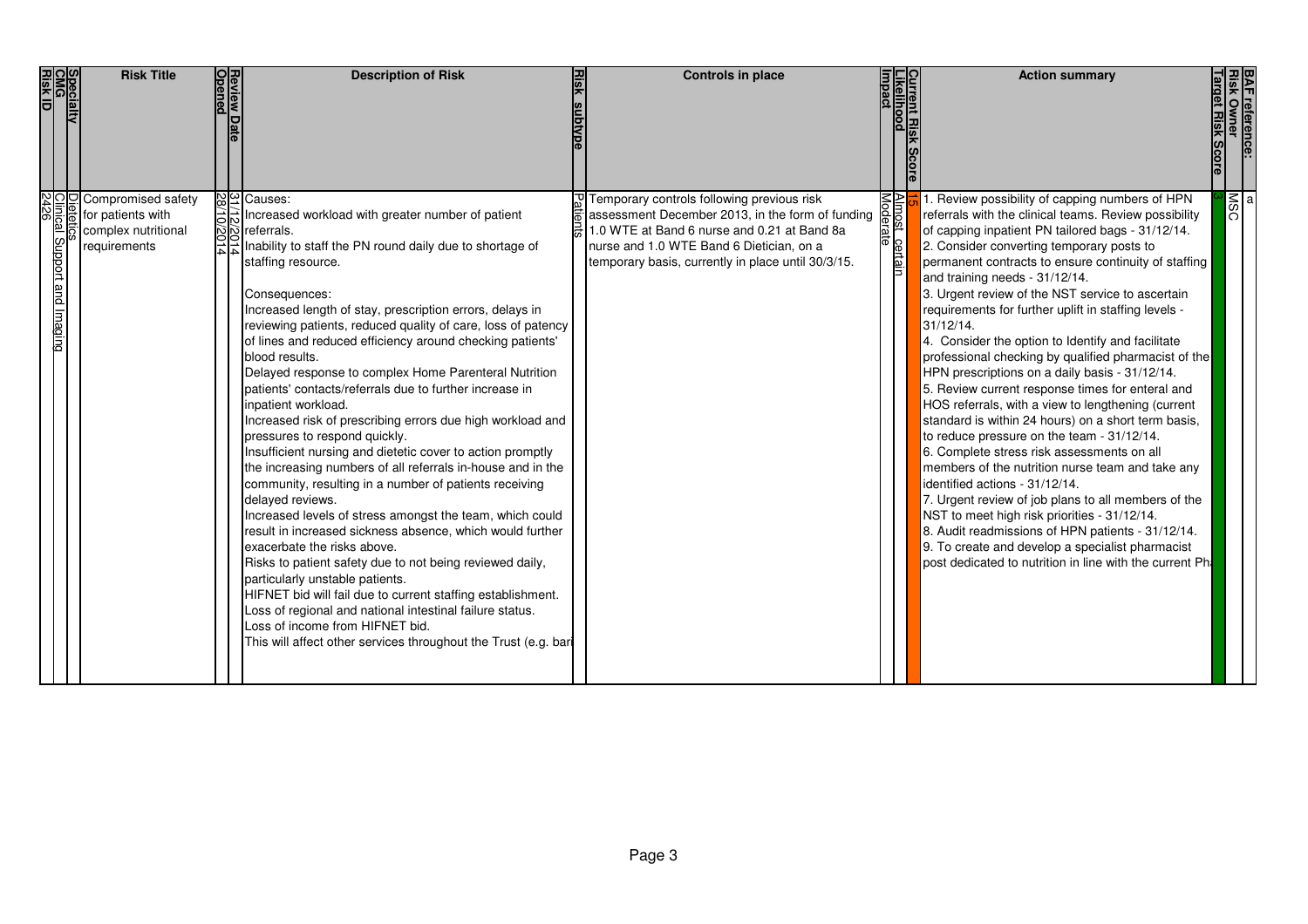| Risk ID | CMG | Specialty | Risk Title | Opened | Review Date | Description of Risk | Risk subtype | Controls in place | Impact | Likelihood | Current Risk Score | Action summary | Target Risk Score | Risk Owner | BAF reference: |
|---|---|---|---|---|---|---|---|---|---|---|---|---|---|---|---|
| 2426 | Clinical Support and Imaging | Dietetics | Compromised safety for patients with complex nutritional requirements | 28/10/2014 | 31/12/2014 | Causes:<br>Increased workload with greater number of patient referrals.<br>Inability to staff the PN round daily due to shortage of staffing resource.<br><br>Consequences:<br>Increased length of stay, prescription errors, delays in reviewing patients, reduced quality of care, loss of patency of lines and reduced efficiency around checking patients' blood results.<br>Delayed response to complex Home Parenteral Nutrition patients' contacts/referrals due to further increase in inpatient workload.<br>Increased risk of prescribing errors due high workload and pressures to respond quickly.<br>Insufficient nursing and dietetic cover to action promptly the increasing numbers of all referrals in-house and in the community, resulting in a number of patients receiving delayed reviews.<br>Increased levels of stress amongst the team, which could result in increased sickness absence, which would further exacerbate the risks above.<br>Risks to patient safety due to not being reviewed daily, particularly unstable patients.<br>HIFNET bid will fail due to current staffing establishment.<br>Loss of regional and national intestinal failure status.<br>Loss of income from HIFNET bid.<br>This will affect other services throughout the Trust (e.g. bari | Patients | Temporary controls following previous risk assessment December 2013, in the form of funding 1.0 WTE at Band 6 nurse and 0.21 at Band 8a nurse and 1.0 WTE Band 6 Dietician, on a temporary basis, currently in place until 30/3/15. | Moderate | Almost certain | 15 | 1. Review possibility of capping numbers of HPN referrals with the clinical teams. Review possibility of capping inpatient PN tailored bags - 31/12/14.<br>2. Consider converting temporary posts to permanent contracts to ensure continuity of staffing and training needs - 31/12/14.<br>3. Urgent review of the NST service to ascertain requirements for further uplift in staffing levels - 31/12/14.<br>4. Consider the option to Identify and facilitate professional checking by qualified pharmacist of the HPN prescriptions on a daily basis - 31/12/14.<br>5. Review current response times for enteral and HOS referrals, with a view to lengthening (current standard is within 24 hours) on a short term basis, to reduce pressure on the team - 31/12/14.<br>6. Complete stress risk assessments on all members of the nutrition nurse team and take any identified actions - 31/12/14.<br>7. Urgent review of job plans to all members of the NST to meet high risk priorities - 31/12/14.<br>8. Audit readmissions of HPN patients - 31/12/14.<br>9. To create and develop a specialist pharmacist post dedicated to nutrition in line with the current Ph | 8 | MSC | a |